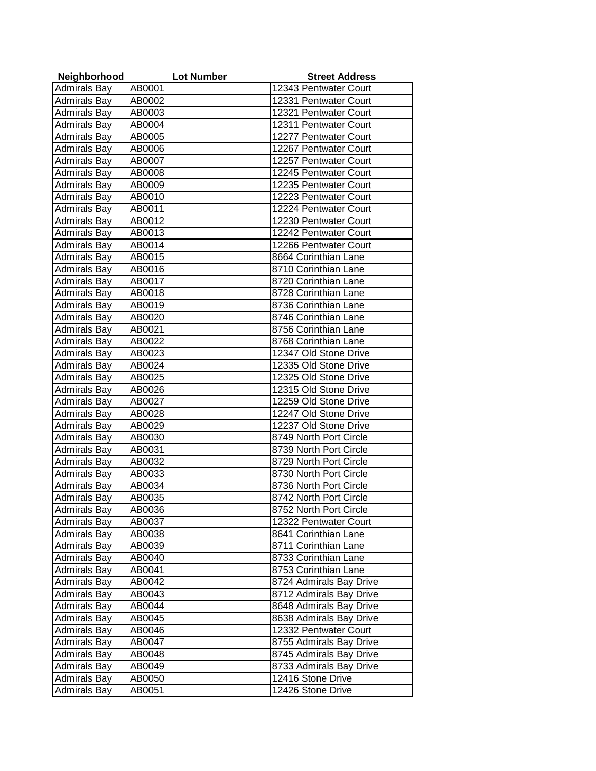| Neighborhood | Lot Number | Street Address |
| --- | --- | --- |
| Admirals Bay | AB0001 | 12343 Pentwater Court |
| Admirals Bay | AB0002 | 12331 Pentwater Court |
| Admirals Bay | AB0003 | 12321 Pentwater Court |
| Admirals Bay | AB0004 | 12311 Pentwater Court |
| Admirals Bay | AB0005 | 12277 Pentwater Court |
| Admirals Bay | AB0006 | 12267 Pentwater Court |
| Admirals Bay | AB0007 | 12257 Pentwater Court |
| Admirals Bay | AB0008 | 12245 Pentwater Court |
| Admirals Bay | AB0009 | 12235 Pentwater Court |
| Admirals Bay | AB0010 | 12223 Pentwater Court |
| Admirals Bay | AB0011 | 12224 Pentwater Court |
| Admirals Bay | AB0012 | 12230 Pentwater Court |
| Admirals Bay | AB0013 | 12242 Pentwater Court |
| Admirals Bay | AB0014 | 12266 Pentwater Court |
| Admirals Bay | AB0015 | 8664 Corinthian Lane |
| Admirals Bay | AB0016 | 8710 Corinthian Lane |
| Admirals Bay | AB0017 | 8720 Corinthian Lane |
| Admirals Bay | AB0018 | 8728 Corinthian Lane |
| Admirals Bay | AB0019 | 8736 Corinthian Lane |
| Admirals Bay | AB0020 | 8746 Corinthian Lane |
| Admirals Bay | AB0021 | 8756 Corinthian Lane |
| Admirals Bay | AB0022 | 8768 Corinthian Lane |
| Admirals Bay | AB0023 | 12347 Old Stone Drive |
| Admirals Bay | AB0024 | 12335 Old Stone Drive |
| Admirals Bay | AB0025 | 12325 Old Stone Drive |
| Admirals Bay | AB0026 | 12315 Old Stone Drive |
| Admirals Bay | AB0027 | 12259 Old Stone Drive |
| Admirals Bay | AB0028 | 12247 Old Stone Drive |
| Admirals Bay | AB0029 | 12237 Old Stone Drive |
| Admirals Bay | AB0030 | 8749 North Port Circle |
| Admirals Bay | AB0031 | 8739 North Port Circle |
| Admirals Bay | AB0032 | 8729 North Port Circle |
| Admirals Bay | AB0033 | 8730 North Port Circle |
| Admirals Bay | AB0034 | 8736 North Port Circle |
| Admirals Bay | AB0035 | 8742 North Port Circle |
| Admirals Bay | AB0036 | 8752 North Port Circle |
| Admirals Bay | AB0037 | 12322 Pentwater Court |
| Admirals Bay | AB0038 | 8641 Corinthian Lane |
| Admirals Bay | AB0039 | 8711 Corinthian Lane |
| Admirals Bay | AB0040 | 8733 Corinthian Lane |
| Admirals Bay | AB0041 | 8753 Corinthian Lane |
| Admirals Bay | AB0042 | 8724 Admirals Bay Drive |
| Admirals Bay | AB0043 | 8712 Admirals Bay Drive |
| Admirals Bay | AB0044 | 8648 Admirals Bay Drive |
| Admirals Bay | AB0045 | 8638 Admirals Bay Drive |
| Admirals Bay | AB0046 | 12332 Pentwater Court |
| Admirals Bay | AB0047 | 8755 Admirals Bay Drive |
| Admirals Bay | AB0048 | 8745 Admirals Bay Drive |
| Admirals Bay | AB0049 | 8733 Admirals Bay Drive |
| Admirals Bay | AB0050 | 12416 Stone Drive |
| Admirals Bay | AB0051 | 12426 Stone Drive |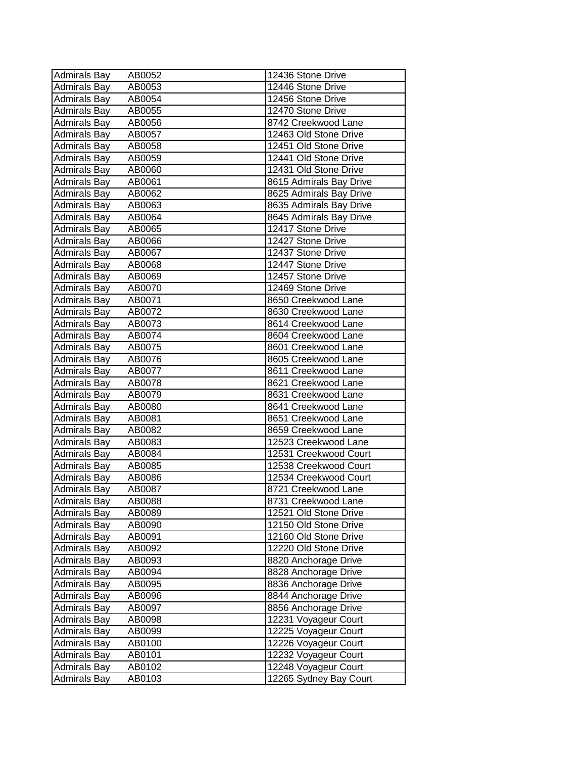| Admirals Bay | AB0052 | 12436 Stone Drive |
|---|---|---|
| Admirals Bay | AB0053 | 12446 Stone Drive |
| Admirals Bay | AB0054 | 12456 Stone Drive |
| Admirals Bay | AB0055 | 12470 Stone Drive |
| Admirals Bay | AB0056 | 8742 Creekwood Lane |
| Admirals Bay | AB0057 | 12463 Old Stone Drive |
| Admirals Bay | AB0058 | 12451 Old Stone Drive |
| Admirals Bay | AB0059 | 12441 Old Stone Drive |
| Admirals Bay | AB0060 | 12431 Old Stone Drive |
| Admirals Bay | AB0061 | 8615 Admirals Bay Drive |
| Admirals Bay | AB0062 | 8625 Admirals Bay Drive |
| Admirals Bay | AB0063 | 8635 Admirals Bay Drive |
| Admirals Bay | AB0064 | 8645 Admirals Bay Drive |
| Admirals Bay | AB0065 | 12417 Stone Drive |
| Admirals Bay | AB0066 | 12427 Stone Drive |
| Admirals Bay | AB0067 | 12437 Stone Drive |
| Admirals Bay | AB0068 | 12447 Stone Drive |
| Admirals Bay | AB0069 | 12457 Stone Drive |
| Admirals Bay | AB0070 | 12469 Stone Drive |
| Admirals Bay | AB0071 | 8650 Creekwood Lane |
| Admirals Bay | AB0072 | 8630 Creekwood Lane |
| Admirals Bay | AB0073 | 8614 Creekwood Lane |
| Admirals Bay | AB0074 | 8604 Creekwood Lane |
| Admirals Bay | AB0075 | 8601 Creekwood Lane |
| Admirals Bay | AB0076 | 8605 Creekwood Lane |
| Admirals Bay | AB0077 | 8611 Creekwood Lane |
| Admirals Bay | AB0078 | 8621 Creekwood Lane |
| Admirals Bay | AB0079 | 8631 Creekwood Lane |
| Admirals Bay | AB0080 | 8641 Creekwood Lane |
| Admirals Bay | AB0081 | 8651 Creekwood Lane |
| Admirals Bay | AB0082 | 8659 Creekwood Lane |
| Admirals Bay | AB0083 | 12523 Creekwood Lane |
| Admirals Bay | AB0084 | 12531 Creekwood Court |
| Admirals Bay | AB0085 | 12538 Creekwood Court |
| Admirals Bay | AB0086 | 12534 Creekwood Court |
| Admirals Bay | AB0087 | 8721 Creekwood Lane |
| Admirals Bay | AB0088 | 8731 Creekwood Lane |
| Admirals Bay | AB0089 | 12521 Old Stone Drive |
| Admirals Bay | AB0090 | 12150 Old Stone Drive |
| Admirals Bay | AB0091 | 12160 Old Stone Drive |
| Admirals Bay | AB0092 | 12220 Old Stone Drive |
| Admirals Bay | AB0093 | 8820 Anchorage Drive |
| Admirals Bay | AB0094 | 8828 Anchorage Drive |
| Admirals Bay | AB0095 | 8836 Anchorage Drive |
| Admirals Bay | AB0096 | 8844 Anchorage Drive |
| Admirals Bay | AB0097 | 8856 Anchorage Drive |
| Admirals Bay | AB0098 | 12231 Voyageur Court |
| Admirals Bay | AB0099 | 12225 Voyageur Court |
| Admirals Bay | AB0100 | 12226 Voyageur Court |
| Admirals Bay | AB0101 | 12232 Voyageur Court |
| Admirals Bay | AB0102 | 12248 Voyageur Court |
| Admirals Bay | AB0103 | 12265 Sydney Bay Court |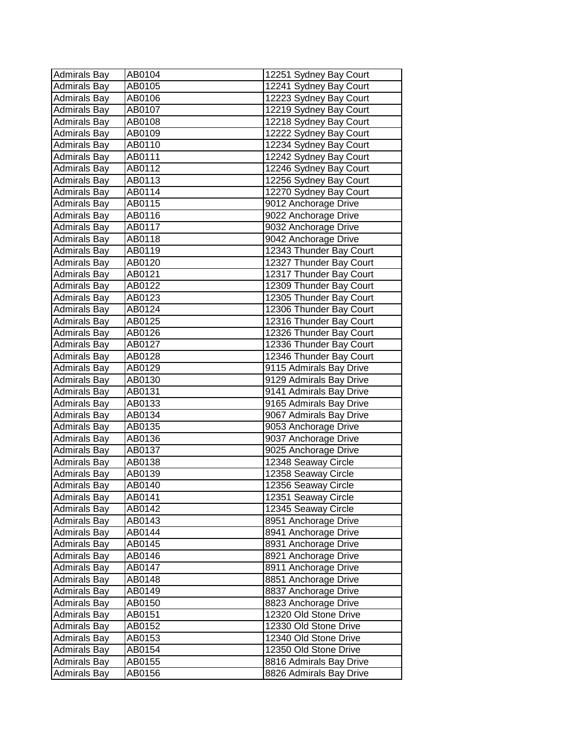| | | |
|---|---|---|
| Admirals Bay | AB0104 | 12251 Sydney Bay Court |
| Admirals Bay | AB0105 | 12241 Sydney Bay Court |
| Admirals Bay | AB0106 | 12223 Sydney Bay Court |
| Admirals Bay | AB0107 | 12219 Sydney Bay Court |
| Admirals Bay | AB0108 | 12218 Sydney Bay Court |
| Admirals Bay | AB0109 | 12222 Sydney Bay Court |
| Admirals Bay | AB0110 | 12234 Sydney Bay Court |
| Admirals Bay | AB0111 | 12242 Sydney Bay Court |
| Admirals Bay | AB0112 | 12246 Sydney Bay Court |
| Admirals Bay | AB0113 | 12256 Sydney Bay Court |
| Admirals Bay | AB0114 | 12270 Sydney Bay Court |
| Admirals Bay | AB0115 | 9012 Anchorage Drive |
| Admirals Bay | AB0116 | 9022 Anchorage Drive |
| Admirals Bay | AB0117 | 9032 Anchorage Drive |
| Admirals Bay | AB0118 | 9042 Anchorage Drive |
| Admirals Bay | AB0119 | 12343 Thunder Bay Court |
| Admirals Bay | AB0120 | 12327 Thunder Bay Court |
| Admirals Bay | AB0121 | 12317 Thunder Bay Court |
| Admirals Bay | AB0122 | 12309 Thunder Bay Court |
| Admirals Bay | AB0123 | 12305 Thunder Bay Court |
| Admirals Bay | AB0124 | 12306 Thunder Bay Court |
| Admirals Bay | AB0125 | 12316 Thunder Bay Court |
| Admirals Bay | AB0126 | 12326 Thunder Bay Court |
| Admirals Bay | AB0127 | 12336 Thunder Bay Court |
| Admirals Bay | AB0128 | 12346 Thunder Bay Court |
| Admirals Bay | AB0129 | 9115 Admirals Bay Drive |
| Admirals Bay | AB0130 | 9129 Admirals Bay Drive |
| Admirals Bay | AB0131 | 9141 Admirals Bay Drive |
| Admirals Bay | AB0133 | 9165 Admirals Bay Drive |
| Admirals Bay | AB0134 | 9067 Admirals Bay Drive |
| Admirals Bay | AB0135 | 9053 Anchorage Drive |
| Admirals Bay | AB0136 | 9037 Anchorage Drive |
| Admirals Bay | AB0137 | 9025 Anchorage Drive |
| Admirals Bay | AB0138 | 12348 Seaway Circle |
| Admirals Bay | AB0139 | 12358 Seaway Circle |
| Admirals Bay | AB0140 | 12356 Seaway Circle |
| Admirals Bay | AB0141 | 12351 Seaway Circle |
| Admirals Bay | AB0142 | 12345 Seaway Circle |
| Admirals Bay | AB0143 | 8951 Anchorage Drive |
| Admirals Bay | AB0144 | 8941 Anchorage Drive |
| Admirals Bay | AB0145 | 8931 Anchorage Drive |
| Admirals Bay | AB0146 | 8921 Anchorage Drive |
| Admirals Bay | AB0147 | 8911 Anchorage Drive |
| Admirals Bay | AB0148 | 8851 Anchorage Drive |
| Admirals Bay | AB0149 | 8837 Anchorage Drive |
| Admirals Bay | AB0150 | 8823 Anchorage Drive |
| Admirals Bay | AB0151 | 12320 Old Stone Drive |
| Admirals Bay | AB0152 | 12330 Old Stone Drive |
| Admirals Bay | AB0153 | 12340 Old Stone Drive |
| Admirals Bay | AB0154 | 12350 Old Stone Drive |
| Admirals Bay | AB0155 | 8816 Admirals Bay Drive |
| Admirals Bay | AB0156 | 8826 Admirals Bay Drive |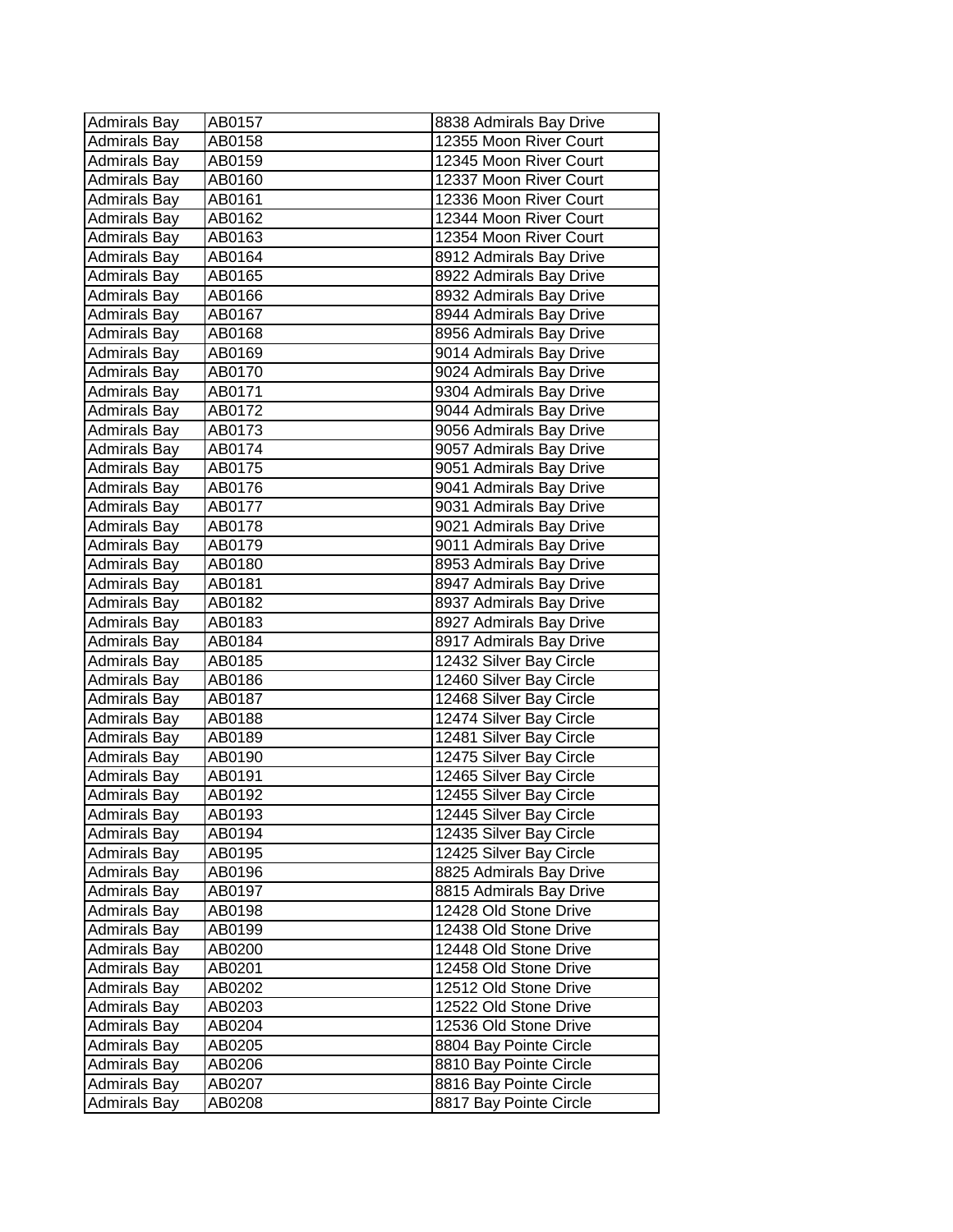| | | |
|---|---|---|
| Admirals Bay | AB0157 | 8838 Admirals Bay Drive |
| Admirals Bay | AB0158 | 12355 Moon River Court |
| Admirals Bay | AB0159 | 12345 Moon River Court |
| Admirals Bay | AB0160 | 12337 Moon River Court |
| Admirals Bay | AB0161 | 12336 Moon River Court |
| Admirals Bay | AB0162 | 12344 Moon River Court |
| Admirals Bay | AB0163 | 12354 Moon River Court |
| Admirals Bay | AB0164 | 8912 Admirals Bay Drive |
| Admirals Bay | AB0165 | 8922 Admirals Bay Drive |
| Admirals Bay | AB0166 | 8932 Admirals Bay Drive |
| Admirals Bay | AB0167 | 8944 Admirals Bay Drive |
| Admirals Bay | AB0168 | 8956 Admirals Bay Drive |
| Admirals Bay | AB0169 | 9014 Admirals Bay Drive |
| Admirals Bay | AB0170 | 9024 Admirals Bay Drive |
| Admirals Bay | AB0171 | 9304 Admirals Bay Drive |
| Admirals Bay | AB0172 | 9044 Admirals Bay Drive |
| Admirals Bay | AB0173 | 9056 Admirals Bay Drive |
| Admirals Bay | AB0174 | 9057 Admirals Bay Drive |
| Admirals Bay | AB0175 | 9051 Admirals Bay Drive |
| Admirals Bay | AB0176 | 9041 Admirals Bay Drive |
| Admirals Bay | AB0177 | 9031 Admirals Bay Drive |
| Admirals Bay | AB0178 | 9021 Admirals Bay Drive |
| Admirals Bay | AB0179 | 9011 Admirals Bay Drive |
| Admirals Bay | AB0180 | 8953 Admirals Bay Drive |
| Admirals Bay | AB0181 | 8947 Admirals Bay Drive |
| Admirals Bay | AB0182 | 8937 Admirals Bay Drive |
| Admirals Bay | AB0183 | 8927 Admirals Bay Drive |
| Admirals Bay | AB0184 | 8917 Admirals Bay Drive |
| Admirals Bay | AB0185 | 12432 Silver Bay Circle |
| Admirals Bay | AB0186 | 12460 Silver Bay Circle |
| Admirals Bay | AB0187 | 12468 Silver Bay Circle |
| Admirals Bay | AB0188 | 12474 Silver Bay Circle |
| Admirals Bay | AB0189 | 12481 Silver Bay Circle |
| Admirals Bay | AB0190 | 12475 Silver Bay Circle |
| Admirals Bay | AB0191 | 12465 Silver Bay Circle |
| Admirals Bay | AB0192 | 12455 Silver Bay Circle |
| Admirals Bay | AB0193 | 12445 Silver Bay Circle |
| Admirals Bay | AB0194 | 12435 Silver Bay Circle |
| Admirals Bay | AB0195 | 12425 Silver Bay Circle |
| Admirals Bay | AB0196 | 8825 Admirals Bay Drive |
| Admirals Bay | AB0197 | 8815 Admirals Bay Drive |
| Admirals Bay | AB0198 | 12428 Old Stone Drive |
| Admirals Bay | AB0199 | 12438 Old Stone Drive |
| Admirals Bay | AB0200 | 12448 Old Stone Drive |
| Admirals Bay | AB0201 | 12458 Old Stone Drive |
| Admirals Bay | AB0202 | 12512 Old Stone Drive |
| Admirals Bay | AB0203 | 12522 Old Stone Drive |
| Admirals Bay | AB0204 | 12536 Old Stone Drive |
| Admirals Bay | AB0205 | 8804 Bay Pointe Circle |
| Admirals Bay | AB0206 | 8810 Bay Pointe Circle |
| Admirals Bay | AB0207 | 8816 Bay Pointe Circle |
| Admirals Bay | AB0208 | 8817 Bay Pointe Circle |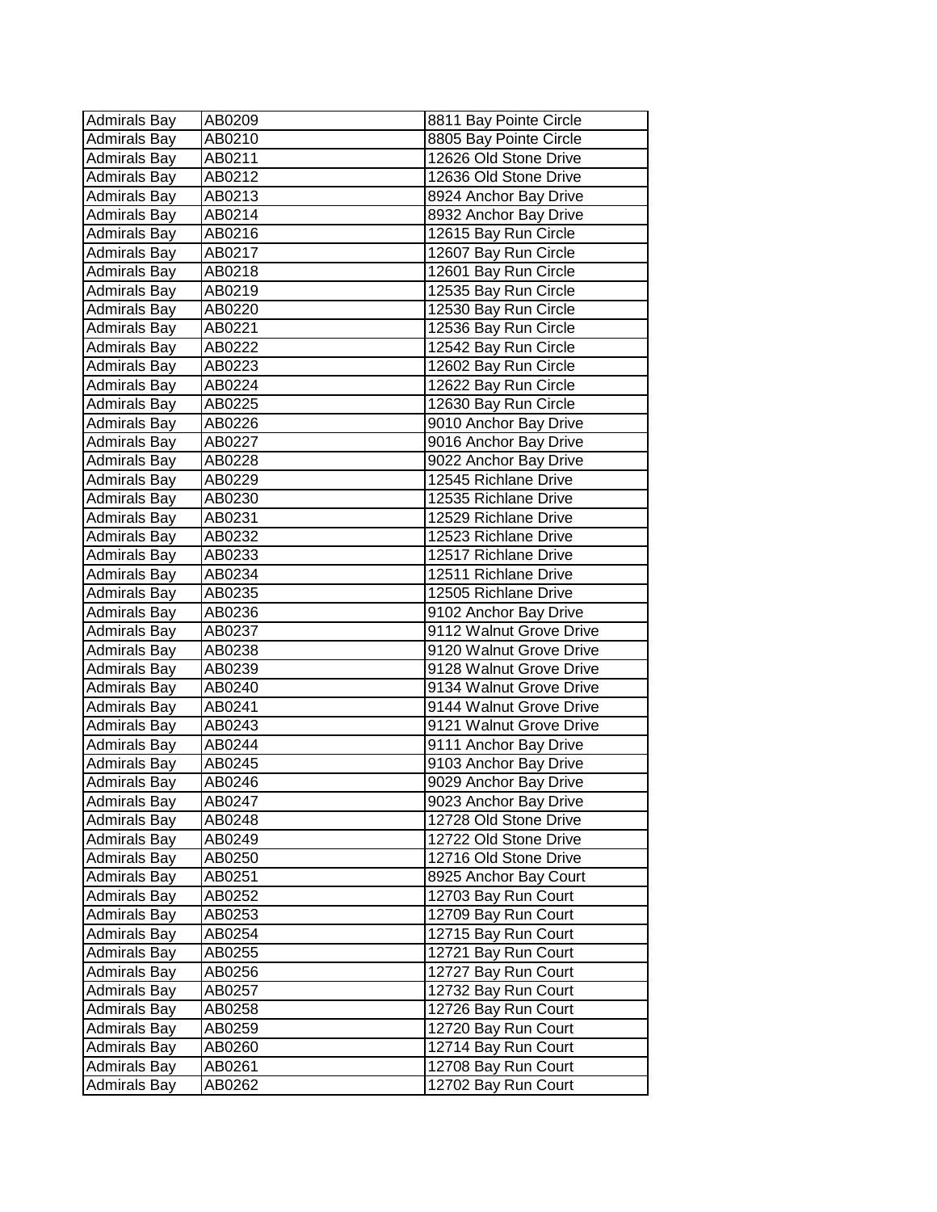| Admirals Bay | AB0209 | 8811 Bay Pointe Circle |
|---|---|---|
| Admirals Bay | AB0210 | 8805 Bay Pointe Circle |
| Admirals Bay | AB0211 | 12626 Old Stone Drive |
| Admirals Bay | AB0212 | 12636 Old Stone Drive |
| Admirals Bay | AB0213 | 8924 Anchor Bay Drive |
| Admirals Bay | AB0214 | 8932 Anchor Bay Drive |
| Admirals Bay | AB0216 | 12615 Bay Run Circle |
| Admirals Bay | AB0217 | 12607 Bay Run Circle |
| Admirals Bay | AB0218 | 12601 Bay Run Circle |
| Admirals Bay | AB0219 | 12535 Bay Run Circle |
| Admirals Bay | AB0220 | 12530 Bay Run Circle |
| Admirals Bay | AB0221 | 12536 Bay Run Circle |
| Admirals Bay | AB0222 | 12542 Bay Run Circle |
| Admirals Bay | AB0223 | 12602 Bay Run Circle |
| Admirals Bay | AB0224 | 12622 Bay Run Circle |
| Admirals Bay | AB0225 | 12630 Bay Run Circle |
| Admirals Bay | AB0226 | 9010 Anchor Bay Drive |
| Admirals Bay | AB0227 | 9016 Anchor Bay Drive |
| Admirals Bay | AB0228 | 9022 Anchor Bay Drive |
| Admirals Bay | AB0229 | 12545 Richlane Drive |
| Admirals Bay | AB0230 | 12535 Richlane Drive |
| Admirals Bay | AB0231 | 12529 Richlane Drive |
| Admirals Bay | AB0232 | 12523 Richlane Drive |
| Admirals Bay | AB0233 | 12517 Richlane Drive |
| Admirals Bay | AB0234 | 12511 Richlane Drive |
| Admirals Bay | AB0235 | 12505 Richlane Drive |
| Admirals Bay | AB0236 | 9102 Anchor Bay Drive |
| Admirals Bay | AB0237 | 9112 Walnut Grove Drive |
| Admirals Bay | AB0238 | 9120 Walnut Grove Drive |
| Admirals Bay | AB0239 | 9128 Walnut Grove Drive |
| Admirals Bay | AB0240 | 9134 Walnut Grove Drive |
| Admirals Bay | AB0241 | 9144 Walnut Grove Drive |
| Admirals Bay | AB0243 | 9121 Walnut Grove Drive |
| Admirals Bay | AB0244 | 9111 Anchor Bay Drive |
| Admirals Bay | AB0245 | 9103 Anchor Bay Drive |
| Admirals Bay | AB0246 | 9029 Anchor Bay Drive |
| Admirals Bay | AB0247 | 9023 Anchor Bay Drive |
| Admirals Bay | AB0248 | 12728 Old Stone Drive |
| Admirals Bay | AB0249 | 12722 Old Stone Drive |
| Admirals Bay | AB0250 | 12716 Old Stone Drive |
| Admirals Bay | AB0251 | 8925 Anchor Bay Court |
| Admirals Bay | AB0252 | 12703 Bay Run Court |
| Admirals Bay | AB0253 | 12709 Bay Run Court |
| Admirals Bay | AB0254 | 12715 Bay Run Court |
| Admirals Bay | AB0255 | 12721 Bay Run Court |
| Admirals Bay | AB0256 | 12727 Bay Run Court |
| Admirals Bay | AB0257 | 12732 Bay Run Court |
| Admirals Bay | AB0258 | 12726 Bay Run Court |
| Admirals Bay | AB0259 | 12720 Bay Run Court |
| Admirals Bay | AB0260 | 12714 Bay Run Court |
| Admirals Bay | AB0261 | 12708 Bay Run Court |
| Admirals Bay | AB0262 | 12702 Bay Run Court |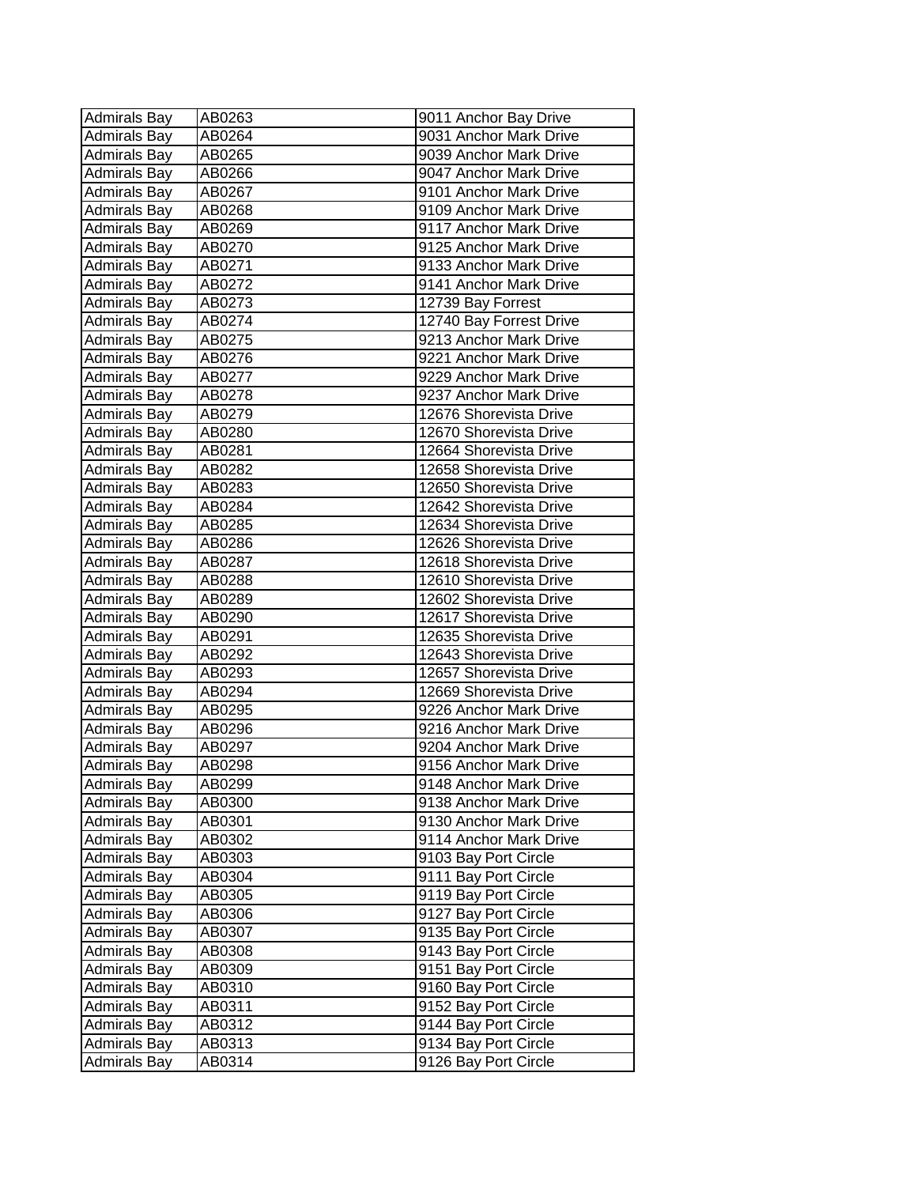| Admirals Bay | AB0263 | 9011 Anchor Bay Drive |
|---|---|---|
| Admirals Bay | AB0264 | 9031 Anchor Mark Drive |
| Admirals Bay | AB0265 | 9039 Anchor Mark Drive |
| Admirals Bay | AB0266 | 9047 Anchor Mark Drive |
| Admirals Bay | AB0267 | 9101 Anchor Mark Drive |
| Admirals Bay | AB0268 | 9109 Anchor Mark Drive |
| Admirals Bay | AB0269 | 9117 Anchor Mark Drive |
| Admirals Bay | AB0270 | 9125 Anchor Mark Drive |
| Admirals Bay | AB0271 | 9133 Anchor Mark Drive |
| Admirals Bay | AB0272 | 9141 Anchor Mark Drive |
| Admirals Bay | AB0273 | 12739 Bay Forrest |
| Admirals Bay | AB0274 | 12740 Bay Forrest Drive |
| Admirals Bay | AB0275 | 9213 Anchor Mark Drive |
| Admirals Bay | AB0276 | 9221 Anchor Mark Drive |
| Admirals Bay | AB0277 | 9229 Anchor Mark Drive |
| Admirals Bay | AB0278 | 9237 Anchor Mark Drive |
| Admirals Bay | AB0279 | 12676 Shorevista Drive |
| Admirals Bay | AB0280 | 12670 Shorevista Drive |
| Admirals Bay | AB0281 | 12664 Shorevista Drive |
| Admirals Bay | AB0282 | 12658 Shorevista Drive |
| Admirals Bay | AB0283 | 12650 Shorevista Drive |
| Admirals Bay | AB0284 | 12642 Shorevista Drive |
| Admirals Bay | AB0285 | 12634 Shorevista Drive |
| Admirals Bay | AB0286 | 12626 Shorevista Drive |
| Admirals Bay | AB0287 | 12618 Shorevista Drive |
| Admirals Bay | AB0288 | 12610 Shorevista Drive |
| Admirals Bay | AB0289 | 12602 Shorevista Drive |
| Admirals Bay | AB0290 | 12617 Shorevista Drive |
| Admirals Bay | AB0291 | 12635 Shorevista Drive |
| Admirals Bay | AB0292 | 12643 Shorevista Drive |
| Admirals Bay | AB0293 | 12657 Shorevista Drive |
| Admirals Bay | AB0294 | 12669 Shorevista Drive |
| Admirals Bay | AB0295 | 9226 Anchor Mark Drive |
| Admirals Bay | AB0296 | 9216 Anchor Mark Drive |
| Admirals Bay | AB0297 | 9204 Anchor Mark Drive |
| Admirals Bay | AB0298 | 9156 Anchor Mark Drive |
| Admirals Bay | AB0299 | 9148 Anchor Mark Drive |
| Admirals Bay | AB0300 | 9138 Anchor Mark Drive |
| Admirals Bay | AB0301 | 9130 Anchor Mark Drive |
| Admirals Bay | AB0302 | 9114 Anchor Mark Drive |
| Admirals Bay | AB0303 | 9103 Bay Port Circle |
| Admirals Bay | AB0304 | 9111 Bay Port Circle |
| Admirals Bay | AB0305 | 9119 Bay Port Circle |
| Admirals Bay | AB0306 | 9127 Bay Port Circle |
| Admirals Bay | AB0307 | 9135 Bay Port Circle |
| Admirals Bay | AB0308 | 9143 Bay Port Circle |
| Admirals Bay | AB0309 | 9151 Bay Port Circle |
| Admirals Bay | AB0310 | 9160 Bay Port Circle |
| Admirals Bay | AB0311 | 9152 Bay Port Circle |
| Admirals Bay | AB0312 | 9144 Bay Port Circle |
| Admirals Bay | AB0313 | 9134 Bay Port Circle |
| Admirals Bay | AB0314 | 9126 Bay Port Circle |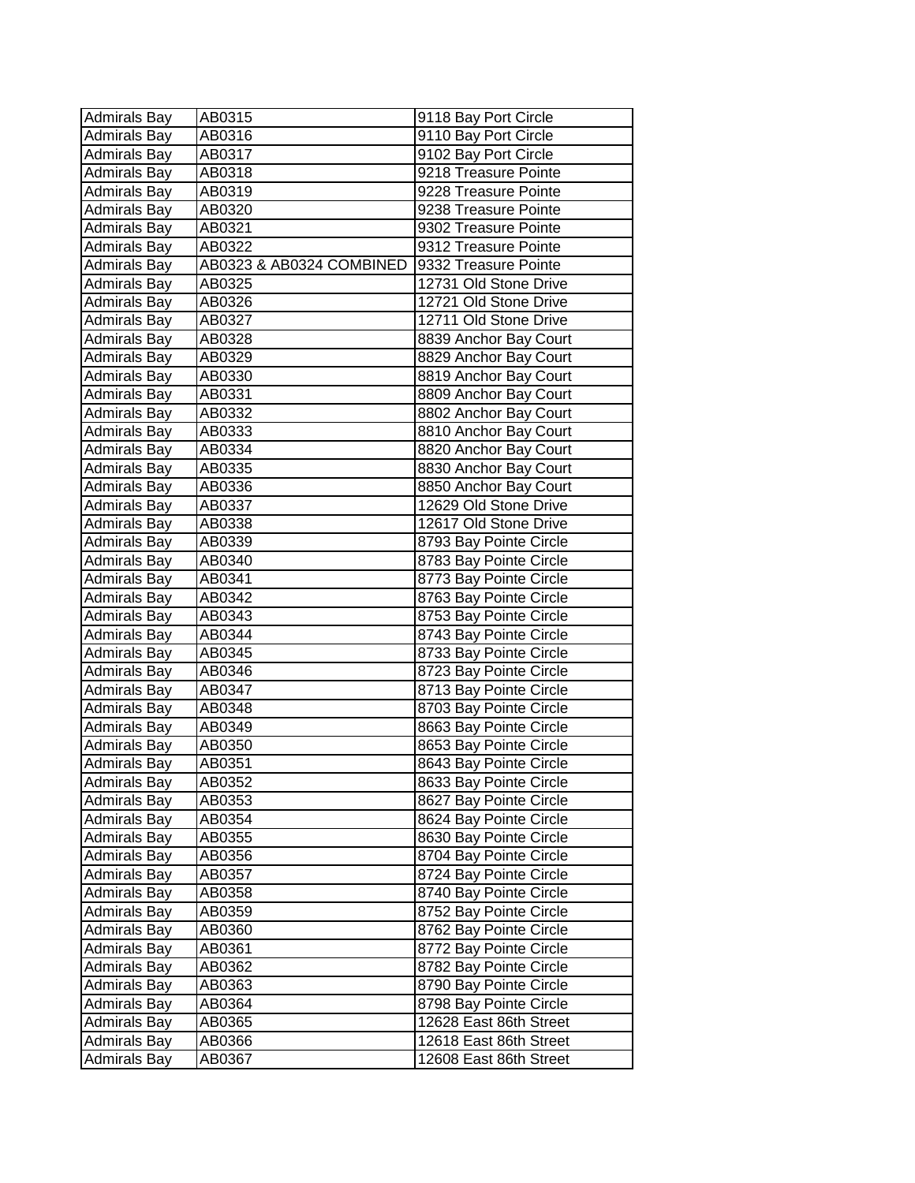| Admirals Bay | AB0315 | 9118 Bay Port Circle |
|---|---|---|
| Admirals Bay | AB0316 | 9110 Bay Port Circle |
| Admirals Bay | AB0317 | 9102 Bay Port Circle |
| Admirals Bay | AB0318 | 9218 Treasure Pointe |
| Admirals Bay | AB0319 | 9228 Treasure Pointe |
| Admirals Bay | AB0320 | 9238 Treasure Pointe |
| Admirals Bay | AB0321 | 9302 Treasure Pointe |
| Admirals Bay | AB0322 | 9312 Treasure Pointe |
| Admirals Bay | AB0323 & AB0324 COMBINED | 9332 Treasure Pointe |
| Admirals Bay | AB0325 | 12731 Old Stone Drive |
| Admirals Bay | AB0326 | 12721 Old Stone Drive |
| Admirals Bay | AB0327 | 12711 Old Stone Drive |
| Admirals Bay | AB0328 | 8839 Anchor Bay Court |
| Admirals Bay | AB0329 | 8829 Anchor Bay Court |
| Admirals Bay | AB0330 | 8819 Anchor Bay Court |
| Admirals Bay | AB0331 | 8809 Anchor Bay Court |
| Admirals Bay | AB0332 | 8802 Anchor Bay Court |
| Admirals Bay | AB0333 | 8810 Anchor Bay Court |
| Admirals Bay | AB0334 | 8820 Anchor Bay Court |
| Admirals Bay | AB0335 | 8830 Anchor Bay Court |
| Admirals Bay | AB0336 | 8850 Anchor Bay Court |
| Admirals Bay | AB0337 | 12629 Old Stone Drive |
| Admirals Bay | AB0338 | 12617 Old Stone Drive |
| Admirals Bay | AB0339 | 8793 Bay Pointe Circle |
| Admirals Bay | AB0340 | 8783 Bay Pointe Circle |
| Admirals Bay | AB0341 | 8773 Bay Pointe Circle |
| Admirals Bay | AB0342 | 8763 Bay Pointe Circle |
| Admirals Bay | AB0343 | 8753 Bay Pointe Circle |
| Admirals Bay | AB0344 | 8743 Bay Pointe Circle |
| Admirals Bay | AB0345 | 8733 Bay Pointe Circle |
| Admirals Bay | AB0346 | 8723 Bay Pointe Circle |
| Admirals Bay | AB0347 | 8713 Bay Pointe Circle |
| Admirals Bay | AB0348 | 8703 Bay Pointe Circle |
| Admirals Bay | AB0349 | 8663 Bay Pointe Circle |
| Admirals Bay | AB0350 | 8653 Bay Pointe Circle |
| Admirals Bay | AB0351 | 8643 Bay Pointe Circle |
| Admirals Bay | AB0352 | 8633 Bay Pointe Circle |
| Admirals Bay | AB0353 | 8627 Bay Pointe Circle |
| Admirals Bay | AB0354 | 8624 Bay Pointe Circle |
| Admirals Bay | AB0355 | 8630 Bay Pointe Circle |
| Admirals Bay | AB0356 | 8704 Bay Pointe Circle |
| Admirals Bay | AB0357 | 8724 Bay Pointe Circle |
| Admirals Bay | AB0358 | 8740 Bay Pointe Circle |
| Admirals Bay | AB0359 | 8752 Bay Pointe Circle |
| Admirals Bay | AB0360 | 8762 Bay Pointe Circle |
| Admirals Bay | AB0361 | 8772 Bay Pointe Circle |
| Admirals Bay | AB0362 | 8782 Bay Pointe Circle |
| Admirals Bay | AB0363 | 8790 Bay Pointe Circle |
| Admirals Bay | AB0364 | 8798 Bay Pointe Circle |
| Admirals Bay | AB0365 | 12628 East 86th Street |
| Admirals Bay | AB0366 | 12618 East 86th Street |
| Admirals Bay | AB0367 | 12608 East 86th Street |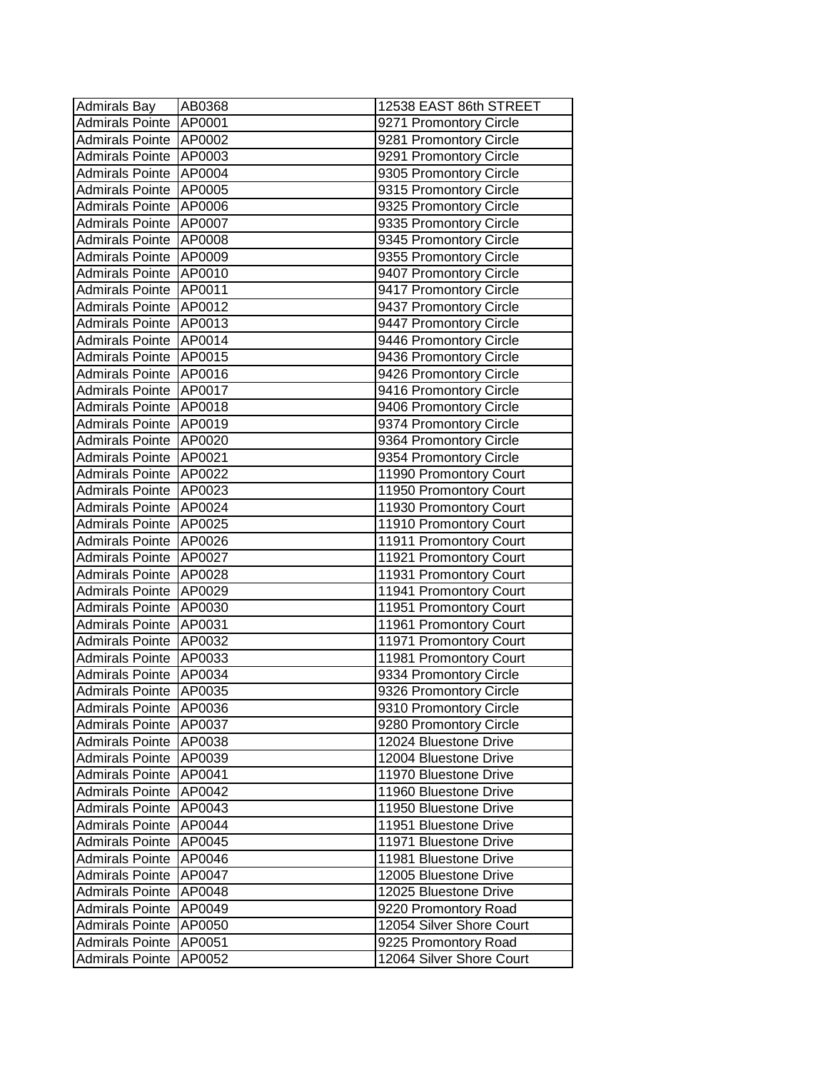| Admirals Bay | AB0368 | 12538 EAST 86th STREET |
|---|---|---|
| Admirals Pointe | AP0001 | 9271 Promontory Circle |
| Admirals Pointe | AP0002 | 9281 Promontory Circle |
| Admirals Pointe | AP0003 | 9291 Promontory Circle |
| Admirals Pointe | AP0004 | 9305 Promontory Circle |
| Admirals Pointe | AP0005 | 9315 Promontory Circle |
| Admirals Pointe | AP0006 | 9325 Promontory Circle |
| Admirals Pointe | AP0007 | 9335 Promontory Circle |
| Admirals Pointe | AP0008 | 9345 Promontory Circle |
| Admirals Pointe | AP0009 | 9355 Promontory Circle |
| Admirals Pointe | AP0010 | 9407 Promontory Circle |
| Admirals Pointe | AP0011 | 9417 Promontory Circle |
| Admirals Pointe | AP0012 | 9437 Promontory Circle |
| Admirals Pointe | AP0013 | 9447 Promontory Circle |
| Admirals Pointe | AP0014 | 9446 Promontory Circle |
| Admirals Pointe | AP0015 | 9436 Promontory Circle |
| Admirals Pointe | AP0016 | 9426 Promontory Circle |
| Admirals Pointe | AP0017 | 9416 Promontory Circle |
| Admirals Pointe | AP0018 | 9406 Promontory Circle |
| Admirals Pointe | AP0019 | 9374 Promontory Circle |
| Admirals Pointe | AP0020 | 9364 Promontory Circle |
| Admirals Pointe | AP0021 | 9354 Promontory Circle |
| Admirals Pointe | AP0022 | 11990 Promontory Court |
| Admirals Pointe | AP0023 | 11950 Promontory Court |
| Admirals Pointe | AP0024 | 11930 Promontory Court |
| Admirals Pointe | AP0025 | 11910 Promontory Court |
| Admirals Pointe | AP0026 | 11911 Promontory Court |
| Admirals Pointe | AP0027 | 11921 Promontory Court |
| Admirals Pointe | AP0028 | 11931 Promontory Court |
| Admirals Pointe | AP0029 | 11941 Promontory Court |
| Admirals Pointe | AP0030 | 11951 Promontory Court |
| Admirals Pointe | AP0031 | 11961 Promontory Court |
| Admirals Pointe | AP0032 | 11971 Promontory Court |
| Admirals Pointe | AP0033 | 11981 Promontory Court |
| Admirals Pointe | AP0034 | 9334 Promontory Circle |
| Admirals Pointe | AP0035 | 9326 Promontory Circle |
| Admirals Pointe | AP0036 | 9310 Promontory Circle |
| Admirals Pointe | AP0037 | 9280 Promontory Circle |
| Admirals Pointe | AP0038 | 12024 Bluestone Drive |
| Admirals Pointe | AP0039 | 12004 Bluestone Drive |
| Admirals Pointe | AP0041 | 11970 Bluestone Drive |
| Admirals Pointe | AP0042 | 11960 Bluestone Drive |
| Admirals Pointe | AP0043 | 11950 Bluestone Drive |
| Admirals Pointe | AP0044 | 11951 Bluestone Drive |
| Admirals Pointe | AP0045 | 11971 Bluestone Drive |
| Admirals Pointe | AP0046 | 11981 Bluestone Drive |
| Admirals Pointe | AP0047 | 12005 Bluestone Drive |
| Admirals Pointe | AP0048 | 12025 Bluestone Drive |
| Admirals Pointe | AP0049 | 9220 Promontory Road |
| Admirals Pointe | AP0050 | 12054 Silver Shore Court |
| Admirals Pointe | AP0051 | 9225 Promontory Road |
| Admirals Pointe | AP0052 | 12064 Silver Shore Court |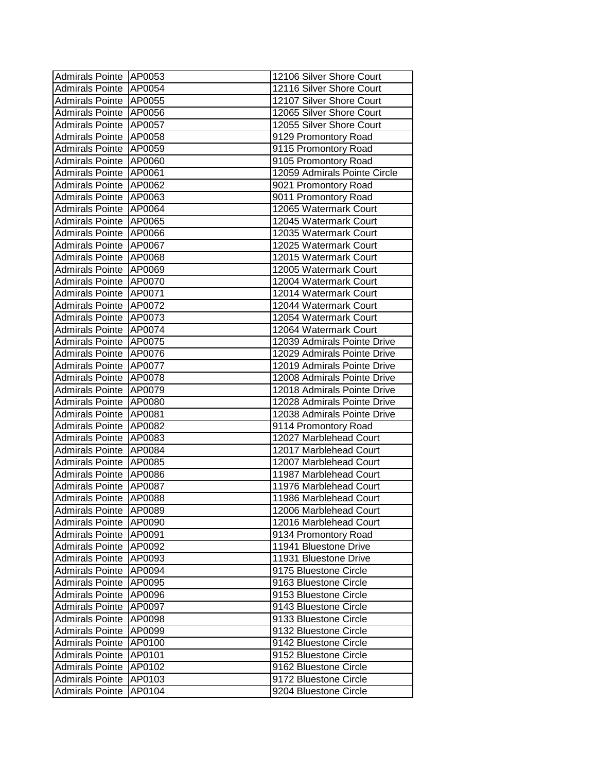| Admirals Pointe | AP0053 | 12106 Silver Shore Court |
|---|---|---|
| Admirals Pointe | AP0054 | 12116 Silver Shore Court |
| Admirals Pointe | AP0055 | 12107 Silver Shore Court |
| Admirals Pointe | AP0056 | 12065 Silver Shore Court |
| Admirals Pointe | AP0057 | 12055 Silver Shore Court |
| Admirals Pointe | AP0058 | 9129 Promontory Road |
| Admirals Pointe | AP0059 | 9115 Promontory Road |
| Admirals Pointe | AP0060 | 9105 Promontory Road |
| Admirals Pointe | AP0061 | 12059 Admirals Pointe Circle |
| Admirals Pointe | AP0062 | 9021 Promontory Road |
| Admirals Pointe | AP0063 | 9011 Promontory Road |
| Admirals Pointe | AP0064 | 12065 Watermark Court |
| Admirals Pointe | AP0065 | 12045 Watermark Court |
| Admirals Pointe | AP0066 | 12035 Watermark Court |
| Admirals Pointe | AP0067 | 12025 Watermark Court |
| Admirals Pointe | AP0068 | 12015 Watermark Court |
| Admirals Pointe | AP0069 | 12005 Watermark Court |
| Admirals Pointe | AP0070 | 12004 Watermark Court |
| Admirals Pointe | AP0071 | 12014 Watermark Court |
| Admirals Pointe | AP0072 | 12044 Watermark Court |
| Admirals Pointe | AP0073 | 12054 Watermark Court |
| Admirals Pointe | AP0074 | 12064 Watermark Court |
| Admirals Pointe | AP0075 | 12039 Admirals Pointe Drive |
| Admirals Pointe | AP0076 | 12029 Admirals Pointe Drive |
| Admirals Pointe | AP0077 | 12019 Admirals Pointe Drive |
| Admirals Pointe | AP0078 | 12008 Admirals Pointe Drive |
| Admirals Pointe | AP0079 | 12018 Admirals Pointe Drive |
| Admirals Pointe | AP0080 | 12028 Admirals Pointe Drive |
| Admirals Pointe | AP0081 | 12038 Admirals Pointe Drive |
| Admirals Pointe | AP0082 | 9114 Promontory Road |
| Admirals Pointe | AP0083 | 12027 Marblehead Court |
| Admirals Pointe | AP0084 | 12017 Marblehead Court |
| Admirals Pointe | AP0085 | 12007 Marblehead Court |
| Admirals Pointe | AP0086 | 11987 Marblehead Court |
| Admirals Pointe | AP0087 | 11976 Marblehead Court |
| Admirals Pointe | AP0088 | 11986 Marblehead Court |
| Admirals Pointe | AP0089 | 12006 Marblehead Court |
| Admirals Pointe | AP0090 | 12016 Marblehead Court |
| Admirals Pointe | AP0091 | 9134 Promontory Road |
| Admirals Pointe | AP0092 | 11941 Bluestone Drive |
| Admirals Pointe | AP0093 | 11931 Bluestone Drive |
| Admirals Pointe | AP0094 | 9175 Bluestone Circle |
| Admirals Pointe | AP0095 | 9163 Bluestone Circle |
| Admirals Pointe | AP0096 | 9153 Bluestone Circle |
| Admirals Pointe | AP0097 | 9143 Bluestone Circle |
| Admirals Pointe | AP0098 | 9133 Bluestone Circle |
| Admirals Pointe | AP0099 | 9132 Bluestone Circle |
| Admirals Pointe | AP0100 | 9142 Bluestone Circle |
| Admirals Pointe | AP0101 | 9152 Bluestone Circle |
| Admirals Pointe | AP0102 | 9162 Bluestone Circle |
| Admirals Pointe | AP0103 | 9172 Bluestone Circle |
| Admirals Pointe | AP0104 | 9204 Bluestone Circle |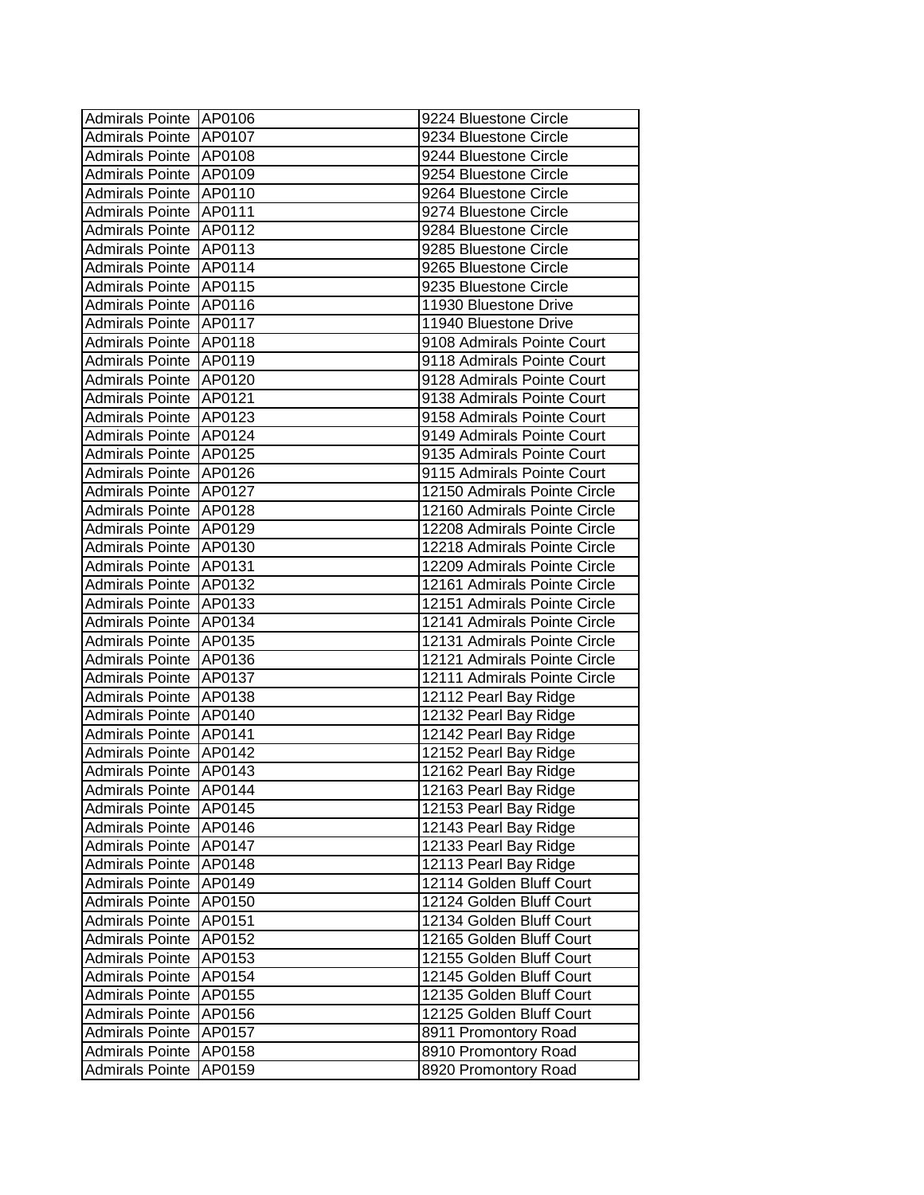| Admirals Pointe | AP0106 | 9224 Bluestone Circle |
|---|---|---|
| Admirals Pointe | AP0107 | 9234 Bluestone Circle |
| Admirals Pointe | AP0108 | 9244 Bluestone Circle |
| Admirals Pointe | AP0109 | 9254 Bluestone Circle |
| Admirals Pointe | AP0110 | 9264 Bluestone Circle |
| Admirals Pointe | AP0111 | 9274 Bluestone Circle |
| Admirals Pointe | AP0112 | 9284 Bluestone Circle |
| Admirals Pointe | AP0113 | 9285 Bluestone Circle |
| Admirals Pointe | AP0114 | 9265 Bluestone Circle |
| Admirals Pointe | AP0115 | 9235 Bluestone Circle |
| Admirals Pointe | AP0116 | 11930 Bluestone Drive |
| Admirals Pointe | AP0117 | 11940 Bluestone Drive |
| Admirals Pointe | AP0118 | 9108 Admirals Pointe Court |
| Admirals Pointe | AP0119 | 9118 Admirals Pointe Court |
| Admirals Pointe | AP0120 | 9128 Admirals Pointe Court |
| Admirals Pointe | AP0121 | 9138 Admirals Pointe Court |
| Admirals Pointe | AP0123 | 9158 Admirals Pointe Court |
| Admirals Pointe | AP0124 | 9149 Admirals Pointe Court |
| Admirals Pointe | AP0125 | 9135 Admirals Pointe Court |
| Admirals Pointe | AP0126 | 9115 Admirals Pointe Court |
| Admirals Pointe | AP0127 | 12150 Admirals Pointe Circle |
| Admirals Pointe | AP0128 | 12160 Admirals Pointe Circle |
| Admirals Pointe | AP0129 | 12208 Admirals Pointe Circle |
| Admirals Pointe | AP0130 | 12218 Admirals Pointe Circle |
| Admirals Pointe | AP0131 | 12209 Admirals Pointe Circle |
| Admirals Pointe | AP0132 | 12161 Admirals Pointe Circle |
| Admirals Pointe | AP0133 | 12151 Admirals Pointe Circle |
| Admirals Pointe | AP0134 | 12141 Admirals Pointe Circle |
| Admirals Pointe | AP0135 | 12131 Admirals Pointe Circle |
| Admirals Pointe | AP0136 | 12121 Admirals Pointe Circle |
| Admirals Pointe | AP0137 | 12111 Admirals Pointe Circle |
| Admirals Pointe | AP0138 | 12112 Pearl Bay Ridge |
| Admirals Pointe | AP0140 | 12132 Pearl Bay Ridge |
| Admirals Pointe | AP0141 | 12142 Pearl Bay Ridge |
| Admirals Pointe | AP0142 | 12152 Pearl Bay Ridge |
| Admirals Pointe | AP0143 | 12162 Pearl Bay Ridge |
| Admirals Pointe | AP0144 | 12163 Pearl Bay Ridge |
| Admirals Pointe | AP0145 | 12153 Pearl Bay Ridge |
| Admirals Pointe | AP0146 | 12143 Pearl Bay Ridge |
| Admirals Pointe | AP0147 | 12133 Pearl Bay Ridge |
| Admirals Pointe | AP0148 | 12113 Pearl Bay Ridge |
| Admirals Pointe | AP0149 | 12114 Golden Bluff Court |
| Admirals Pointe | AP0150 | 12124 Golden Bluff Court |
| Admirals Pointe | AP0151 | 12134 Golden Bluff Court |
| Admirals Pointe | AP0152 | 12165 Golden Bluff Court |
| Admirals Pointe | AP0153 | 12155 Golden Bluff Court |
| Admirals Pointe | AP0154 | 12145 Golden Bluff Court |
| Admirals Pointe | AP0155 | 12135 Golden Bluff Court |
| Admirals Pointe | AP0156 | 12125 Golden Bluff Court |
| Admirals Pointe | AP0157 | 8911 Promontory Road |
| Admirals Pointe | AP0158 | 8910 Promontory Road |
| Admirals Pointe | AP0159 | 8920 Promontory Road |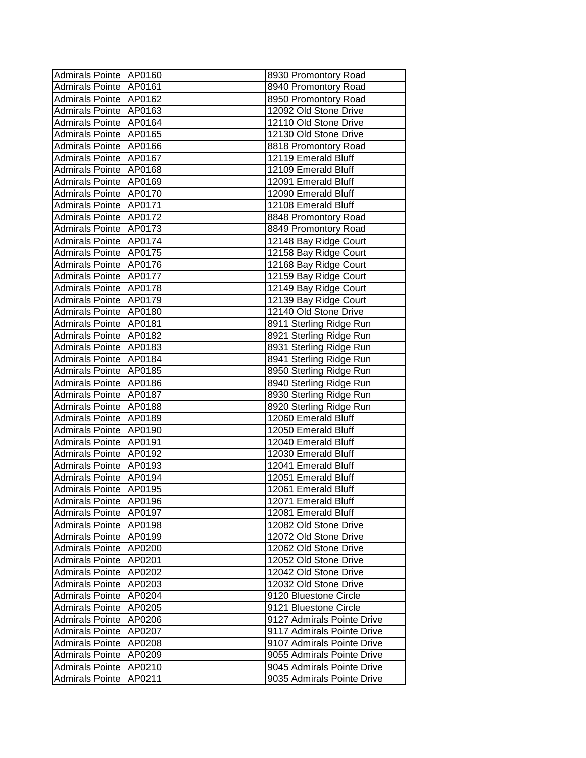| | | |
|---|---|---|
| Admirals Pointe | AP0160 | 8930 Promontory Road |
| Admirals Pointe | AP0161 | 8940 Promontory Road |
| Admirals Pointe | AP0162 | 8950 Promontory Road |
| Admirals Pointe | AP0163 | 12092 Old Stone Drive |
| Admirals Pointe | AP0164 | 12110 Old Stone Drive |
| Admirals Pointe | AP0165 | 12130 Old Stone Drive |
| Admirals Pointe | AP0166 | 8818 Promontory Road |
| Admirals Pointe | AP0167 | 12119 Emerald Bluff |
| Admirals Pointe | AP0168 | 12109 Emerald Bluff |
| Admirals Pointe | AP0169 | 12091 Emerald Bluff |
| Admirals Pointe | AP0170 | 12090 Emerald Bluff |
| Admirals Pointe | AP0171 | 12108 Emerald Bluff |
| Admirals Pointe | AP0172 | 8848 Promontory Road |
| Admirals Pointe | AP0173 | 8849 Promontory Road |
| Admirals Pointe | AP0174 | 12148 Bay Ridge Court |
| Admirals Pointe | AP0175 | 12158 Bay Ridge Court |
| Admirals Pointe | AP0176 | 12168 Bay Ridge Court |
| Admirals Pointe | AP0177 | 12159 Bay Ridge Court |
| Admirals Pointe | AP0178 | 12149 Bay Ridge Court |
| Admirals Pointe | AP0179 | 12139 Bay Ridge Court |
| Admirals Pointe | AP0180 | 12140 Old Stone Drive |
| Admirals Pointe | AP0181 | 8911 Sterling Ridge Run |
| Admirals Pointe | AP0182 | 8921 Sterling Ridge Run |
| Admirals Pointe | AP0183 | 8931 Sterling Ridge Run |
| Admirals Pointe | AP0184 | 8941 Sterling Ridge Run |
| Admirals Pointe | AP0185 | 8950 Sterling Ridge Run |
| Admirals Pointe | AP0186 | 8940 Sterling Ridge Run |
| Admirals Pointe | AP0187 | 8930 Sterling Ridge Run |
| Admirals Pointe | AP0188 | 8920 Sterling Ridge Run |
| Admirals Pointe | AP0189 | 12060 Emerald Bluff |
| Admirals Pointe | AP0190 | 12050 Emerald Bluff |
| Admirals Pointe | AP0191 | 12040 Emerald Bluff |
| Admirals Pointe | AP0192 | 12030 Emerald Bluff |
| Admirals Pointe | AP0193 | 12041 Emerald Bluff |
| Admirals Pointe | AP0194 | 12051 Emerald Bluff |
| Admirals Pointe | AP0195 | 12061 Emerald Bluff |
| Admirals Pointe | AP0196 | 12071 Emerald Bluff |
| Admirals Pointe | AP0197 | 12081 Emerald Bluff |
| Admirals Pointe | AP0198 | 12082 Old Stone Drive |
| Admirals Pointe | AP0199 | 12072 Old Stone Drive |
| Admirals Pointe | AP0200 | 12062 Old Stone Drive |
| Admirals Pointe | AP0201 | 12052 Old Stone Drive |
| Admirals Pointe | AP0202 | 12042 Old Stone Drive |
| Admirals Pointe | AP0203 | 12032 Old Stone Drive |
| Admirals Pointe | AP0204 | 9120 Bluestone Circle |
| Admirals Pointe | AP0205 | 9121 Bluestone Circle |
| Admirals Pointe | AP0206 | 9127 Admirals Pointe Drive |
| Admirals Pointe | AP0207 | 9117 Admirals Pointe Drive |
| Admirals Pointe | AP0208 | 9107 Admirals Pointe Drive |
| Admirals Pointe | AP0209 | 9055 Admirals Pointe Drive |
| Admirals Pointe | AP0210 | 9045 Admirals Pointe Drive |
| Admirals Pointe | AP0211 | 9035 Admirals Pointe Drive |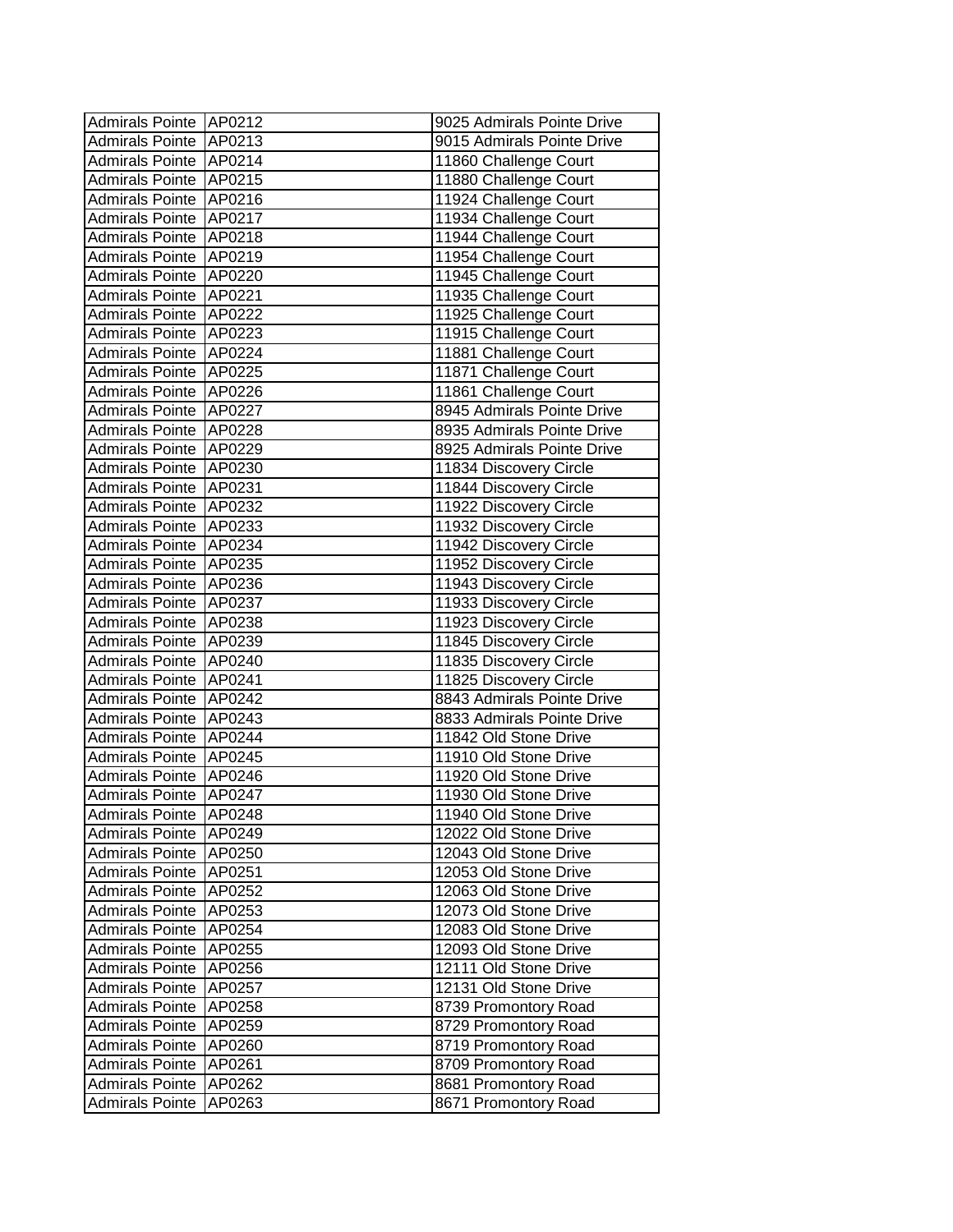| Admirals Pointe | AP0212 | 9025 Admirals Pointe Drive |
|---|---|---|
| Admirals Pointe | AP0213 | 9015 Admirals Pointe Drive |
| Admirals Pointe | AP0214 | 11860 Challenge Court |
| Admirals Pointe | AP0215 | 11880 Challenge Court |
| Admirals Pointe | AP0216 | 11924 Challenge Court |
| Admirals Pointe | AP0217 | 11934 Challenge Court |
| Admirals Pointe | AP0218 | 11944 Challenge Court |
| Admirals Pointe | AP0219 | 11954 Challenge Court |
| Admirals Pointe | AP0220 | 11945 Challenge Court |
| Admirals Pointe | AP0221 | 11935 Challenge Court |
| Admirals Pointe | AP0222 | 11925 Challenge Court |
| Admirals Pointe | AP0223 | 11915 Challenge Court |
| Admirals Pointe | AP0224 | 11881 Challenge Court |
| Admirals Pointe | AP0225 | 11871 Challenge Court |
| Admirals Pointe | AP0226 | 11861 Challenge Court |
| Admirals Pointe | AP0227 | 8945 Admirals Pointe Drive |
| Admirals Pointe | AP0228 | 8935 Admirals Pointe Drive |
| Admirals Pointe | AP0229 | 8925 Admirals Pointe Drive |
| Admirals Pointe | AP0230 | 11834 Discovery Circle |
| Admirals Pointe | AP0231 | 11844 Discovery Circle |
| Admirals Pointe | AP0232 | 11922 Discovery Circle |
| Admirals Pointe | AP0233 | 11932 Discovery Circle |
| Admirals Pointe | AP0234 | 11942 Discovery Circle |
| Admirals Pointe | AP0235 | 11952 Discovery Circle |
| Admirals Pointe | AP0236 | 11943 Discovery Circle |
| Admirals Pointe | AP0237 | 11933 Discovery Circle |
| Admirals Pointe | AP0238 | 11923 Discovery Circle |
| Admirals Pointe | AP0239 | 11845 Discovery Circle |
| Admirals Pointe | AP0240 | 11835 Discovery Circle |
| Admirals Pointe | AP0241 | 11825 Discovery Circle |
| Admirals Pointe | AP0242 | 8843 Admirals Pointe Drive |
| Admirals Pointe | AP0243 | 8833 Admirals Pointe Drive |
| Admirals Pointe | AP0244 | 11842 Old Stone Drive |
| Admirals Pointe | AP0245 | 11910 Old Stone Drive |
| Admirals Pointe | AP0246 | 11920 Old Stone Drive |
| Admirals Pointe | AP0247 | 11930 Old Stone Drive |
| Admirals Pointe | AP0248 | 11940 Old Stone Drive |
| Admirals Pointe | AP0249 | 12022 Old Stone Drive |
| Admirals Pointe | AP0250 | 12043 Old Stone Drive |
| Admirals Pointe | AP0251 | 12053 Old Stone Drive |
| Admirals Pointe | AP0252 | 12063 Old Stone Drive |
| Admirals Pointe | AP0253 | 12073 Old Stone Drive |
| Admirals Pointe | AP0254 | 12083 Old Stone Drive |
| Admirals Pointe | AP0255 | 12093 Old Stone Drive |
| Admirals Pointe | AP0256 | 12111 Old Stone Drive |
| Admirals Pointe | AP0257 | 12131 Old Stone Drive |
| Admirals Pointe | AP0258 | 8739 Promontory Road |
| Admirals Pointe | AP0259 | 8729 Promontory Road |
| Admirals Pointe | AP0260 | 8719 Promontory Road |
| Admirals Pointe | AP0261 | 8709 Promontory Road |
| Admirals Pointe | AP0262 | 8681 Promontory Road |
| Admirals Pointe | AP0263 | 8671 Promontory Road |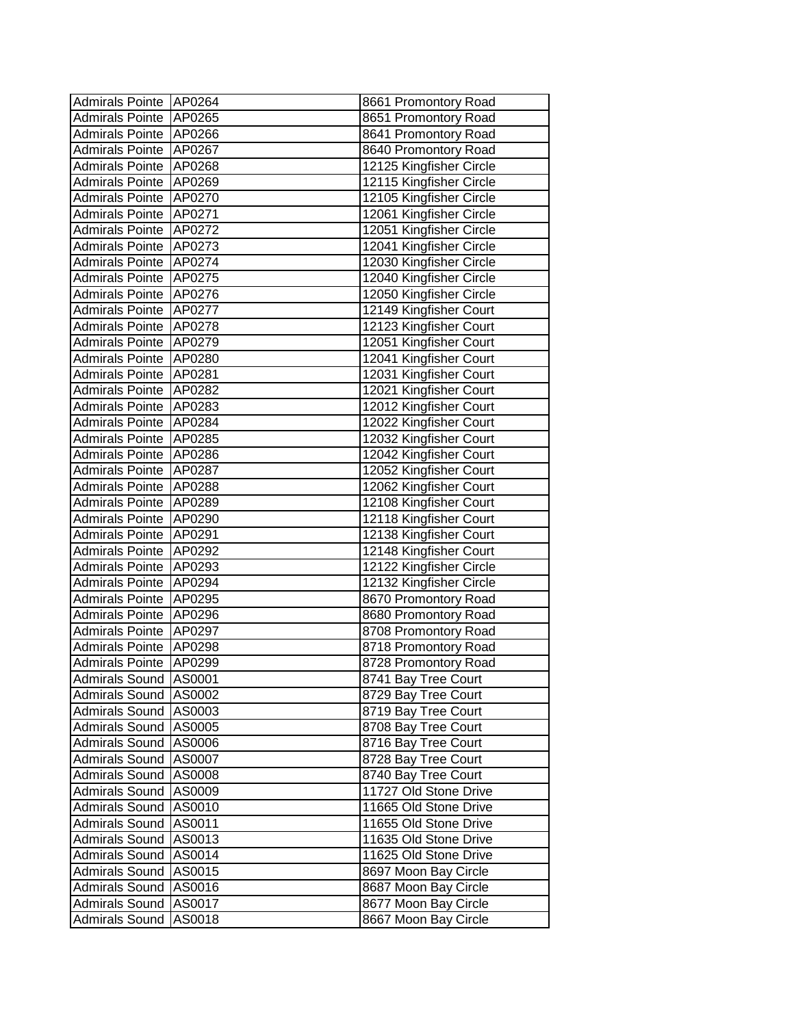| | | |
|---|---|---|
| Admirals Pointe | AP0264 | 8661 Promontory Road |
| Admirals Pointe | AP0265 | 8651 Promontory Road |
| Admirals Pointe | AP0266 | 8641 Promontory Road |
| Admirals Pointe | AP0267 | 8640 Promontory Road |
| Admirals Pointe | AP0268 | 12125 Kingfisher Circle |
| Admirals Pointe | AP0269 | 12115 Kingfisher Circle |
| Admirals Pointe | AP0270 | 12105 Kingfisher Circle |
| Admirals Pointe | AP0271 | 12061 Kingfisher Circle |
| Admirals Pointe | AP0272 | 12051 Kingfisher Circle |
| Admirals Pointe | AP0273 | 12041 Kingfisher Circle |
| Admirals Pointe | AP0274 | 12030 Kingfisher Circle |
| Admirals Pointe | AP0275 | 12040 Kingfisher Circle |
| Admirals Pointe | AP0276 | 12050 Kingfisher Circle |
| Admirals Pointe | AP0277 | 12149 Kingfisher Court |
| Admirals Pointe | AP0278 | 12123 Kingfisher Court |
| Admirals Pointe | AP0279 | 12051 Kingfisher Court |
| Admirals Pointe | AP0280 | 12041 Kingfisher Court |
| Admirals Pointe | AP0281 | 12031 Kingfisher Court |
| Admirals Pointe | AP0282 | 12021 Kingfisher Court |
| Admirals Pointe | AP0283 | 12012 Kingfisher Court |
| Admirals Pointe | AP0284 | 12022 Kingfisher Court |
| Admirals Pointe | AP0285 | 12032 Kingfisher Court |
| Admirals Pointe | AP0286 | 12042 Kingfisher Court |
| Admirals Pointe | AP0287 | 12052 Kingfisher Court |
| Admirals Pointe | AP0288 | 12062 Kingfisher Court |
| Admirals Pointe | AP0289 | 12108 Kingfisher Court |
| Admirals Pointe | AP0290 | 12118 Kingfisher Court |
| Admirals Pointe | AP0291 | 12138 Kingfisher Court |
| Admirals Pointe | AP0292 | 12148 Kingfisher Court |
| Admirals Pointe | AP0293 | 12122 Kingfisher Circle |
| Admirals Pointe | AP0294 | 12132 Kingfisher Circle |
| Admirals Pointe | AP0295 | 8670 Promontory Road |
| Admirals Pointe | AP0296 | 8680 Promontory Road |
| Admirals Pointe | AP0297 | 8708 Promontory Road |
| Admirals Pointe | AP0298 | 8718 Promontory Road |
| Admirals Pointe | AP0299 | 8728 Promontory Road |
| Admirals Sound | AS0001 | 8741 Bay Tree Court |
| Admirals Sound | AS0002 | 8729 Bay Tree Court |
| Admirals Sound | AS0003 | 8719 Bay Tree Court |
| Admirals Sound | AS0005 | 8708 Bay Tree Court |
| Admirals Sound | AS0006 | 8716 Bay Tree Court |
| Admirals Sound | AS0007 | 8728 Bay Tree Court |
| Admirals Sound | AS0008 | 8740 Bay Tree Court |
| Admirals Sound | AS0009 | 11727 Old Stone Drive |
| Admirals Sound | AS0010 | 11665 Old Stone Drive |
| Admirals Sound | AS0011 | 11655 Old Stone Drive |
| Admirals Sound | AS0013 | 11635 Old Stone Drive |
| Admirals Sound | AS0014 | 11625 Old Stone Drive |
| Admirals Sound | AS0015 | 8697 Moon Bay Circle |
| Admirals Sound | AS0016 | 8687 Moon Bay Circle |
| Admirals Sound | AS0017 | 8677 Moon Bay Circle |
| Admirals Sound | AS0018 | 8667 Moon Bay Circle |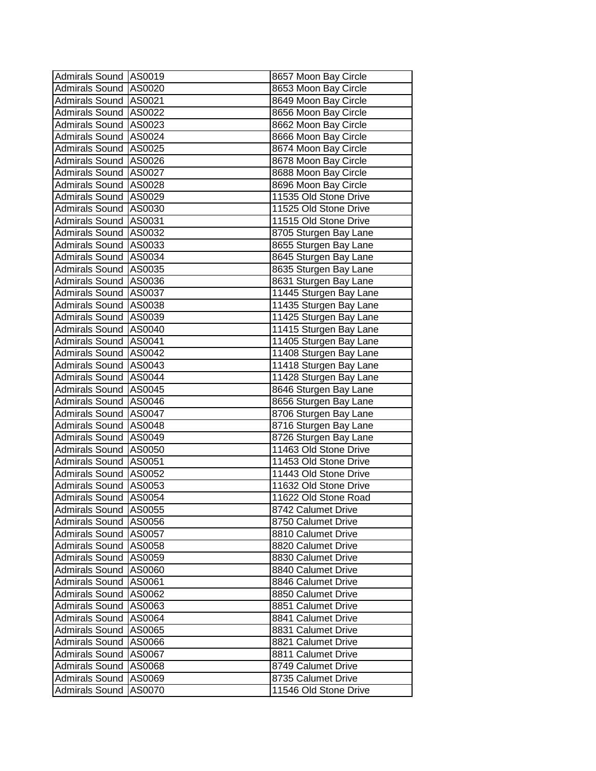| | | |
|---|---|---|
| Admirals Sound | AS0019 | 8657 Moon Bay Circle |
| Admirals Sound | AS0020 | 8653 Moon Bay Circle |
| Admirals Sound | AS0021 | 8649 Moon Bay Circle |
| Admirals Sound | AS0022 | 8656 Moon Bay Circle |
| Admirals Sound | AS0023 | 8662 Moon Bay Circle |
| Admirals Sound | AS0024 | 8666 Moon Bay Circle |
| Admirals Sound | AS0025 | 8674 Moon Bay Circle |
| Admirals Sound | AS0026 | 8678 Moon Bay Circle |
| Admirals Sound | AS0027 | 8688 Moon Bay Circle |
| Admirals Sound | AS0028 | 8696 Moon Bay Circle |
| Admirals Sound | AS0029 | 11535 Old Stone Drive |
| Admirals Sound | AS0030 | 11525 Old Stone Drive |
| Admirals Sound | AS0031 | 11515 Old Stone Drive |
| Admirals Sound | AS0032 | 8705 Sturgen Bay Lane |
| Admirals Sound | AS0033 | 8655 Sturgen Bay Lane |
| Admirals Sound | AS0034 | 8645 Sturgen Bay Lane |
| Admirals Sound | AS0035 | 8635 Sturgen Bay Lane |
| Admirals Sound | AS0036 | 8631 Sturgen Bay Lane |
| Admirals Sound | AS0037 | 11445 Sturgen Bay Lane |
| Admirals Sound | AS0038 | 11435 Sturgen Bay Lane |
| Admirals Sound | AS0039 | 11425 Sturgen Bay Lane |
| Admirals Sound | AS0040 | 11415 Sturgen Bay Lane |
| Admirals Sound | AS0041 | 11405 Sturgen Bay Lane |
| Admirals Sound | AS0042 | 11408 Sturgen Bay Lane |
| Admirals Sound | AS0043 | 11418 Sturgen Bay Lane |
| Admirals Sound | AS0044 | 11428 Sturgen Bay Lane |
| Admirals Sound | AS0045 | 8646 Sturgen Bay Lane |
| Admirals Sound | AS0046 | 8656 Sturgen Bay Lane |
| Admirals Sound | AS0047 | 8706 Sturgen Bay Lane |
| Admirals Sound | AS0048 | 8716 Sturgen Bay Lane |
| Admirals Sound | AS0049 | 8726 Sturgen Bay Lane |
| Admirals Sound | AS0050 | 11463 Old Stone Drive |
| Admirals Sound | AS0051 | 11453 Old Stone Drive |
| Admirals Sound | AS0052 | 11443 Old Stone Drive |
| Admirals Sound | AS0053 | 11632 Old Stone Drive |
| Admirals Sound | AS0054 | 11622 Old Stone Road |
| Admirals Sound | AS0055 | 8742 Calumet Drive |
| Admirals Sound | AS0056 | 8750 Calumet Drive |
| Admirals Sound | AS0057 | 8810 Calumet Drive |
| Admirals Sound | AS0058 | 8820 Calumet Drive |
| Admirals Sound | AS0059 | 8830 Calumet Drive |
| Admirals Sound | AS0060 | 8840 Calumet Drive |
| Admirals Sound | AS0061 | 8846 Calumet Drive |
| Admirals Sound | AS0062 | 8850 Calumet Drive |
| Admirals Sound | AS0063 | 8851 Calumet Drive |
| Admirals Sound | AS0064 | 8841 Calumet Drive |
| Admirals Sound | AS0065 | 8831 Calumet Drive |
| Admirals Sound | AS0066 | 8821 Calumet Drive |
| Admirals Sound | AS0067 | 8811 Calumet Drive |
| Admirals Sound | AS0068 | 8749 Calumet Drive |
| Admirals Sound | AS0069 | 8735 Calumet Drive |
| Admirals Sound | AS0070 | 11546 Old Stone Drive |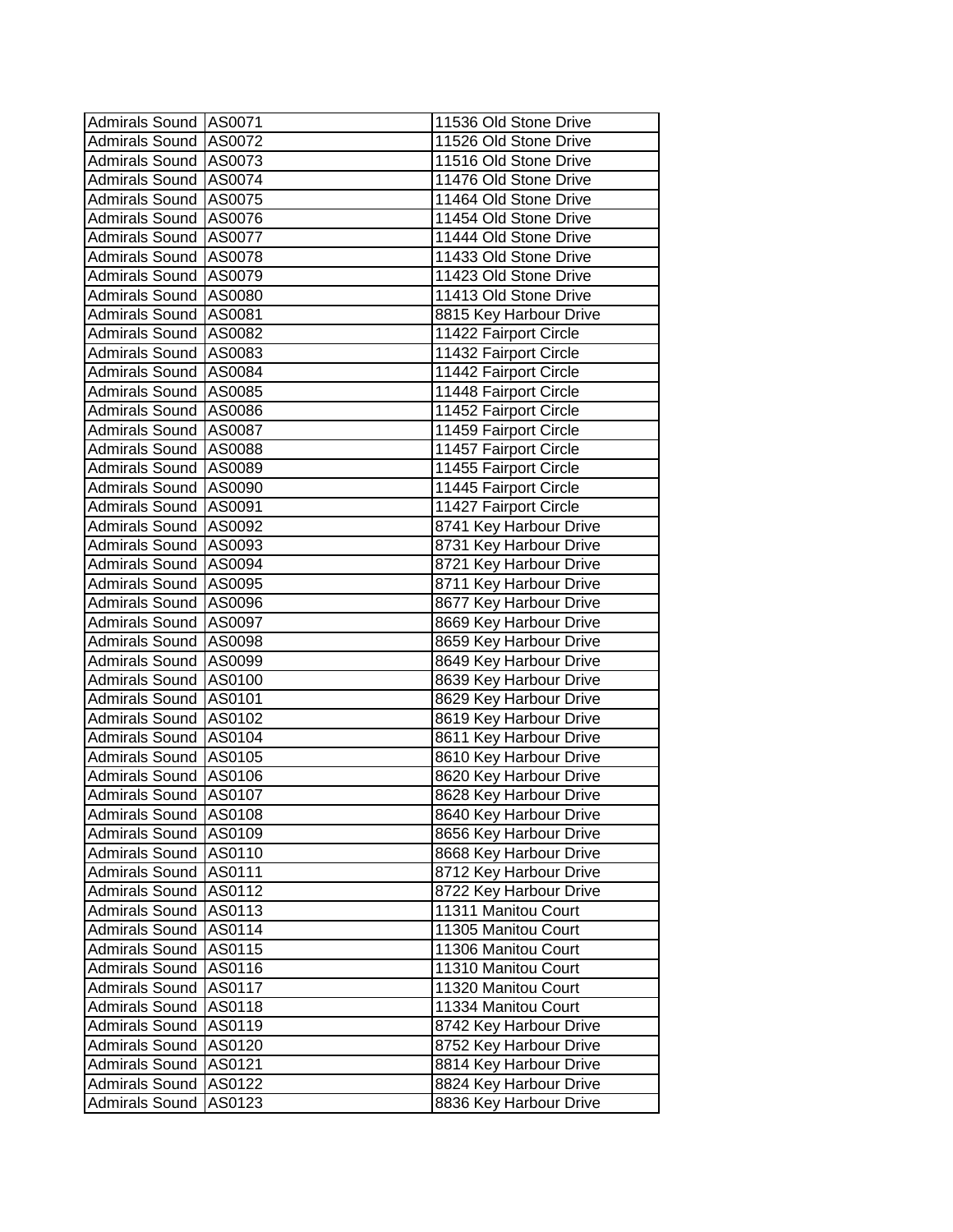| Admirals Sound | AS0071 | 11536 Old Stone Drive |
|---|---|---|
| Admirals Sound | AS0072 | 11526 Old Stone Drive |
| Admirals Sound | AS0073 | 11516 Old Stone Drive |
| Admirals Sound | AS0074 | 11476 Old Stone Drive |
| Admirals Sound | AS0075 | 11464 Old Stone Drive |
| Admirals Sound | AS0076 | 11454 Old Stone Drive |
| Admirals Sound | AS0077 | 11444 Old Stone Drive |
| Admirals Sound | AS0078 | 11433 Old Stone Drive |
| Admirals Sound | AS0079 | 11423 Old Stone Drive |
| Admirals Sound | AS0080 | 11413 Old Stone Drive |
| Admirals Sound | AS0081 | 8815 Key Harbour Drive |
| Admirals Sound | AS0082 | 11422 Fairport Circle |
| Admirals Sound | AS0083 | 11432 Fairport Circle |
| Admirals Sound | AS0084 | 11442 Fairport Circle |
| Admirals Sound | AS0085 | 11448 Fairport Circle |
| Admirals Sound | AS0086 | 11452 Fairport Circle |
| Admirals Sound | AS0087 | 11459 Fairport Circle |
| Admirals Sound | AS0088 | 11457 Fairport Circle |
| Admirals Sound | AS0089 | 11455 Fairport Circle |
| Admirals Sound | AS0090 | 11445 Fairport Circle |
| Admirals Sound | AS0091 | 11427 Fairport Circle |
| Admirals Sound | AS0092 | 8741 Key Harbour Drive |
| Admirals Sound | AS0093 | 8731 Key Harbour Drive |
| Admirals Sound | AS0094 | 8721 Key Harbour Drive |
| Admirals Sound | AS0095 | 8711 Key Harbour Drive |
| Admirals Sound | AS0096 | 8677 Key Harbour Drive |
| Admirals Sound | AS0097 | 8669 Key Harbour Drive |
| Admirals Sound | AS0098 | 8659 Key Harbour Drive |
| Admirals Sound | AS0099 | 8649 Key Harbour Drive |
| Admirals Sound | AS0100 | 8639 Key Harbour Drive |
| Admirals Sound | AS0101 | 8629 Key Harbour Drive |
| Admirals Sound | AS0102 | 8619 Key Harbour Drive |
| Admirals Sound | AS0104 | 8611 Key Harbour Drive |
| Admirals Sound | AS0105 | 8610 Key Harbour Drive |
| Admirals Sound | AS0106 | 8620 Key Harbour Drive |
| Admirals Sound | AS0107 | 8628 Key Harbour Drive |
| Admirals Sound | AS0108 | 8640 Key Harbour Drive |
| Admirals Sound | AS0109 | 8656 Key Harbour Drive |
| Admirals Sound | AS0110 | 8668 Key Harbour Drive |
| Admirals Sound | AS0111 | 8712 Key Harbour Drive |
| Admirals Sound | AS0112 | 8722 Key Harbour Drive |
| Admirals Sound | AS0113 | 11311 Manitou Court |
| Admirals Sound | AS0114 | 11305 Manitou Court |
| Admirals Sound | AS0115 | 11306 Manitou Court |
| Admirals Sound | AS0116 | 11310 Manitou Court |
| Admirals Sound | AS0117 | 11320 Manitou Court |
| Admirals Sound | AS0118 | 11334 Manitou Court |
| Admirals Sound | AS0119 | 8742 Key Harbour Drive |
| Admirals Sound | AS0120 | 8752 Key Harbour Drive |
| Admirals Sound | AS0121 | 8814 Key Harbour Drive |
| Admirals Sound | AS0122 | 8824 Key Harbour Drive |
| Admirals Sound | AS0123 | 8836 Key Harbour Drive |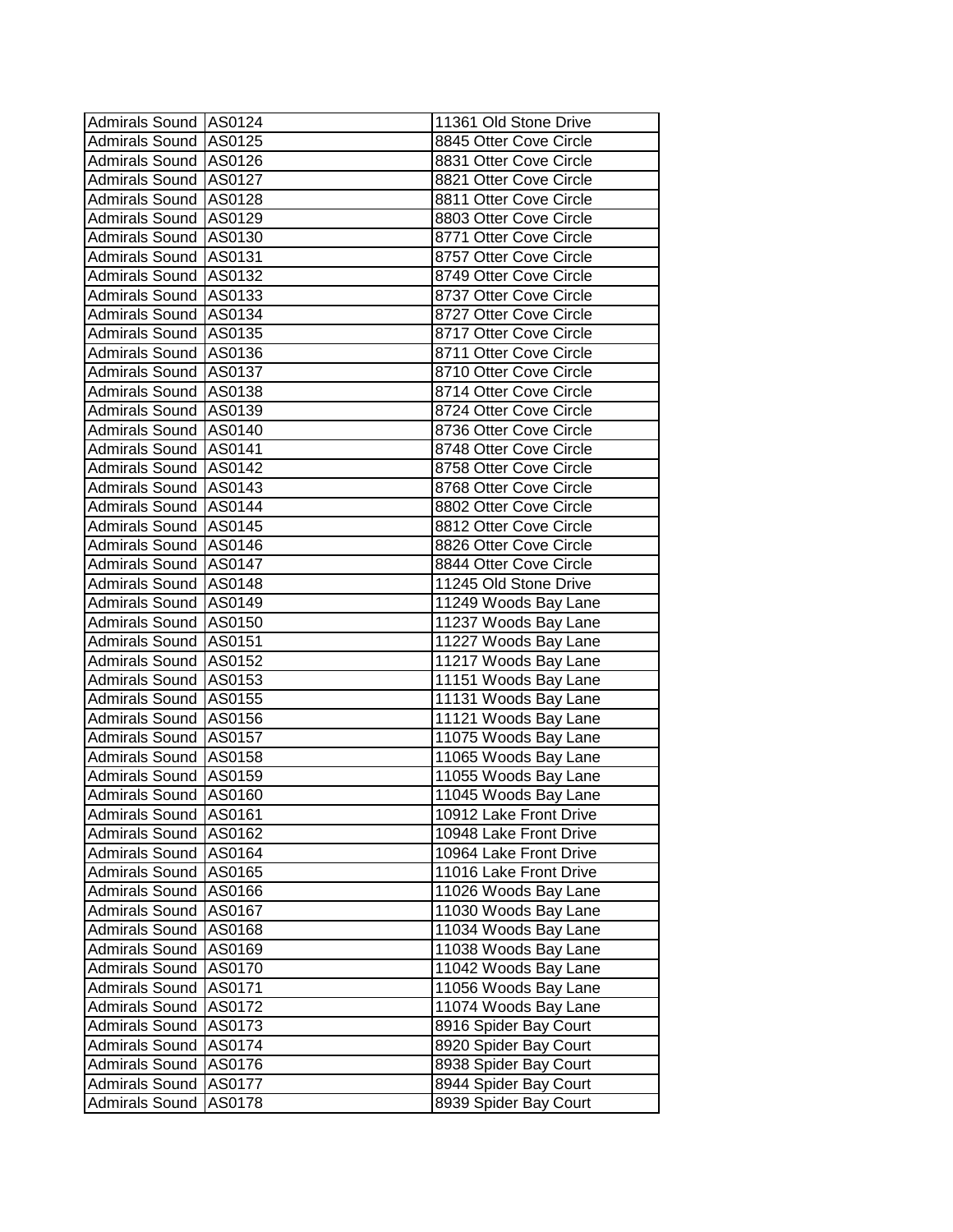| Admirals Sound | AS0124 | 11361 Old Stone Drive |
|---|---|---|
| Admirals Sound | AS0125 | 8845 Otter Cove Circle |
| Admirals Sound | AS0126 | 8831 Otter Cove Circle |
| Admirals Sound | AS0127 | 8821 Otter Cove Circle |
| Admirals Sound | AS0128 | 8811 Otter Cove Circle |
| Admirals Sound | AS0129 | 8803 Otter Cove Circle |
| Admirals Sound | AS0130 | 8771 Otter Cove Circle |
| Admirals Sound | AS0131 | 8757 Otter Cove Circle |
| Admirals Sound | AS0132 | 8749 Otter Cove Circle |
| Admirals Sound | AS0133 | 8737 Otter Cove Circle |
| Admirals Sound | AS0134 | 8727 Otter Cove Circle |
| Admirals Sound | AS0135 | 8717 Otter Cove Circle |
| Admirals Sound | AS0136 | 8711 Otter Cove Circle |
| Admirals Sound | AS0137 | 8710 Otter Cove Circle |
| Admirals Sound | AS0138 | 8714 Otter Cove Circle |
| Admirals Sound | AS0139 | 8724 Otter Cove Circle |
| Admirals Sound | AS0140 | 8736 Otter Cove Circle |
| Admirals Sound | AS0141 | 8748 Otter Cove Circle |
| Admirals Sound | AS0142 | 8758 Otter Cove Circle |
| Admirals Sound | AS0143 | 8768 Otter Cove Circle |
| Admirals Sound | AS0144 | 8802 Otter Cove Circle |
| Admirals Sound | AS0145 | 8812 Otter Cove Circle |
| Admirals Sound | AS0146 | 8826 Otter Cove Circle |
| Admirals Sound | AS0147 | 8844 Otter Cove Circle |
| Admirals Sound | AS0148 | 11245 Old Stone Drive |
| Admirals Sound | AS0149 | 11249 Woods Bay Lane |
| Admirals Sound | AS0150 | 11237 Woods Bay Lane |
| Admirals Sound | AS0151 | 11227 Woods Bay Lane |
| Admirals Sound | AS0152 | 11217 Woods Bay Lane |
| Admirals Sound | AS0153 | 11151 Woods Bay Lane |
| Admirals Sound | AS0155 | 11131 Woods Bay Lane |
| Admirals Sound | AS0156 | 11121 Woods Bay Lane |
| Admirals Sound | AS0157 | 11075 Woods Bay Lane |
| Admirals Sound | AS0158 | 11065 Woods Bay Lane |
| Admirals Sound | AS0159 | 11055 Woods Bay Lane |
| Admirals Sound | AS0160 | 11045 Woods Bay Lane |
| Admirals Sound | AS0161 | 10912 Lake Front Drive |
| Admirals Sound | AS0162 | 10948 Lake Front Drive |
| Admirals Sound | AS0164 | 10964 Lake Front Drive |
| Admirals Sound | AS0165 | 11016 Lake Front Drive |
| Admirals Sound | AS0166 | 11026 Woods Bay Lane |
| Admirals Sound | AS0167 | 11030 Woods Bay Lane |
| Admirals Sound | AS0168 | 11034 Woods Bay Lane |
| Admirals Sound | AS0169 | 11038 Woods Bay Lane |
| Admirals Sound | AS0170 | 11042 Woods Bay Lane |
| Admirals Sound | AS0171 | 11056 Woods Bay Lane |
| Admirals Sound | AS0172 | 11074 Woods Bay Lane |
| Admirals Sound | AS0173 | 8916 Spider Bay Court |
| Admirals Sound | AS0174 | 8920 Spider Bay Court |
| Admirals Sound | AS0176 | 8938 Spider Bay Court |
| Admirals Sound | AS0177 | 8944 Spider Bay Court |
| Admirals Sound | AS0178 | 8939 Spider Bay Court |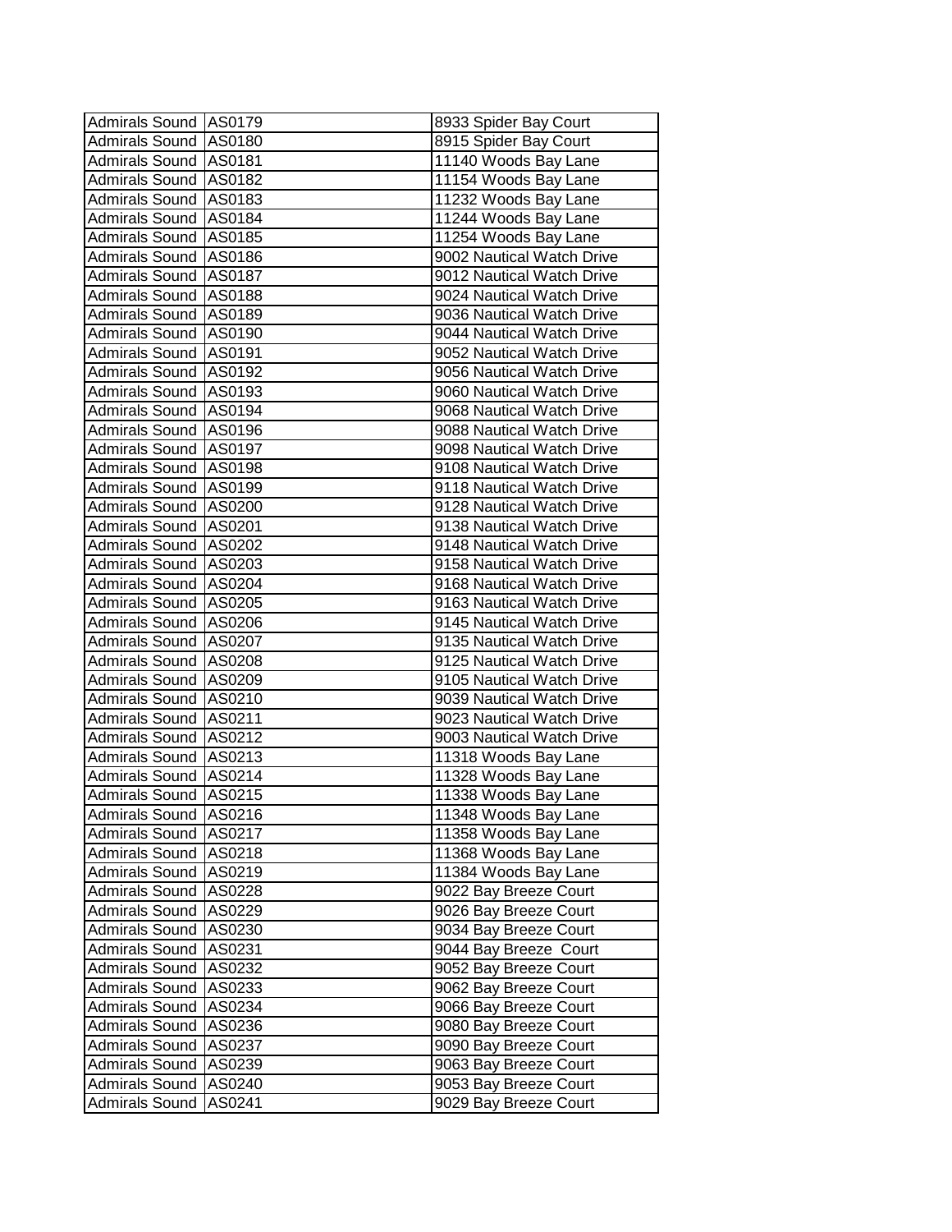| Admirals Sound | AS0179 | 8933 Spider Bay Court |
|---|---|---|
| Admirals Sound | AS0180 | 8915 Spider Bay Court |
| Admirals Sound | AS0181 | 11140 Woods Bay Lane |
| Admirals Sound | AS0182 | 11154 Woods Bay Lane |
| Admirals Sound | AS0183 | 11232 Woods Bay Lane |
| Admirals Sound | AS0184 | 11244 Woods Bay Lane |
| Admirals Sound | AS0185 | 11254 Woods Bay Lane |
| Admirals Sound | AS0186 | 9002 Nautical Watch Drive |
| Admirals Sound | AS0187 | 9012 Nautical Watch Drive |
| Admirals Sound | AS0188 | 9024 Nautical Watch Drive |
| Admirals Sound | AS0189 | 9036 Nautical Watch Drive |
| Admirals Sound | AS0190 | 9044 Nautical Watch Drive |
| Admirals Sound | AS0191 | 9052 Nautical Watch Drive |
| Admirals Sound | AS0192 | 9056 Nautical Watch Drive |
| Admirals Sound | AS0193 | 9060 Nautical Watch Drive |
| Admirals Sound | AS0194 | 9068 Nautical Watch Drive |
| Admirals Sound | AS0196 | 9088 Nautical Watch Drive |
| Admirals Sound | AS0197 | 9098 Nautical Watch Drive |
| Admirals Sound | AS0198 | 9108 Nautical Watch Drive |
| Admirals Sound | AS0199 | 9118 Nautical Watch Drive |
| Admirals Sound | AS0200 | 9128 Nautical Watch Drive |
| Admirals Sound | AS0201 | 9138 Nautical Watch Drive |
| Admirals Sound | AS0202 | 9148 Nautical Watch Drive |
| Admirals Sound | AS0203 | 9158 Nautical Watch Drive |
| Admirals Sound | AS0204 | 9168 Nautical Watch Drive |
| Admirals Sound | AS0205 | 9163 Nautical Watch Drive |
| Admirals Sound | AS0206 | 9145 Nautical Watch Drive |
| Admirals Sound | AS0207 | 9135 Nautical Watch Drive |
| Admirals Sound | AS0208 | 9125 Nautical Watch Drive |
| Admirals Sound | AS0209 | 9105 Nautical Watch Drive |
| Admirals Sound | AS0210 | 9039 Nautical Watch Drive |
| Admirals Sound | AS0211 | 9023 Nautical Watch Drive |
| Admirals Sound | AS0212 | 9003 Nautical Watch Drive |
| Admirals Sound | AS0213 | 11318 Woods Bay Lane |
| Admirals Sound | AS0214 | 11328 Woods Bay Lane |
| Admirals Sound | AS0215 | 11338 Woods Bay Lane |
| Admirals Sound | AS0216 | 11348 Woods Bay Lane |
| Admirals Sound | AS0217 | 11358 Woods Bay Lane |
| Admirals Sound | AS0218 | 11368 Woods Bay Lane |
| Admirals Sound | AS0219 | 11384 Woods Bay Lane |
| Admirals Sound | AS0228 | 9022 Bay Breeze Court |
| Admirals Sound | AS0229 | 9026 Bay Breeze Court |
| Admirals Sound | AS0230 | 9034 Bay Breeze Court |
| Admirals Sound | AS0231 | 9044 Bay Breeze Court |
| Admirals Sound | AS0232 | 9052 Bay Breeze Court |
| Admirals Sound | AS0233 | 9062 Bay Breeze Court |
| Admirals Sound | AS0234 | 9066 Bay Breeze Court |
| Admirals Sound | AS0236 | 9080 Bay Breeze Court |
| Admirals Sound | AS0237 | 9090 Bay Breeze Court |
| Admirals Sound | AS0239 | 9063 Bay Breeze Court |
| Admirals Sound | AS0240 | 9053 Bay Breeze Court |
| Admirals Sound | AS0241 | 9029 Bay Breeze Court |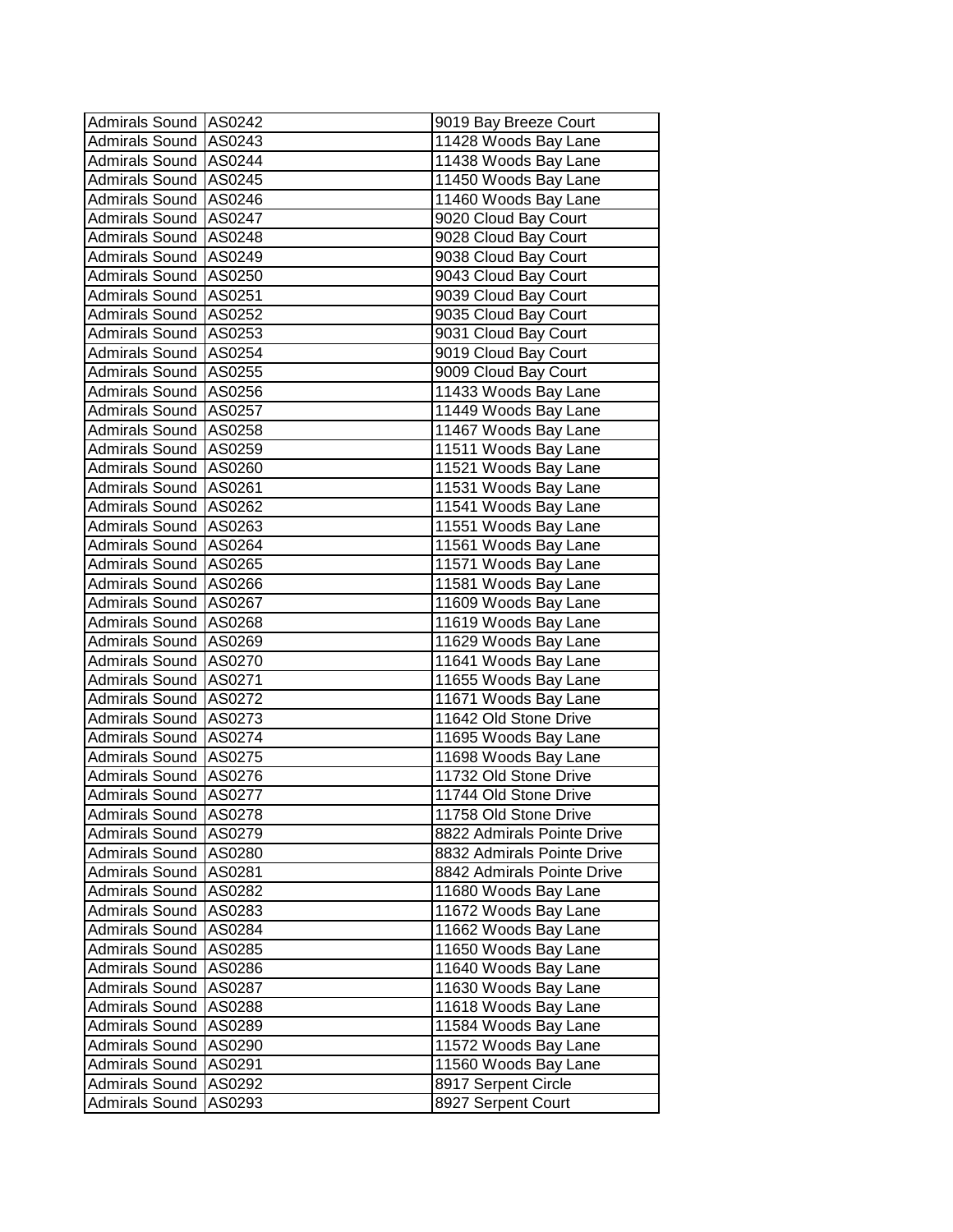| Admirals Sound | AS0242 | 9019 Bay Breeze Court |
|---|---|---|
| Admirals Sound | AS0243 | 11428 Woods Bay Lane |
| Admirals Sound | AS0244 | 11438 Woods Bay Lane |
| Admirals Sound | AS0245 | 11450 Woods Bay Lane |
| Admirals Sound | AS0246 | 11460 Woods Bay Lane |
| Admirals Sound | AS0247 | 9020 Cloud Bay Court |
| Admirals Sound | AS0248 | 9028 Cloud Bay Court |
| Admirals Sound | AS0249 | 9038 Cloud Bay Court |
| Admirals Sound | AS0250 | 9043 Cloud Bay Court |
| Admirals Sound | AS0251 | 9039 Cloud Bay Court |
| Admirals Sound | AS0252 | 9035 Cloud Bay Court |
| Admirals Sound | AS0253 | 9031 Cloud Bay Court |
| Admirals Sound | AS0254 | 9019 Cloud Bay Court |
| Admirals Sound | AS0255 | 9009 Cloud Bay Court |
| Admirals Sound | AS0256 | 11433 Woods Bay Lane |
| Admirals Sound | AS0257 | 11449 Woods Bay Lane |
| Admirals Sound | AS0258 | 11467 Woods Bay Lane |
| Admirals Sound | AS0259 | 11511 Woods Bay Lane |
| Admirals Sound | AS0260 | 11521 Woods Bay Lane |
| Admirals Sound | AS0261 | 11531 Woods Bay Lane |
| Admirals Sound | AS0262 | 11541 Woods Bay Lane |
| Admirals Sound | AS0263 | 11551 Woods Bay Lane |
| Admirals Sound | AS0264 | 11561 Woods Bay Lane |
| Admirals Sound | AS0265 | 11571 Woods Bay Lane |
| Admirals Sound | AS0266 | 11581 Woods Bay Lane |
| Admirals Sound | AS0267 | 11609 Woods Bay Lane |
| Admirals Sound | AS0268 | 11619 Woods Bay Lane |
| Admirals Sound | AS0269 | 11629 Woods Bay Lane |
| Admirals Sound | AS0270 | 11641 Woods Bay Lane |
| Admirals Sound | AS0271 | 11655 Woods Bay Lane |
| Admirals Sound | AS0272 | 11671 Woods Bay Lane |
| Admirals Sound | AS0273 | 11642 Old Stone Drive |
| Admirals Sound | AS0274 | 11695 Woods Bay Lane |
| Admirals Sound | AS0275 | 11698 Woods Bay Lane |
| Admirals Sound | AS0276 | 11732 Old Stone Drive |
| Admirals Sound | AS0277 | 11744 Old Stone Drive |
| Admirals Sound | AS0278 | 11758 Old Stone Drive |
| Admirals Sound | AS0279 | 8822 Admirals Pointe Drive |
| Admirals Sound | AS0280 | 8832 Admirals Pointe Drive |
| Admirals Sound | AS0281 | 8842 Admirals Pointe Drive |
| Admirals Sound | AS0282 | 11680 Woods Bay Lane |
| Admirals Sound | AS0283 | 11672 Woods Bay Lane |
| Admirals Sound | AS0284 | 11662 Woods Bay Lane |
| Admirals Sound | AS0285 | 11650 Woods Bay Lane |
| Admirals Sound | AS0286 | 11640 Woods Bay Lane |
| Admirals Sound | AS0287 | 11630 Woods Bay Lane |
| Admirals Sound | AS0288 | 11618 Woods Bay Lane |
| Admirals Sound | AS0289 | 11584 Woods Bay Lane |
| Admirals Sound | AS0290 | 11572 Woods Bay Lane |
| Admirals Sound | AS0291 | 11560 Woods Bay Lane |
| Admirals Sound | AS0292 | 8917 Serpent Circle |
| Admirals Sound | AS0293 | 8927 Serpent Court |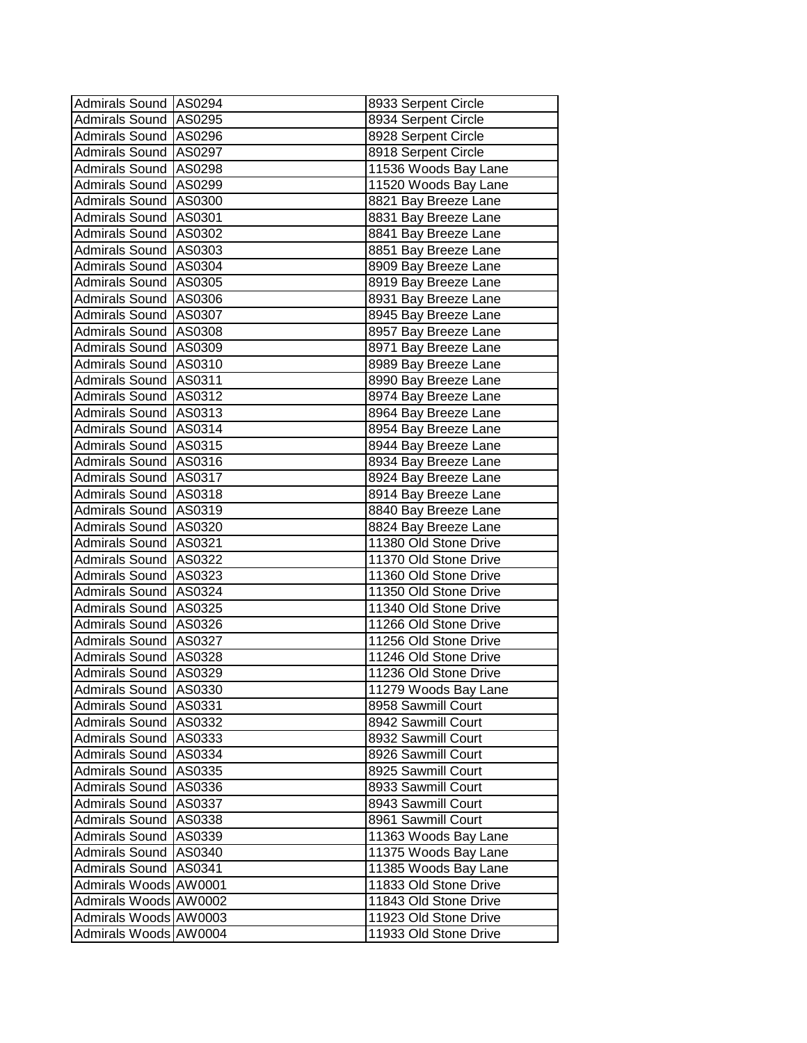| | | |
|---|---|---|
| Admirals Sound | AS0294 | 8933 Serpent Circle |
| Admirals Sound | AS0295 | 8934 Serpent Circle |
| Admirals Sound | AS0296 | 8928 Serpent Circle |
| Admirals Sound | AS0297 | 8918 Serpent Circle |
| Admirals Sound | AS0298 | 11536 Woods Bay Lane |
| Admirals Sound | AS0299 | 11520 Woods Bay Lane |
| Admirals Sound | AS0300 | 8821 Bay Breeze Lane |
| Admirals Sound | AS0301 | 8831 Bay Breeze Lane |
| Admirals Sound | AS0302 | 8841 Bay Breeze Lane |
| Admirals Sound | AS0303 | 8851 Bay Breeze Lane |
| Admirals Sound | AS0304 | 8909 Bay Breeze Lane |
| Admirals Sound | AS0305 | 8919 Bay Breeze Lane |
| Admirals Sound | AS0306 | 8931 Bay Breeze Lane |
| Admirals Sound | AS0307 | 8945 Bay Breeze Lane |
| Admirals Sound | AS0308 | 8957 Bay Breeze Lane |
| Admirals Sound | AS0309 | 8971 Bay Breeze Lane |
| Admirals Sound | AS0310 | 8989 Bay Breeze Lane |
| Admirals Sound | AS0311 | 8990 Bay Breeze Lane |
| Admirals Sound | AS0312 | 8974 Bay Breeze Lane |
| Admirals Sound | AS0313 | 8964 Bay Breeze Lane |
| Admirals Sound | AS0314 | 8954 Bay Breeze Lane |
| Admirals Sound | AS0315 | 8944 Bay Breeze Lane |
| Admirals Sound | AS0316 | 8934 Bay Breeze Lane |
| Admirals Sound | AS0317 | 8924 Bay Breeze Lane |
| Admirals Sound | AS0318 | 8914 Bay Breeze Lane |
| Admirals Sound | AS0319 | 8840 Bay Breeze Lane |
| Admirals Sound | AS0320 | 8824 Bay Breeze Lane |
| Admirals Sound | AS0321 | 11380 Old Stone Drive |
| Admirals Sound | AS0322 | 11370 Old Stone Drive |
| Admirals Sound | AS0323 | 11360 Old Stone Drive |
| Admirals Sound | AS0324 | 11350 Old Stone Drive |
| Admirals Sound | AS0325 | 11340 Old Stone Drive |
| Admirals Sound | AS0326 | 11266 Old Stone Drive |
| Admirals Sound | AS0327 | 11256 Old Stone Drive |
| Admirals Sound | AS0328 | 11246 Old Stone Drive |
| Admirals Sound | AS0329 | 11236 Old Stone Drive |
| Admirals Sound | AS0330 | 11279 Woods Bay Lane |
| Admirals Sound | AS0331 | 8958 Sawmill Court |
| Admirals Sound | AS0332 | 8942 Sawmill Court |
| Admirals Sound | AS0333 | 8932 Sawmill Court |
| Admirals Sound | AS0334 | 8926 Sawmill Court |
| Admirals Sound | AS0335 | 8925 Sawmill Court |
| Admirals Sound | AS0336 | 8933 Sawmill Court |
| Admirals Sound | AS0337 | 8943 Sawmill Court |
| Admirals Sound | AS0338 | 8961 Sawmill Court |
| Admirals Sound | AS0339 | 11363 Woods Bay Lane |
| Admirals Sound | AS0340 | 11375 Woods Bay Lane |
| Admirals Sound | AS0341 | 11385 Woods Bay Lane |
| Admirals Woods | AW0001 | 11833 Old Stone Drive |
| Admirals Woods | AW0002 | 11843 Old Stone Drive |
| Admirals Woods | AW0003 | 11923 Old Stone Drive |
| Admirals Woods | AW0004 | 11933 Old Stone Drive |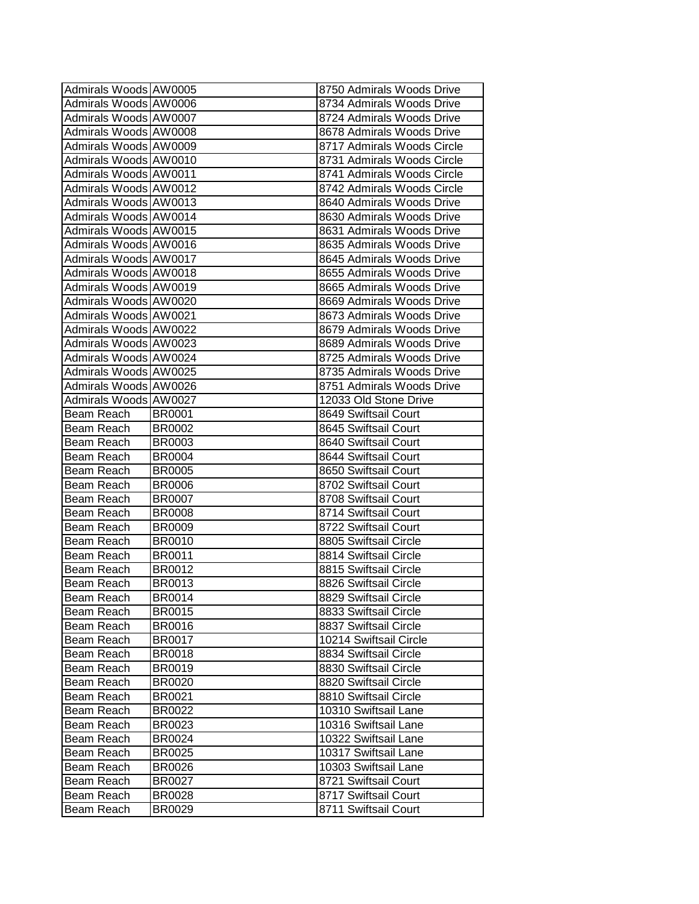| | | |
|---|---|---|
| Admirals Woods | AW0005 | 8750 Admirals Woods Drive |
| Admirals Woods | AW0006 | 8734 Admirals Woods Drive |
| Admirals Woods | AW0007 | 8724 Admirals Woods Drive |
| Admirals Woods | AW0008 | 8678 Admirals Woods Drive |
| Admirals Woods | AW0009 | 8717 Admirals Woods Circle |
| Admirals Woods | AW0010 | 8731 Admirals Woods Circle |
| Admirals Woods | AW0011 | 8741 Admirals Woods Circle |
| Admirals Woods | AW0012 | 8742 Admirals Woods Circle |
| Admirals Woods | AW0013 | 8640 Admirals Woods Drive |
| Admirals Woods | AW0014 | 8630 Admirals Woods Drive |
| Admirals Woods | AW0015 | 8631 Admirals Woods Drive |
| Admirals Woods | AW0016 | 8635 Admirals Woods Drive |
| Admirals Woods | AW0017 | 8645 Admirals Woods Drive |
| Admirals Woods | AW0018 | 8655 Admirals Woods Drive |
| Admirals Woods | AW0019 | 8665 Admirals Woods Drive |
| Admirals Woods | AW0020 | 8669 Admirals Woods Drive |
| Admirals Woods | AW0021 | 8673 Admirals Woods Drive |
| Admirals Woods | AW0022 | 8679 Admirals Woods Drive |
| Admirals Woods | AW0023 | 8689 Admirals Woods Drive |
| Admirals Woods | AW0024 | 8725 Admirals Woods Drive |
| Admirals Woods | AW0025 | 8735 Admirals Woods Drive |
| Admirals Woods | AW0026 | 8751 Admirals Woods Drive |
| Admirals Woods | AW0027 | 12033 Old Stone Drive |
| Beam Reach | BR0001 | 8649 Swiftsail Court |
| Beam Reach | BR0002 | 8645 Swiftsail Court |
| Beam Reach | BR0003 | 8640 Swiftsail Court |
| Beam Reach | BR0004 | 8644 Swiftsail Court |
| Beam Reach | BR0005 | 8650 Swiftsail Court |
| Beam Reach | BR0006 | 8702 Swiftsail Court |
| Beam Reach | BR0007 | 8708 Swiftsail Court |
| Beam Reach | BR0008 | 8714 Swiftsail Court |
| Beam Reach | BR0009 | 8722 Swiftsail Court |
| Beam Reach | BR0010 | 8805 Swiftsail Circle |
| Beam Reach | BR0011 | 8814 Swiftsail Circle |
| Beam Reach | BR0012 | 8815 Swiftsail Circle |
| Beam Reach | BR0013 | 8826 Swiftsail Circle |
| Beam Reach | BR0014 | 8829 Swiftsail Circle |
| Beam Reach | BR0015 | 8833 Swiftsail Circle |
| Beam Reach | BR0016 | 8837 Swiftsail Circle |
| Beam Reach | BR0017 | 10214 Swiftsail Circle |
| Beam Reach | BR0018 | 8834 Swiftsail Circle |
| Beam Reach | BR0019 | 8830 Swiftsail Circle |
| Beam Reach | BR0020 | 8820 Swiftsail Circle |
| Beam Reach | BR0021 | 8810 Swiftsail Circle |
| Beam Reach | BR0022 | 10310 Swiftsail Lane |
| Beam Reach | BR0023 | 10316 Swiftsail Lane |
| Beam Reach | BR0024 | 10322 Swiftsail Lane |
| Beam Reach | BR0025 | 10317 Swiftsail Lane |
| Beam Reach | BR0026 | 10303 Swiftsail Lane |
| Beam Reach | BR0027 | 8721 Swiftsail Court |
| Beam Reach | BR0028 | 8717 Swiftsail Court |
| Beam Reach | BR0029 | 8711 Swiftsail Court |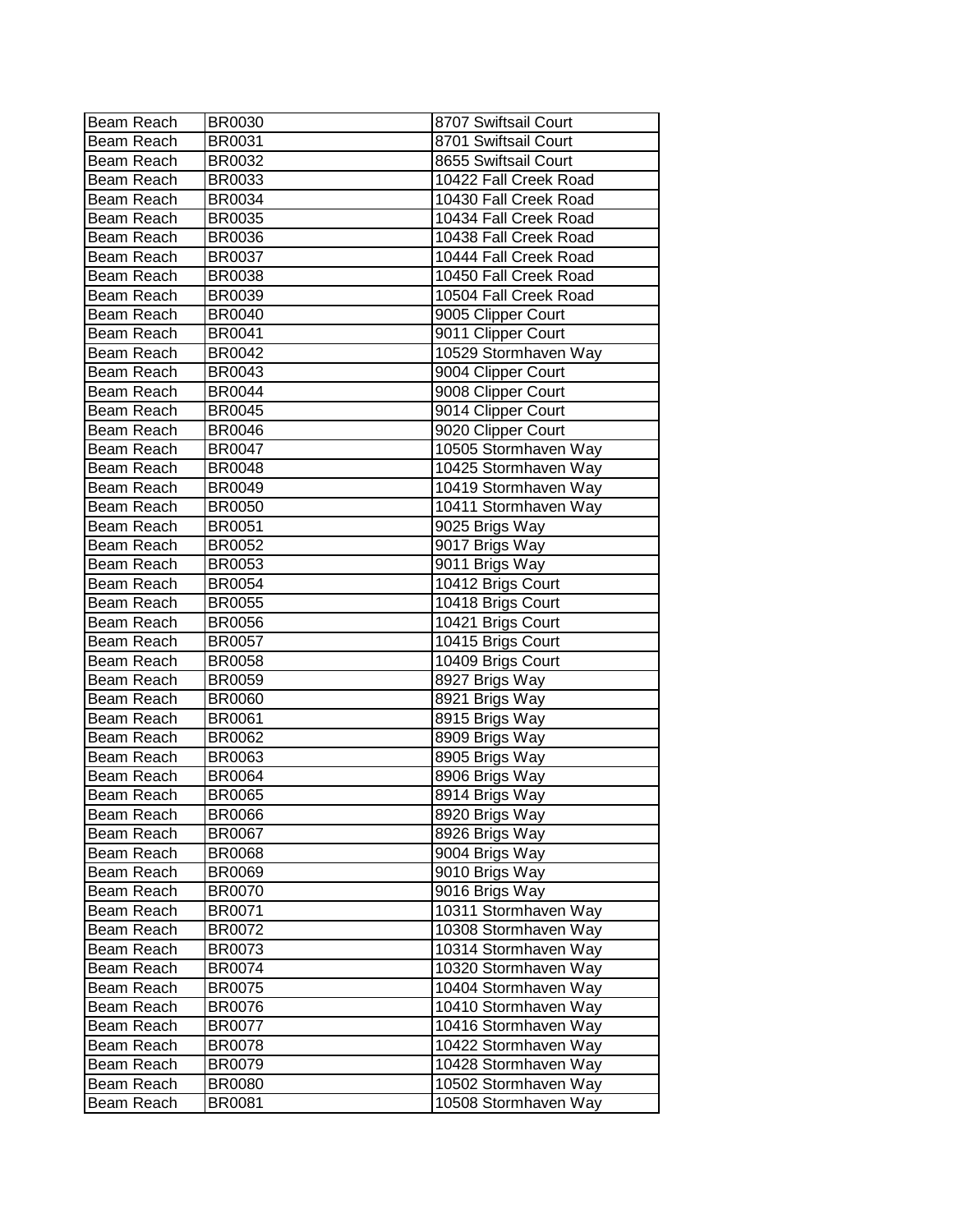| Beam Reach | BR0030 | 8707 Swiftsail Court |
|---|---|---|
| Beam Reach | BR0031 | 8701 Swiftsail Court |
| Beam Reach | BR0032 | 8655 Swiftsail Court |
| Beam Reach | BR0033 | 10422 Fall Creek Road |
| Beam Reach | BR0034 | 10430 Fall Creek Road |
| Beam Reach | BR0035 | 10434 Fall Creek Road |
| Beam Reach | BR0036 | 10438 Fall Creek Road |
| Beam Reach | BR0037 | 10444 Fall Creek Road |
| Beam Reach | BR0038 | 10450 Fall Creek Road |
| Beam Reach | BR0039 | 10504 Fall Creek Road |
| Beam Reach | BR0040 | 9005 Clipper Court |
| Beam Reach | BR0041 | 9011 Clipper Court |
| Beam Reach | BR0042 | 10529 Stormhaven Way |
| Beam Reach | BR0043 | 9004 Clipper Court |
| Beam Reach | BR0044 | 9008 Clipper Court |
| Beam Reach | BR0045 | 9014 Clipper Court |
| Beam Reach | BR0046 | 9020 Clipper Court |
| Beam Reach | BR0047 | 10505 Stormhaven Way |
| Beam Reach | BR0048 | 10425 Stormhaven Way |
| Beam Reach | BR0049 | 10419 Stormhaven Way |
| Beam Reach | BR0050 | 10411 Stormhaven Way |
| Beam Reach | BR0051 | 9025 Brigs Way |
| Beam Reach | BR0052 | 9017 Brigs Way |
| Beam Reach | BR0053 | 9011 Brigs Way |
| Beam Reach | BR0054 | 10412 Brigs Court |
| Beam Reach | BR0055 | 10418 Brigs Court |
| Beam Reach | BR0056 | 10421 Brigs Court |
| Beam Reach | BR0057 | 10415 Brigs Court |
| Beam Reach | BR0058 | 10409 Brigs Court |
| Beam Reach | BR0059 | 8927 Brigs Way |
| Beam Reach | BR0060 | 8921 Brigs Way |
| Beam Reach | BR0061 | 8915 Brigs Way |
| Beam Reach | BR0062 | 8909 Brigs Way |
| Beam Reach | BR0063 | 8905 Brigs Way |
| Beam Reach | BR0064 | 8906 Brigs Way |
| Beam Reach | BR0065 | 8914 Brigs Way |
| Beam Reach | BR0066 | 8920 Brigs Way |
| Beam Reach | BR0067 | 8926 Brigs Way |
| Beam Reach | BR0068 | 9004 Brigs Way |
| Beam Reach | BR0069 | 9010 Brigs Way |
| Beam Reach | BR0070 | 9016 Brigs Way |
| Beam Reach | BR0071 | 10311 Stormhaven Way |
| Beam Reach | BR0072 | 10308 Stormhaven Way |
| Beam Reach | BR0073 | 10314 Stormhaven Way |
| Beam Reach | BR0074 | 10320 Stormhaven Way |
| Beam Reach | BR0075 | 10404 Stormhaven Way |
| Beam Reach | BR0076 | 10410 Stormhaven Way |
| Beam Reach | BR0077 | 10416 Stormhaven Way |
| Beam Reach | BR0078 | 10422 Stormhaven Way |
| Beam Reach | BR0079 | 10428 Stormhaven Way |
| Beam Reach | BR0080 | 10502 Stormhaven Way |
| Beam Reach | BR0081 | 10508 Stormhaven Way |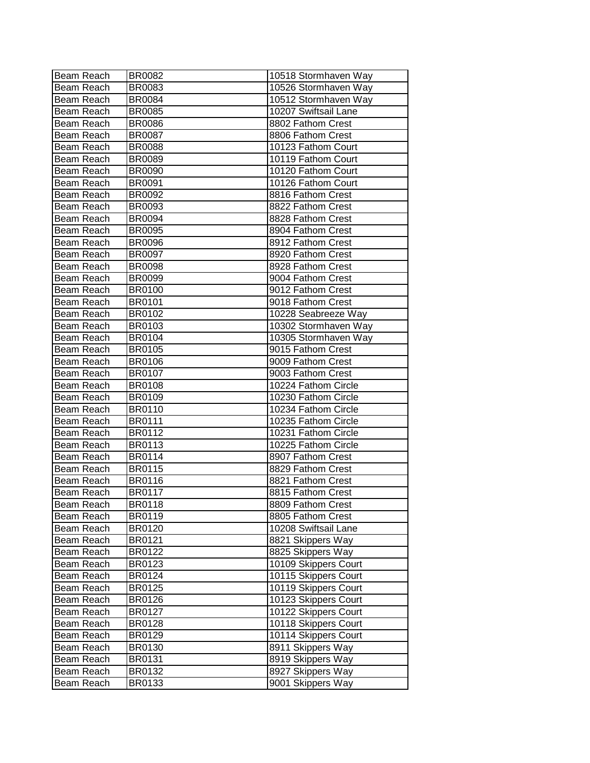| Beam Reach | BR0082 | 10518 Stormhaven Way |
|---|---|---|
| Beam Reach | BR0083 | 10526 Stormhaven Way |
| Beam Reach | BR0084 | 10512 Stormhaven Way |
| Beam Reach | BR0085 | 10207 Swiftsail Lane |
| Beam Reach | BR0086 | 8802 Fathom Crest |
| Beam Reach | BR0087 | 8806 Fathom Crest |
| Beam Reach | BR0088 | 10123 Fathom Court |
| Beam Reach | BR0089 | 10119 Fathom Court |
| Beam Reach | BR0090 | 10120 Fathom Court |
| Beam Reach | BR0091 | 10126 Fathom Court |
| Beam Reach | BR0092 | 8816 Fathom Crest |
| Beam Reach | BR0093 | 8822 Fathom Crest |
| Beam Reach | BR0094 | 8828 Fathom Crest |
| Beam Reach | BR0095 | 8904 Fathom Crest |
| Beam Reach | BR0096 | 8912 Fathom Crest |
| Beam Reach | BR0097 | 8920 Fathom Crest |
| Beam Reach | BR0098 | 8928 Fathom Crest |
| Beam Reach | BR0099 | 9004 Fathom Crest |
| Beam Reach | BR0100 | 9012 Fathom Crest |
| Beam Reach | BR0101 | 9018 Fathom Crest |
| Beam Reach | BR0102 | 10228 Seabreeze Way |
| Beam Reach | BR0103 | 10302 Stormhaven Way |
| Beam Reach | BR0104 | 10305 Stormhaven Way |
| Beam Reach | BR0105 | 9015 Fathom Crest |
| Beam Reach | BR0106 | 9009 Fathom Crest |
| Beam Reach | BR0107 | 9003 Fathom Crest |
| Beam Reach | BR0108 | 10224 Fathom Circle |
| Beam Reach | BR0109 | 10230 Fathom Circle |
| Beam Reach | BR0110 | 10234 Fathom Circle |
| Beam Reach | BR0111 | 10235 Fathom Circle |
| Beam Reach | BR0112 | 10231 Fathom Circle |
| Beam Reach | BR0113 | 10225 Fathom Circle |
| Beam Reach | BR0114 | 8907 Fathom Crest |
| Beam Reach | BR0115 | 8829 Fathom Crest |
| Beam Reach | BR0116 | 8821 Fathom Crest |
| Beam Reach | BR0117 | 8815 Fathom Crest |
| Beam Reach | BR0118 | 8809 Fathom Crest |
| Beam Reach | BR0119 | 8805 Fathom Crest |
| Beam Reach | BR0120 | 10208 Swiftsail Lane |
| Beam Reach | BR0121 | 8821 Skippers Way |
| Beam Reach | BR0122 | 8825 Skippers Way |
| Beam Reach | BR0123 | 10109 Skippers Court |
| Beam Reach | BR0124 | 10115 Skippers Court |
| Beam Reach | BR0125 | 10119 Skippers Court |
| Beam Reach | BR0126 | 10123 Skippers Court |
| Beam Reach | BR0127 | 10122 Skippers Court |
| Beam Reach | BR0128 | 10118 Skippers Court |
| Beam Reach | BR0129 | 10114 Skippers Court |
| Beam Reach | BR0130 | 8911 Skippers Way |
| Beam Reach | BR0131 | 8919 Skippers Way |
| Beam Reach | BR0132 | 8927 Skippers Way |
| Beam Reach | BR0133 | 9001 Skippers Way |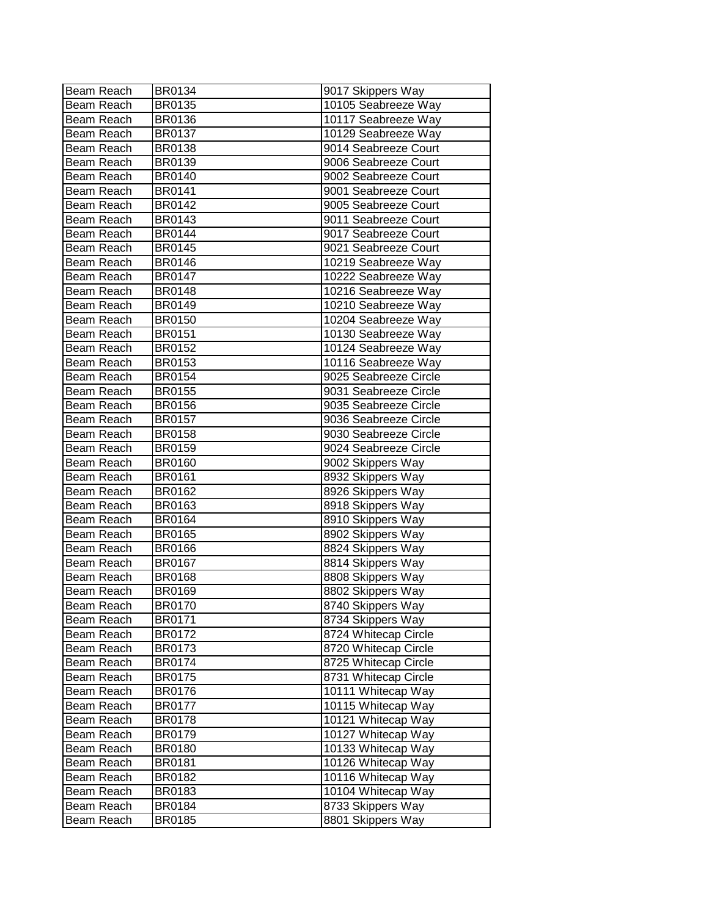| Beam Reach | BR0134 | 9017 Skippers Way |
|---|---|---|
| Beam Reach | BR0135 | 10105 Seabreeze Way |
| Beam Reach | BR0136 | 10117 Seabreeze Way |
| Beam Reach | BR0137 | 10129 Seabreeze Way |
| Beam Reach | BR0138 | 9014 Seabreeze Court |
| Beam Reach | BR0139 | 9006 Seabreeze Court |
| Beam Reach | BR0140 | 9002 Seabreeze Court |
| Beam Reach | BR0141 | 9001 Seabreeze Court |
| Beam Reach | BR0142 | 9005 Seabreeze Court |
| Beam Reach | BR0143 | 9011 Seabreeze Court |
| Beam Reach | BR0144 | 9017 Seabreeze Court |
| Beam Reach | BR0145 | 9021 Seabreeze Court |
| Beam Reach | BR0146 | 10219 Seabreeze Way |
| Beam Reach | BR0147 | 10222 Seabreeze Way |
| Beam Reach | BR0148 | 10216 Seabreeze Way |
| Beam Reach | BR0149 | 10210 Seabreeze Way |
| Beam Reach | BR0150 | 10204 Seabreeze Way |
| Beam Reach | BR0151 | 10130 Seabreeze Way |
| Beam Reach | BR0152 | 10124 Seabreeze Way |
| Beam Reach | BR0153 | 10116 Seabreeze Way |
| Beam Reach | BR0154 | 9025 Seabreeze Circle |
| Beam Reach | BR0155 | 9031 Seabreeze Circle |
| Beam Reach | BR0156 | 9035 Seabreeze Circle |
| Beam Reach | BR0157 | 9036 Seabreeze Circle |
| Beam Reach | BR0158 | 9030 Seabreeze Circle |
| Beam Reach | BR0159 | 9024 Seabreeze Circle |
| Beam Reach | BR0160 | 9002 Skippers Way |
| Beam Reach | BR0161 | 8932 Skippers Way |
| Beam Reach | BR0162 | 8926 Skippers Way |
| Beam Reach | BR0163 | 8918 Skippers Way |
| Beam Reach | BR0164 | 8910 Skippers Way |
| Beam Reach | BR0165 | 8902 Skippers Way |
| Beam Reach | BR0166 | 8824 Skippers Way |
| Beam Reach | BR0167 | 8814 Skippers Way |
| Beam Reach | BR0168 | 8808 Skippers Way |
| Beam Reach | BR0169 | 8802 Skippers Way |
| Beam Reach | BR0170 | 8740 Skippers Way |
| Beam Reach | BR0171 | 8734 Skippers Way |
| Beam Reach | BR0172 | 8724 Whitecap Circle |
| Beam Reach | BR0173 | 8720 Whitecap Circle |
| Beam Reach | BR0174 | 8725 Whitecap Circle |
| Beam Reach | BR0175 | 8731 Whitecap Circle |
| Beam Reach | BR0176 | 10111 Whitecap Way |
| Beam Reach | BR0177 | 10115 Whitecap Way |
| Beam Reach | BR0178 | 10121 Whitecap Way |
| Beam Reach | BR0179 | 10127 Whitecap Way |
| Beam Reach | BR0180 | 10133 Whitecap Way |
| Beam Reach | BR0181 | 10126 Whitecap Way |
| Beam Reach | BR0182 | 10116 Whitecap Way |
| Beam Reach | BR0183 | 10104 Whitecap Way |
| Beam Reach | BR0184 | 8733 Skippers Way |
| Beam Reach | BR0185 | 8801 Skippers Way |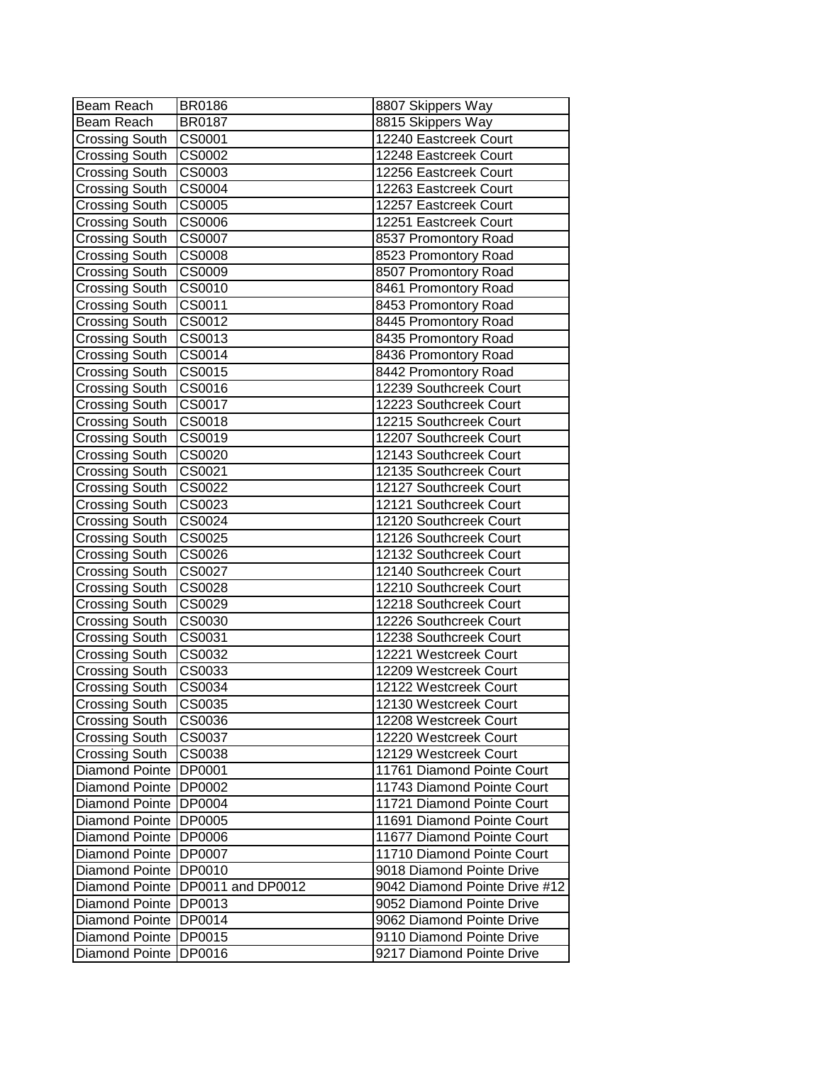| Beam Reach | BR0186 | 8807 Skippers Way |
|---|---|---|
| Beam Reach | BR0187 | 8815 Skippers Way |
| Crossing South | CS0001 | 12240 Eastcreek Court |
| Crossing South | CS0002 | 12248 Eastcreek Court |
| Crossing South | CS0003 | 12256 Eastcreek Court |
| Crossing South | CS0004 | 12263 Eastcreek Court |
| Crossing South | CS0005 | 12257 Eastcreek Court |
| Crossing South | CS0006 | 12251 Eastcreek Court |
| Crossing South | CS0007 | 8537 Promontory Road |
| Crossing South | CS0008 | 8523 Promontory Road |
| Crossing South | CS0009 | 8507 Promontory Road |
| Crossing South | CS0010 | 8461 Promontory Road |
| Crossing South | CS0011 | 8453 Promontory Road |
| Crossing South | CS0012 | 8445 Promontory Road |
| Crossing South | CS0013 | 8435 Promontory Road |
| Crossing South | CS0014 | 8436 Promontory Road |
| Crossing South | CS0015 | 8442 Promontory Road |
| Crossing South | CS0016 | 12239 Southcreek Court |
| Crossing South | CS0017 | 12223 Southcreek Court |
| Crossing South | CS0018 | 12215 Southcreek Court |
| Crossing South | CS0019 | 12207 Southcreek Court |
| Crossing South | CS0020 | 12143 Southcreek Court |
| Crossing South | CS0021 | 12135 Southcreek Court |
| Crossing South | CS0022 | 12127 Southcreek Court |
| Crossing South | CS0023 | 12121 Southcreek Court |
| Crossing South | CS0024 | 12120 Southcreek Court |
| Crossing South | CS0025 | 12126 Southcreek Court |
| Crossing South | CS0026 | 12132 Southcreek Court |
| Crossing South | CS0027 | 12140 Southcreek Court |
| Crossing South | CS0028 | 12210 Southcreek Court |
| Crossing South | CS0029 | 12218 Southcreek Court |
| Crossing South | CS0030 | 12226 Southcreek Court |
| Crossing South | CS0031 | 12238 Southcreek Court |
| Crossing South | CS0032 | 12221 Westcreek Court |
| Crossing South | CS0033 | 12209 Westcreek Court |
| Crossing South | CS0034 | 12122 Westcreek Court |
| Crossing South | CS0035 | 12130 Westcreek Court |
| Crossing South | CS0036 | 12208 Westcreek Court |
| Crossing South | CS0037 | 12220 Westcreek Court |
| Crossing South | CS0038 | 12129 Westcreek Court |
| Diamond Pointe | DP0001 | 11761 Diamond Pointe Court |
| Diamond Pointe | DP0002 | 11743 Diamond Pointe Court |
| Diamond Pointe | DP0004 | 11721 Diamond Pointe Court |
| Diamond Pointe | DP0005 | 11691 Diamond Pointe Court |
| Diamond Pointe | DP0006 | 11677 Diamond Pointe Court |
| Diamond Pointe | DP0007 | 11710 Diamond Pointe Court |
| Diamond Pointe | DP0010 | 9018 Diamond Pointe Drive |
| Diamond Pointe | DP0011 and DP0012 | 9042 Diamond Pointe Drive #12 |
| Diamond Pointe | DP0013 | 9052 Diamond Pointe Drive |
| Diamond Pointe | DP0014 | 9062 Diamond Pointe Drive |
| Diamond Pointe | DP0015 | 9110 Diamond Pointe Drive |
| Diamond Pointe | DP0016 | 9217 Diamond Pointe Drive |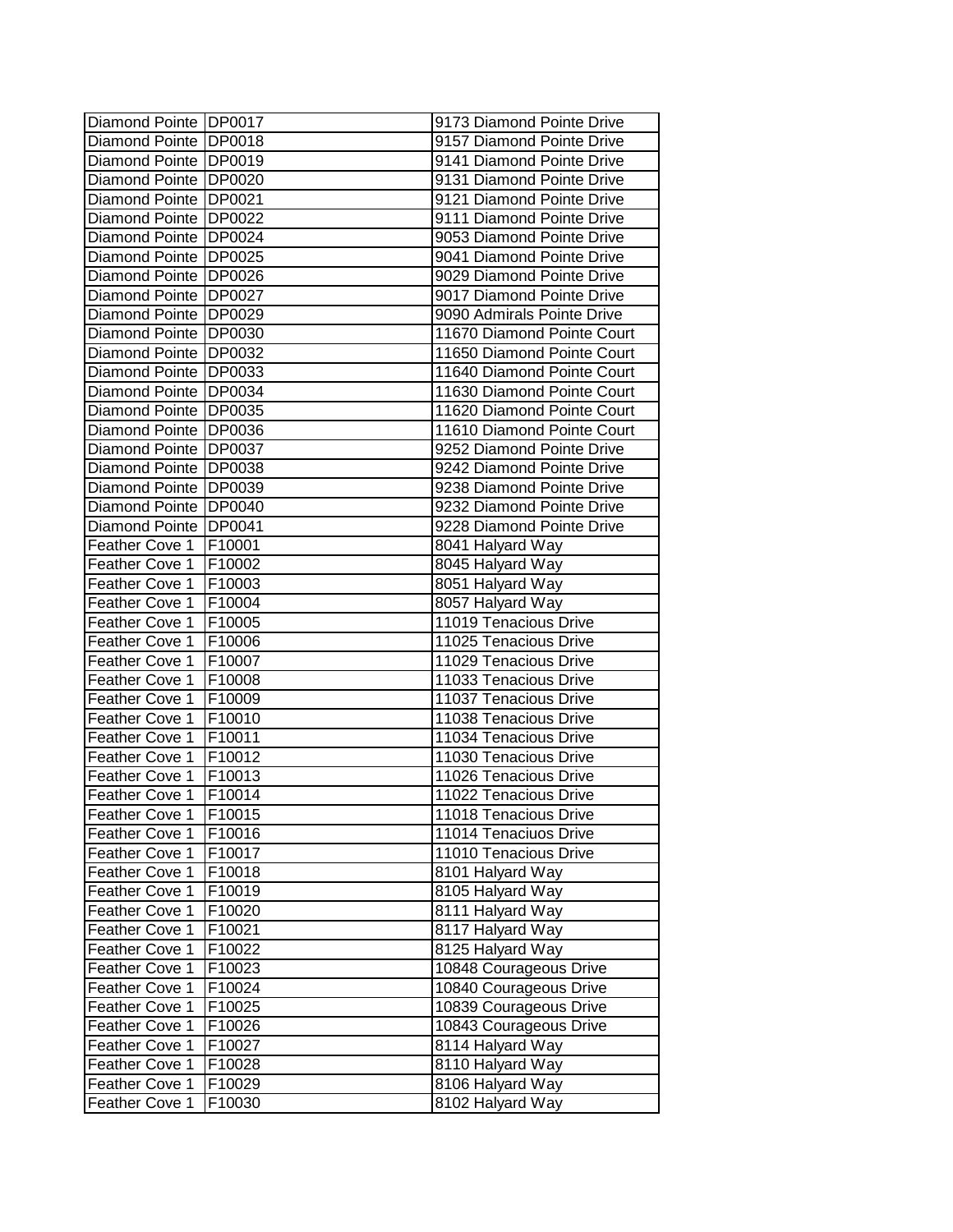| | | |
|---|---|---|
| Diamond Pointe | DP0017 | 9173 Diamond Pointe Drive |
| Diamond Pointe | DP0018 | 9157 Diamond Pointe Drive |
| Diamond Pointe | DP0019 | 9141 Diamond Pointe Drive |
| Diamond Pointe | DP0020 | 9131 Diamond Pointe Drive |
| Diamond Pointe | DP0021 | 9121 Diamond Pointe Drive |
| Diamond Pointe | DP0022 | 9111 Diamond Pointe Drive |
| Diamond Pointe | DP0024 | 9053 Diamond Pointe Drive |
| Diamond Pointe | DP0025 | 9041 Diamond Pointe Drive |
| Diamond Pointe | DP0026 | 9029 Diamond Pointe Drive |
| Diamond Pointe | DP0027 | 9017 Diamond Pointe Drive |
| Diamond Pointe | DP0029 | 9090 Admirals Pointe Drive |
| Diamond Pointe | DP0030 | 11670 Diamond Pointe Court |
| Diamond Pointe | DP0032 | 11650 Diamond Pointe Court |
| Diamond Pointe | DP0033 | 11640 Diamond Pointe Court |
| Diamond Pointe | DP0034 | 11630 Diamond Pointe Court |
| Diamond Pointe | DP0035 | 11620 Diamond Pointe Court |
| Diamond Pointe | DP0036 | 11610 Diamond Pointe Court |
| Diamond Pointe | DP0037 | 9252 Diamond Pointe Drive |
| Diamond Pointe | DP0038 | 9242 Diamond Pointe Drive |
| Diamond Pointe | DP0039 | 9238 Diamond Pointe Drive |
| Diamond Pointe | DP0040 | 9232 Diamond Pointe Drive |
| Diamond Pointe | DP0041 | 9228 Diamond Pointe Drive |
| Feather Cove 1 | F10001 | 8041 Halyard Way |
| Feather Cove 1 | F10002 | 8045 Halyard Way |
| Feather Cove 1 | F10003 | 8051 Halyard Way |
| Feather Cove 1 | F10004 | 8057 Halyard Way |
| Feather Cove 1 | F10005 | 11019 Tenacious Drive |
| Feather Cove 1 | F10006 | 11025 Tenacious Drive |
| Feather Cove 1 | F10007 | 11029 Tenacious Drive |
| Feather Cove 1 | F10008 | 11033 Tenacious Drive |
| Feather Cove 1 | F10009 | 11037 Tenacious Drive |
| Feather Cove 1 | F10010 | 11038 Tenacious Drive |
| Feather Cove 1 | F10011 | 11034 Tenacious Drive |
| Feather Cove 1 | F10012 | 11030 Tenacious Drive |
| Feather Cove 1 | F10013 | 11026 Tenacious Drive |
| Feather Cove 1 | F10014 | 11022 Tenacious Drive |
| Feather Cove 1 | F10015 | 11018 Tenacious Drive |
| Feather Cove 1 | F10016 | 11014 Tenaciuos Drive |
| Feather Cove 1 | F10017 | 11010 Tenacious Drive |
| Feather Cove 1 | F10018 | 8101 Halyard Way |
| Feather Cove 1 | F10019 | 8105 Halyard Way |
| Feather Cove 1 | F10020 | 8111 Halyard Way |
| Feather Cove 1 | F10021 | 8117 Halyard Way |
| Feather Cove 1 | F10022 | 8125 Halyard Way |
| Feather Cove 1 | F10023 | 10848 Courageous Drive |
| Feather Cove 1 | F10024 | 10840 Courageous Drive |
| Feather Cove 1 | F10025 | 10839 Courageous Drive |
| Feather Cove 1 | F10026 | 10843 Courageous Drive |
| Feather Cove 1 | F10027 | 8114 Halyard Way |
| Feather Cove 1 | F10028 | 8110 Halyard Way |
| Feather Cove 1 | F10029 | 8106 Halyard Way |
| Feather Cove 1 | F10030 | 8102 Halyard Way |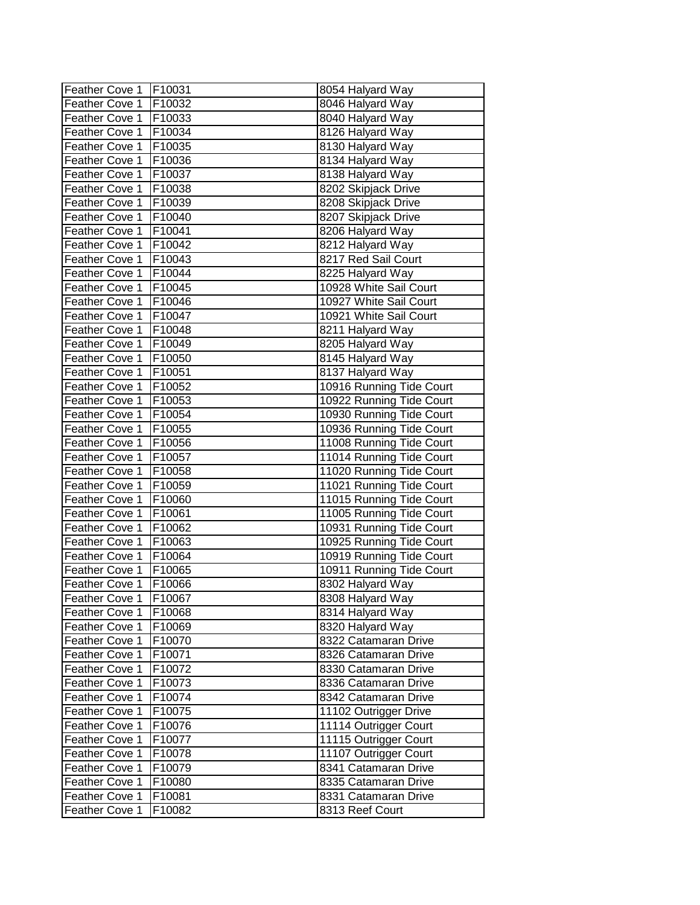| Feather Cove 1 | F10031 | 8054 Halyard Way |
|---|---|---|
| Feather Cove 1 | F10032 | 8046 Halyard Way |
| Feather Cove 1 | F10033 | 8040 Halyard Way |
| Feather Cove 1 | F10034 | 8126 Halyard Way |
| Feather Cove 1 | F10035 | 8130 Halyard Way |
| Feather Cove 1 | F10036 | 8134 Halyard Way |
| Feather Cove 1 | F10037 | 8138 Halyard Way |
| Feather Cove 1 | F10038 | 8202 Skipjack Drive |
| Feather Cove 1 | F10039 | 8208 Skipjack Drive |
| Feather Cove 1 | F10040 | 8207 Skipjack Drive |
| Feather Cove 1 | F10041 | 8206 Halyard Way |
| Feather Cove 1 | F10042 | 8212 Halyard Way |
| Feather Cove 1 | F10043 | 8217 Red Sail Court |
| Feather Cove 1 | F10044 | 8225 Halyard Way |
| Feather Cove 1 | F10045 | 10928 White Sail Court |
| Feather Cove 1 | F10046 | 10927 White Sail Court |
| Feather Cove 1 | F10047 | 10921 White Sail Court |
| Feather Cove 1 | F10048 | 8211 Halyard Way |
| Feather Cove 1 | F10049 | 8205 Halyard Way |
| Feather Cove 1 | F10050 | 8145 Halyard Way |
| Feather Cove 1 | F10051 | 8137 Halyard Way |
| Feather Cove 1 | F10052 | 10916 Running Tide Court |
| Feather Cove 1 | F10053 | 10922 Running Tide Court |
| Feather Cove 1 | F10054 | 10930 Running Tide Court |
| Feather Cove 1 | F10055 | 10936 Running Tide Court |
| Feather Cove 1 | F10056 | 11008 Running Tide Court |
| Feather Cove 1 | F10057 | 11014 Running Tide Court |
| Feather Cove 1 | F10058 | 11020 Running Tide Court |
| Feather Cove 1 | F10059 | 11021 Running Tide Court |
| Feather Cove 1 | F10060 | 11015 Running Tide Court |
| Feather Cove 1 | F10061 | 11005 Running Tide Court |
| Feather Cove 1 | F10062 | 10931 Running Tide Court |
| Feather Cove 1 | F10063 | 10925 Running Tide Court |
| Feather Cove 1 | F10064 | 10919 Running Tide Court |
| Feather Cove 1 | F10065 | 10911 Running Tide Court |
| Feather Cove 1 | F10066 | 8302 Halyard Way |
| Feather Cove 1 | F10067 | 8308 Halyard Way |
| Feather Cove 1 | F10068 | 8314 Halyard Way |
| Feather Cove 1 | F10069 | 8320 Halyard Way |
| Feather Cove 1 | F10070 | 8322 Catamaran Drive |
| Feather Cove 1 | F10071 | 8326 Catamaran Drive |
| Feather Cove 1 | F10072 | 8330 Catamaran Drive |
| Feather Cove 1 | F10073 | 8336 Catamaran Drive |
| Feather Cove 1 | F10074 | 8342 Catamaran Drive |
| Feather Cove 1 | F10075 | 11102 Outrigger Drive |
| Feather Cove 1 | F10076 | 11114 Outrigger Court |
| Feather Cove 1 | F10077 | 11115 Outrigger Court |
| Feather Cove 1 | F10078 | 11107 Outrigger Court |
| Feather Cove 1 | F10079 | 8341 Catamaran Drive |
| Feather Cove 1 | F10080 | 8335 Catamaran Drive |
| Feather Cove 1 | F10081 | 8331 Catamaran Drive |
| Feather Cove 1 | F10082 | 8313 Reef Court |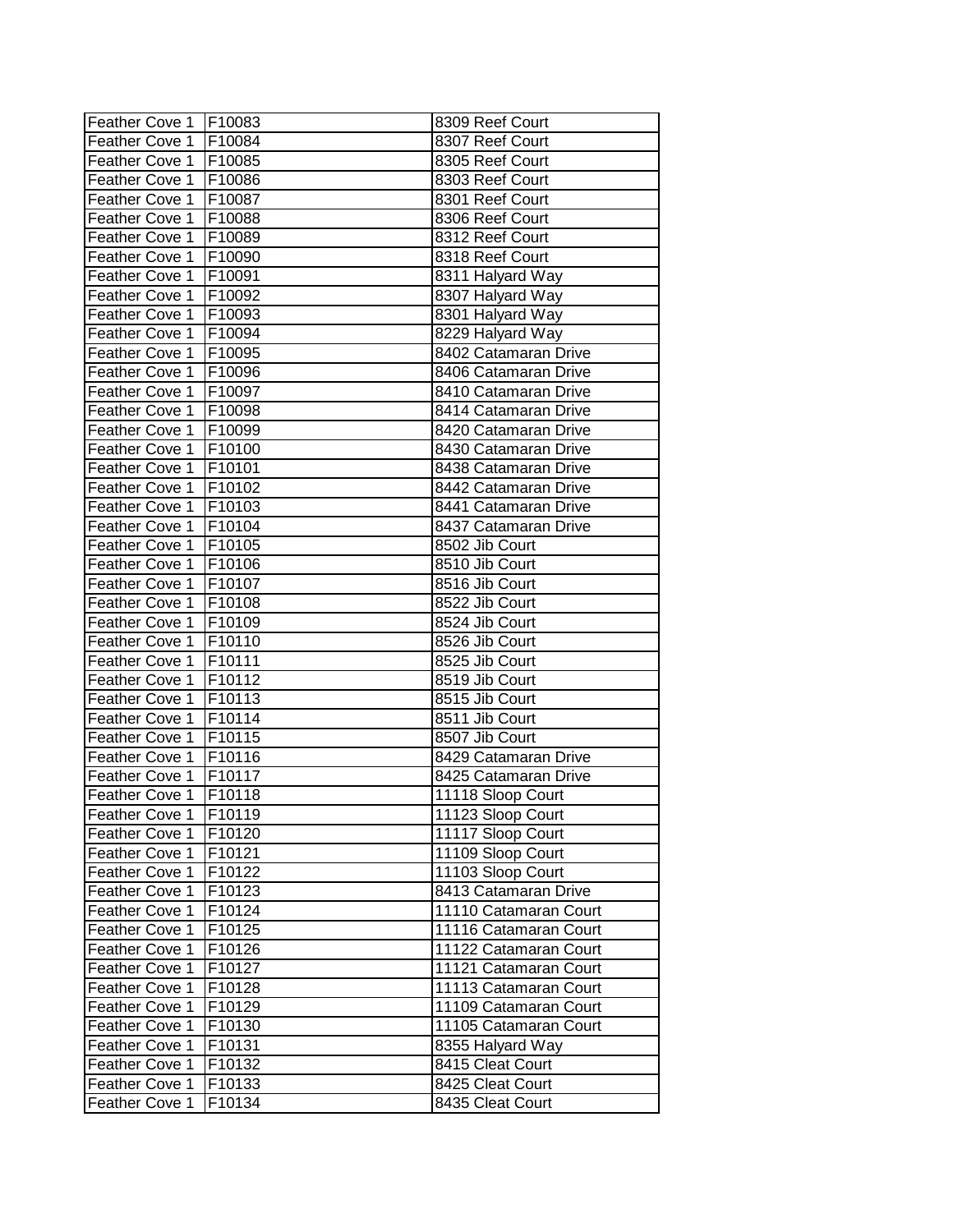| Feather Cove 1 | F10083 | 8309 Reef Court |
|---|---|---|
| Feather Cove 1 | F10084 | 8307 Reef Court |
| Feather Cove 1 | F10085 | 8305 Reef Court |
| Feather Cove 1 | F10086 | 8303 Reef Court |
| Feather Cove 1 | F10087 | 8301 Reef Court |
| Feather Cove 1 | F10088 | 8306 Reef Court |
| Feather Cove 1 | F10089 | 8312 Reef Court |
| Feather Cove 1 | F10090 | 8318 Reef Court |
| Feather Cove 1 | F10091 | 8311 Halyard Way |
| Feather Cove 1 | F10092 | 8307 Halyard Way |
| Feather Cove 1 | F10093 | 8301 Halyard Way |
| Feather Cove 1 | F10094 | 8229 Halyard Way |
| Feather Cove 1 | F10095 | 8402 Catamaran Drive |
| Feather Cove 1 | F10096 | 8406 Catamaran Drive |
| Feather Cove 1 | F10097 | 8410 Catamaran Drive |
| Feather Cove 1 | F10098 | 8414 Catamaran Drive |
| Feather Cove 1 | F10099 | 8420 Catamaran Drive |
| Feather Cove 1 | F10100 | 8430 Catamaran Drive |
| Feather Cove 1 | F10101 | 8438 Catamaran Drive |
| Feather Cove 1 | F10102 | 8442 Catamaran Drive |
| Feather Cove 1 | F10103 | 8441 Catamaran Drive |
| Feather Cove 1 | F10104 | 8437 Catamaran Drive |
| Feather Cove 1 | F10105 | 8502 Jib Court |
| Feather Cove 1 | F10106 | 8510 Jib Court |
| Feather Cove 1 | F10107 | 8516 Jib Court |
| Feather Cove 1 | F10108 | 8522 Jib Court |
| Feather Cove 1 | F10109 | 8524 Jib Court |
| Feather Cove 1 | F10110 | 8526 Jib Court |
| Feather Cove 1 | F10111 | 8525 Jib Court |
| Feather Cove 1 | F10112 | 8519 Jib Court |
| Feather Cove 1 | F10113 | 8515 Jib Court |
| Feather Cove 1 | F10114 | 8511 Jib Court |
| Feather Cove 1 | F10115 | 8507 Jib Court |
| Feather Cove 1 | F10116 | 8429 Catamaran Drive |
| Feather Cove 1 | F10117 | 8425 Catamaran Drive |
| Feather Cove 1 | F10118 | 11118 Sloop Court |
| Feather Cove 1 | F10119 | 11123 Sloop Court |
| Feather Cove 1 | F10120 | 11117 Sloop Court |
| Feather Cove 1 | F10121 | 11109 Sloop Court |
| Feather Cove 1 | F10122 | 11103 Sloop Court |
| Feather Cove 1 | F10123 | 8413 Catamaran Drive |
| Feather Cove 1 | F10124 | 11110 Catamaran Court |
| Feather Cove 1 | F10125 | 11116 Catamaran Court |
| Feather Cove 1 | F10126 | 11122 Catamaran Court |
| Feather Cove 1 | F10127 | 11121 Catamaran Court |
| Feather Cove 1 | F10128 | 11113 Catamaran Court |
| Feather Cove 1 | F10129 | 11109 Catamaran Court |
| Feather Cove 1 | F10130 | 11105 Catamaran Court |
| Feather Cove 1 | F10131 | 8355 Halyard Way |
| Feather Cove 1 | F10132 | 8415 Cleat Court |
| Feather Cove 1 | F10133 | 8425 Cleat Court |
| Feather Cove 1 | F10134 | 8435 Cleat Court |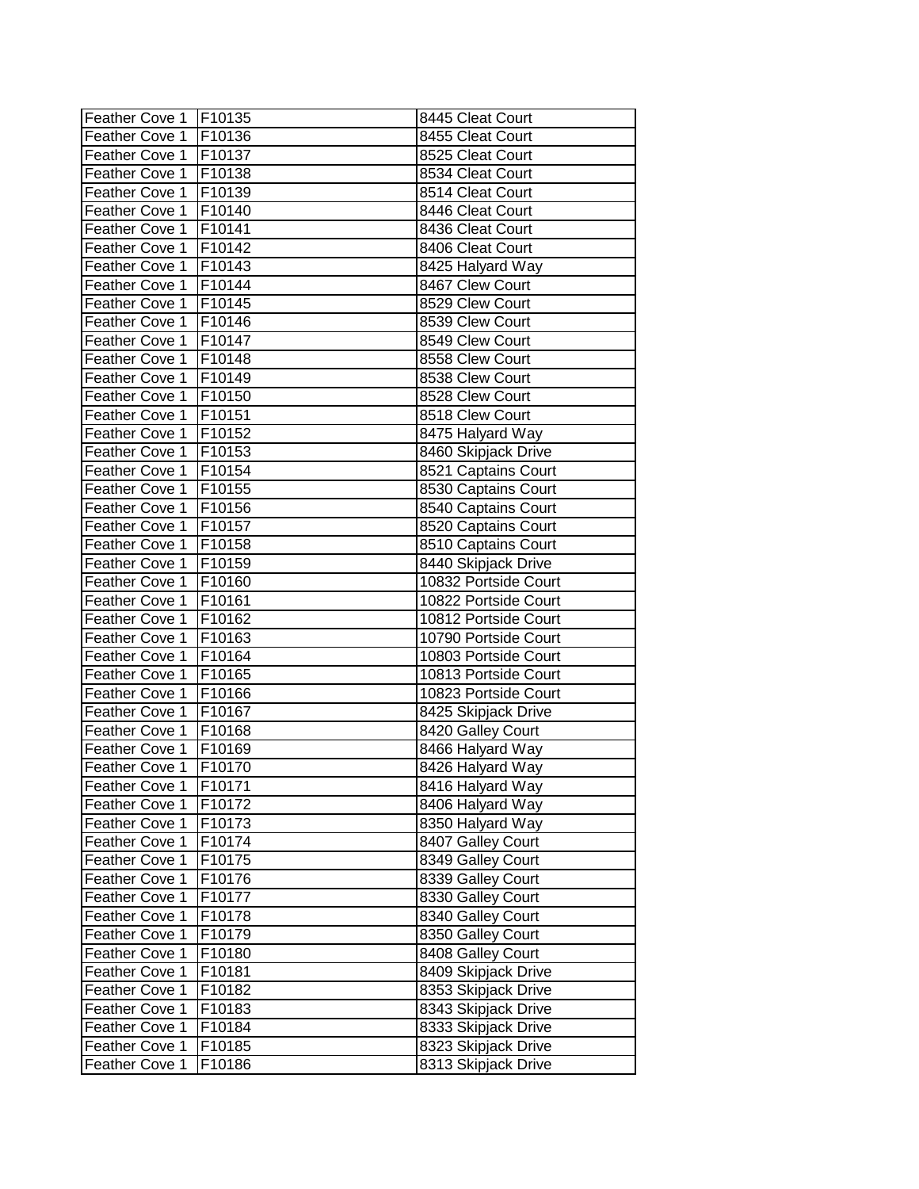| Feather Cove 1 | F10135 | 8445 Cleat Court |
|---|---|---|
| Feather Cove 1 | F10136 | 8455 Cleat Court |
| Feather Cove 1 | F10137 | 8525 Cleat Court |
| Feather Cove 1 | F10138 | 8534 Cleat Court |
| Feather Cove 1 | F10139 | 8514 Cleat Court |
| Feather Cove 1 | F10140 | 8446 Cleat Court |
| Feather Cove 1 | F10141 | 8436 Cleat Court |
| Feather Cove 1 | F10142 | 8406 Cleat Court |
| Feather Cove 1 | F10143 | 8425 Halyard Way |
| Feather Cove 1 | F10144 | 8467 Clew Court |
| Feather Cove 1 | F10145 | 8529 Clew Court |
| Feather Cove 1 | F10146 | 8539 Clew Court |
| Feather Cove 1 | F10147 | 8549 Clew Court |
| Feather Cove 1 | F10148 | 8558 Clew Court |
| Feather Cove 1 | F10149 | 8538 Clew Court |
| Feather Cove 1 | F10150 | 8528 Clew Court |
| Feather Cove 1 | F10151 | 8518 Clew Court |
| Feather Cove 1 | F10152 | 8475 Halyard Way |
| Feather Cove 1 | F10153 | 8460 Skipjack Drive |
| Feather Cove 1 | F10154 | 8521 Captains Court |
| Feather Cove 1 | F10155 | 8530 Captains Court |
| Feather Cove 1 | F10156 | 8540 Captains Court |
| Feather Cove 1 | F10157 | 8520 Captains Court |
| Feather Cove 1 | F10158 | 8510 Captains Court |
| Feather Cove 1 | F10159 | 8440 Skipjack Drive |
| Feather Cove 1 | F10160 | 10832 Portside Court |
| Feather Cove 1 | F10161 | 10822 Portside Court |
| Feather Cove 1 | F10162 | 10812 Portside Court |
| Feather Cove 1 | F10163 | 10790 Portside Court |
| Feather Cove 1 | F10164 | 10803 Portside Court |
| Feather Cove 1 | F10165 | 10813 Portside Court |
| Feather Cove 1 | F10166 | 10823 Portside Court |
| Feather Cove 1 | F10167 | 8425 Skipjack Drive |
| Feather Cove 1 | F10168 | 8420 Galley Court |
| Feather Cove 1 | F10169 | 8466 Halyard Way |
| Feather Cove 1 | F10170 | 8426 Halyard Way |
| Feather Cove 1 | F10171 | 8416 Halyard Way |
| Feather Cove 1 | F10172 | 8406 Halyard Way |
| Feather Cove 1 | F10173 | 8350 Halyard Way |
| Feather Cove 1 | F10174 | 8407 Galley Court |
| Feather Cove 1 | F10175 | 8349 Galley Court |
| Feather Cove 1 | F10176 | 8339 Galley Court |
| Feather Cove 1 | F10177 | 8330 Galley Court |
| Feather Cove 1 | F10178 | 8340 Galley Court |
| Feather Cove 1 | F10179 | 8350 Galley Court |
| Feather Cove 1 | F10180 | 8408 Galley Court |
| Feather Cove 1 | F10181 | 8409 Skipjack Drive |
| Feather Cove 1 | F10182 | 8353 Skipjack Drive |
| Feather Cove 1 | F10183 | 8343 Skipjack Drive |
| Feather Cove 1 | F10184 | 8333 Skipjack Drive |
| Feather Cove 1 | F10185 | 8323 Skipjack Drive |
| Feather Cove 1 | F10186 | 8313 Skipjack Drive |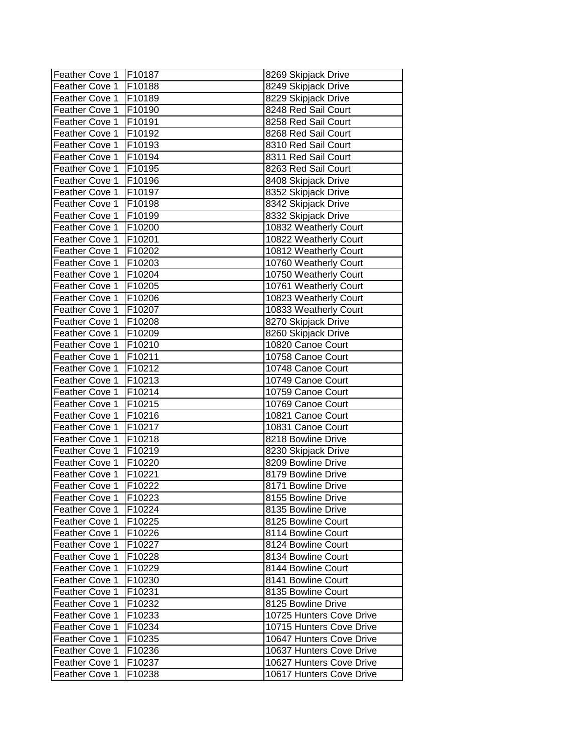| | | |
|---|---|---|
| Feather Cove 1 | F10187 | 8269 Skipjack Drive |
| Feather Cove 1 | F10188 | 8249 Skipjack Drive |
| Feather Cove 1 | F10189 | 8229 Skipjack Drive |
| Feather Cove 1 | F10190 | 8248 Red Sail Court |
| Feather Cove 1 | F10191 | 8258 Red Sail Court |
| Feather Cove 1 | F10192 | 8268 Red Sail Court |
| Feather Cove 1 | F10193 | 8310 Red Sail Court |
| Feather Cove 1 | F10194 | 8311 Red Sail Court |
| Feather Cove 1 | F10195 | 8263 Red Sail Court |
| Feather Cove 1 | F10196 | 8408 Skipjack Drive |
| Feather Cove 1 | F10197 | 8352 Skipjack Drive |
| Feather Cove 1 | F10198 | 8342 Skipjack Drive |
| Feather Cove 1 | F10199 | 8332 Skipjack Drive |
| Feather Cove 1 | F10200 | 10832 Weatherly Court |
| Feather Cove 1 | F10201 | 10822 Weatherly Court |
| Feather Cove 1 | F10202 | 10812 Weatherly Court |
| Feather Cove 1 | F10203 | 10760 Weatherly Court |
| Feather Cove 1 | F10204 | 10750 Weatherly Court |
| Feather Cove 1 | F10205 | 10761 Weatherly Court |
| Feather Cove 1 | F10206 | 10823 Weatherly Court |
| Feather Cove 1 | F10207 | 10833 Weatherly Court |
| Feather Cove 1 | F10208 | 8270 Skipjack Drive |
| Feather Cove 1 | F10209 | 8260 Skipjack Drive |
| Feather Cove 1 | F10210 | 10820 Canoe Court |
| Feather Cove 1 | F10211 | 10758 Canoe Court |
| Feather Cove 1 | F10212 | 10748 Canoe Court |
| Feather Cove 1 | F10213 | 10749 Canoe Court |
| Feather Cove 1 | F10214 | 10759 Canoe Court |
| Feather Cove 1 | F10215 | 10769 Canoe Court |
| Feather Cove 1 | F10216 | 10821 Canoe Court |
| Feather Cove 1 | F10217 | 10831 Canoe Court |
| Feather Cove 1 | F10218 | 8218 Bowline Drive |
| Feather Cove 1 | F10219 | 8230 Skipjack Drive |
| Feather Cove 1 | F10220 | 8209 Bowline Drive |
| Feather Cove 1 | F10221 | 8179 Bowline Drive |
| Feather Cove 1 | F10222 | 8171 Bowline Drive |
| Feather Cove 1 | F10223 | 8155 Bowline Drive |
| Feather Cove 1 | F10224 | 8135 Bowline Drive |
| Feather Cove 1 | F10225 | 8125 Bowline Court |
| Feather Cove 1 | F10226 | 8114 Bowline Court |
| Feather Cove 1 | F10227 | 8124 Bowline Court |
| Feather Cove 1 | F10228 | 8134 Bowline Court |
| Feather Cove 1 | F10229 | 8144 Bowline Court |
| Feather Cove 1 | F10230 | 8141 Bowline Court |
| Feather Cove 1 | F10231 | 8135 Bowline Court |
| Feather Cove 1 | F10232 | 8125 Bowline Drive |
| Feather Cove 1 | F10233 | 10725 Hunters Cove Drive |
| Feather Cove 1 | F10234 | 10715 Hunters Cove Drive |
| Feather Cove 1 | F10235 | 10647 Hunters Cove Drive |
| Feather Cove 1 | F10236 | 10637 Hunters Cove Drive |
| Feather Cove 1 | F10237 | 10627 Hunters Cove Drive |
| Feather Cove 1 | F10238 | 10617 Hunters Cove Drive |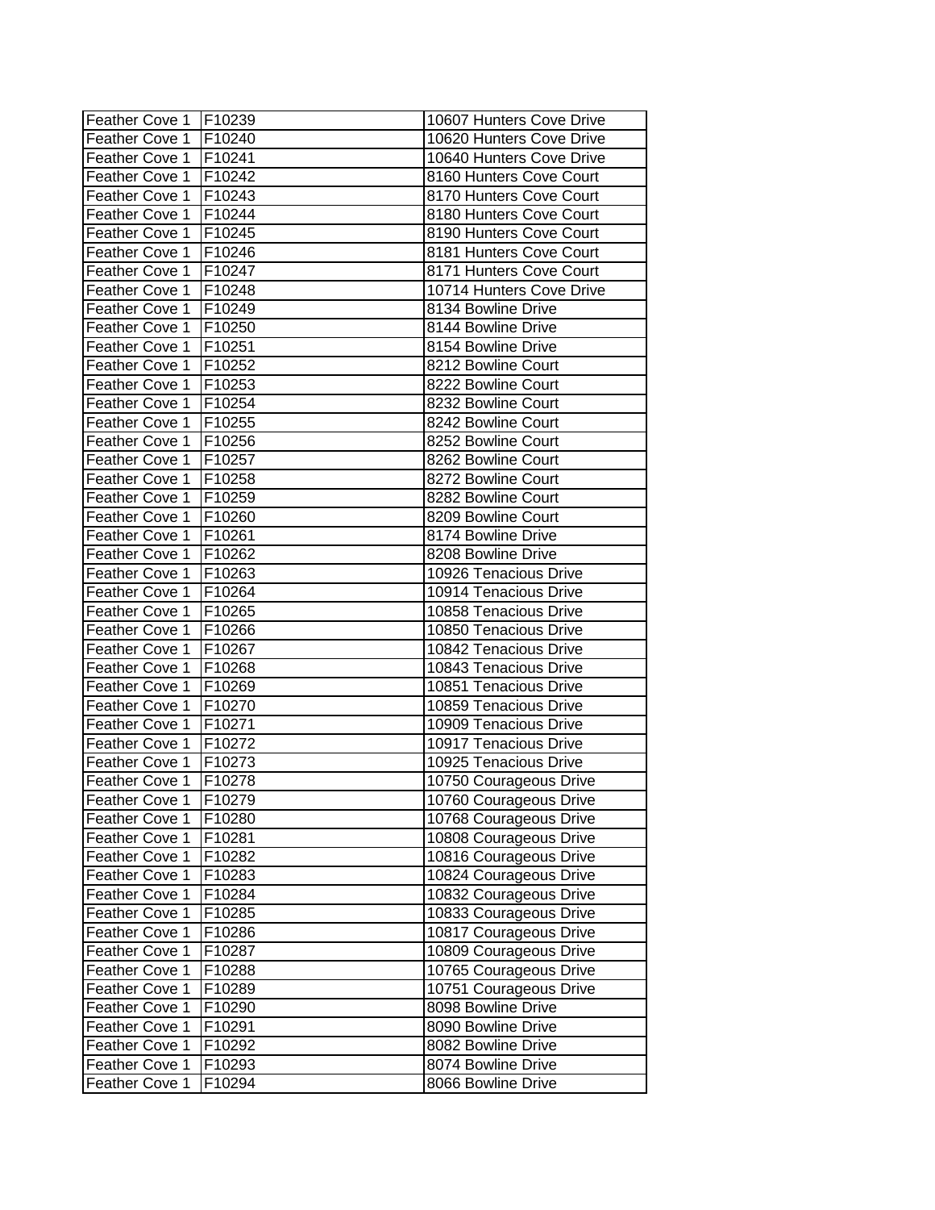| Feather Cove 1 | F10239 | 10607 Hunters Cove Drive |
|---|---|---|
| Feather Cove 1 | F10240 | 10620 Hunters Cove Drive |
| Feather Cove 1 | F10241 | 10640 Hunters Cove Drive |
| Feather Cove 1 | F10242 | 8160 Hunters Cove Court |
| Feather Cove 1 | F10243 | 8170 Hunters Cove Court |
| Feather Cove 1 | F10244 | 8180 Hunters Cove Court |
| Feather Cove 1 | F10245 | 8190 Hunters Cove Court |
| Feather Cove 1 | F10246 | 8181 Hunters Cove Court |
| Feather Cove 1 | F10247 | 8171 Hunters Cove Court |
| Feather Cove 1 | F10248 | 10714 Hunters Cove Drive |
| Feather Cove 1 | F10249 | 8134 Bowline Drive |
| Feather Cove 1 | F10250 | 8144 Bowline Drive |
| Feather Cove 1 | F10251 | 8154 Bowline Drive |
| Feather Cove 1 | F10252 | 8212 Bowline Court |
| Feather Cove 1 | F10253 | 8222 Bowline Court |
| Feather Cove 1 | F10254 | 8232 Bowline Court |
| Feather Cove 1 | F10255 | 8242 Bowline Court |
| Feather Cove 1 | F10256 | 8252 Bowline Court |
| Feather Cove 1 | F10257 | 8262 Bowline Court |
| Feather Cove 1 | F10258 | 8272 Bowline Court |
| Feather Cove 1 | F10259 | 8282 Bowline Court |
| Feather Cove 1 | F10260 | 8209 Bowline Court |
| Feather Cove 1 | F10261 | 8174 Bowline Drive |
| Feather Cove 1 | F10262 | 8208 Bowline Drive |
| Feather Cove 1 | F10263 | 10926 Tenacious Drive |
| Feather Cove 1 | F10264 | 10914 Tenacious Drive |
| Feather Cove 1 | F10265 | 10858 Tenacious Drive |
| Feather Cove 1 | F10266 | 10850 Tenacious Drive |
| Feather Cove 1 | F10267 | 10842 Tenacious Drive |
| Feather Cove 1 | F10268 | 10843 Tenacious Drive |
| Feather Cove 1 | F10269 | 10851 Tenacious Drive |
| Feather Cove 1 | F10270 | 10859 Tenacious Drive |
| Feather Cove 1 | F10271 | 10909 Tenacious Drive |
| Feather Cove 1 | F10272 | 10917 Tenacious Drive |
| Feather Cove 1 | F10273 | 10925 Tenacious Drive |
| Feather Cove 1 | F10278 | 10750 Courageous Drive |
| Feather Cove 1 | F10279 | 10760 Courageous Drive |
| Feather Cove 1 | F10280 | 10768 Courageous Drive |
| Feather Cove 1 | F10281 | 10808 Courageous Drive |
| Feather Cove 1 | F10282 | 10816 Courageous Drive |
| Feather Cove 1 | F10283 | 10824 Courageous Drive |
| Feather Cove 1 | F10284 | 10832 Courageous Drive |
| Feather Cove 1 | F10285 | 10833 Courageous Drive |
| Feather Cove 1 | F10286 | 10817 Courageous Drive |
| Feather Cove 1 | F10287 | 10809 Courageous Drive |
| Feather Cove 1 | F10288 | 10765 Courageous Drive |
| Feather Cove 1 | F10289 | 10751 Courageous Drive |
| Feather Cove 1 | F10290 | 8098 Bowline Drive |
| Feather Cove 1 | F10291 | 8090 Bowline Drive |
| Feather Cove 1 | F10292 | 8082 Bowline Drive |
| Feather Cove 1 | F10293 | 8074 Bowline Drive |
| Feather Cove 1 | F10294 | 8066 Bowline Drive |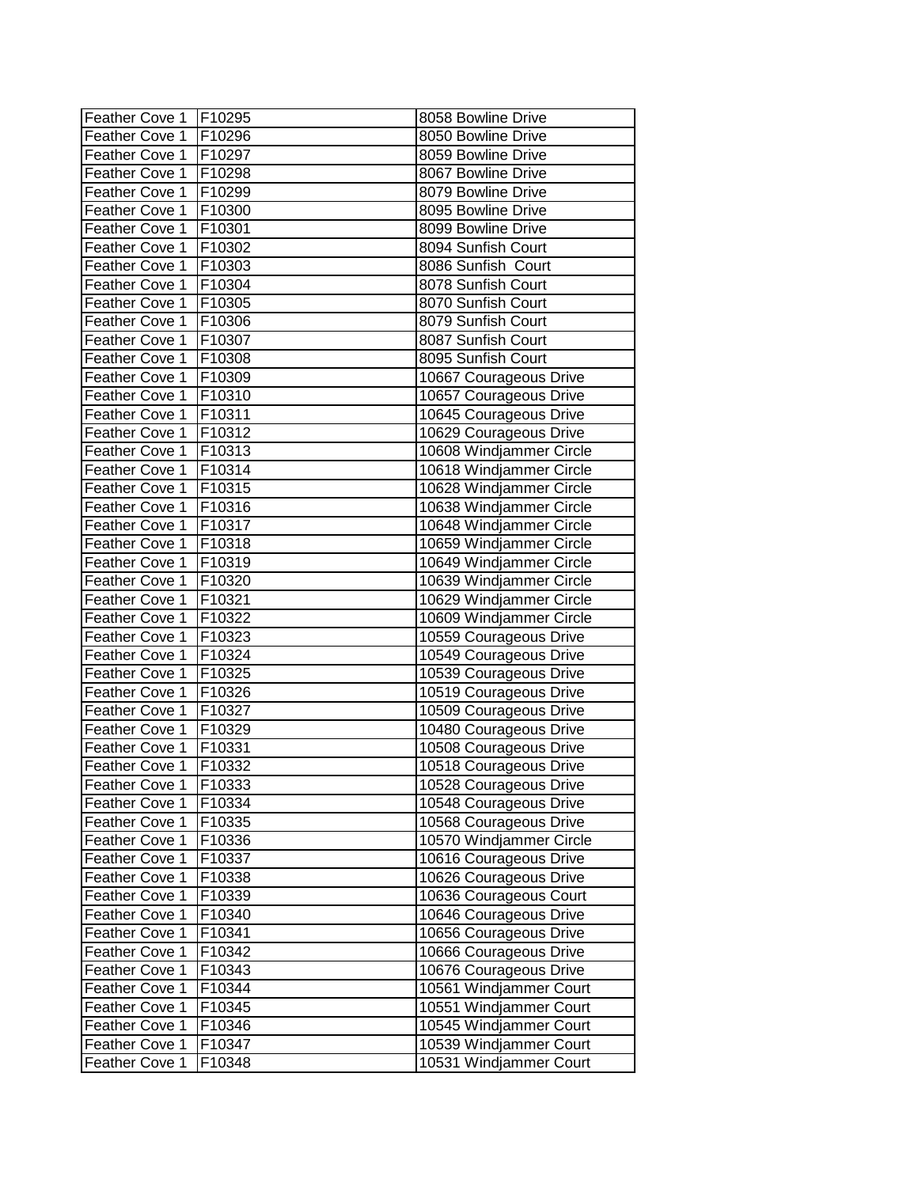| | | |
|---|---|---|
| Feather Cove 1 | F10295 | 8058 Bowline Drive |
| Feather Cove 1 | F10296 | 8050 Bowline Drive |
| Feather Cove 1 | F10297 | 8059 Bowline Drive |
| Feather Cove 1 | F10298 | 8067 Bowline Drive |
| Feather Cove 1 | F10299 | 8079 Bowline Drive |
| Feather Cove 1 | F10300 | 8095 Bowline Drive |
| Feather Cove 1 | F10301 | 8099 Bowline Drive |
| Feather Cove 1 | F10302 | 8094 Sunfish Court |
| Feather Cove 1 | F10303 | 8086 Sunfish  Court |
| Feather Cove 1 | F10304 | 8078 Sunfish Court |
| Feather Cove 1 | F10305 | 8070 Sunfish Court |
| Feather Cove 1 | F10306 | 8079 Sunfish Court |
| Feather Cove 1 | F10307 | 8087 Sunfish Court |
| Feather Cove 1 | F10308 | 8095 Sunfish Court |
| Feather Cove 1 | F10309 | 10667 Courageous Drive |
| Feather Cove 1 | F10310 | 10657 Courageous Drive |
| Feather Cove 1 | F10311 | 10645 Courageous Drive |
| Feather Cove 1 | F10312 | 10629 Courageous Drive |
| Feather Cove 1 | F10313 | 10608 Windjammer Circle |
| Feather Cove 1 | F10314 | 10618 Windjammer Circle |
| Feather Cove 1 | F10315 | 10628 Windjammer Circle |
| Feather Cove 1 | F10316 | 10638 Windjammer Circle |
| Feather Cove 1 | F10317 | 10648 Windjammer Circle |
| Feather Cove 1 | F10318 | 10659 Windjammer Circle |
| Feather Cove 1 | F10319 | 10649 Windjammer Circle |
| Feather Cove 1 | F10320 | 10639 Windjammer Circle |
| Feather Cove 1 | F10321 | 10629 Windjammer Circle |
| Feather Cove 1 | F10322 | 10609 Windjammer Circle |
| Feather Cove 1 | F10323 | 10559 Courageous Drive |
| Feather Cove 1 | F10324 | 10549 Courageous Drive |
| Feather Cove 1 | F10325 | 10539 Courageous Drive |
| Feather Cove 1 | F10326 | 10519 Courageous Drive |
| Feather Cove 1 | F10327 | 10509 Courageous Drive |
| Feather Cove 1 | F10329 | 10480 Courageous Drive |
| Feather Cove 1 | F10331 | 10508 Courageous Drive |
| Feather Cove 1 | F10332 | 10518 Courageous Drive |
| Feather Cove 1 | F10333 | 10528 Courageous Drive |
| Feather Cove 1 | F10334 | 10548 Courageous Drive |
| Feather Cove 1 | F10335 | 10568 Courageous Drive |
| Feather Cove 1 | F10336 | 10570 Windjammer Circle |
| Feather Cove 1 | F10337 | 10616 Courageous Drive |
| Feather Cove 1 | F10338 | 10626 Courageous Drive |
| Feather Cove 1 | F10339 | 10636 Courageous Court |
| Feather Cove 1 | F10340 | 10646 Courageous Drive |
| Feather Cove 1 | F10341 | 10656 Courageous Drive |
| Feather Cove 1 | F10342 | 10666 Courageous Drive |
| Feather Cove 1 | F10343 | 10676 Courageous Drive |
| Feather Cove 1 | F10344 | 10561 Windjammer Court |
| Feather Cove 1 | F10345 | 10551 Windjammer Court |
| Feather Cove 1 | F10346 | 10545 Windjammer Court |
| Feather Cove 1 | F10347 | 10539 Windjammer Court |
| Feather Cove 1 | F10348 | 10531 Windjammer Court |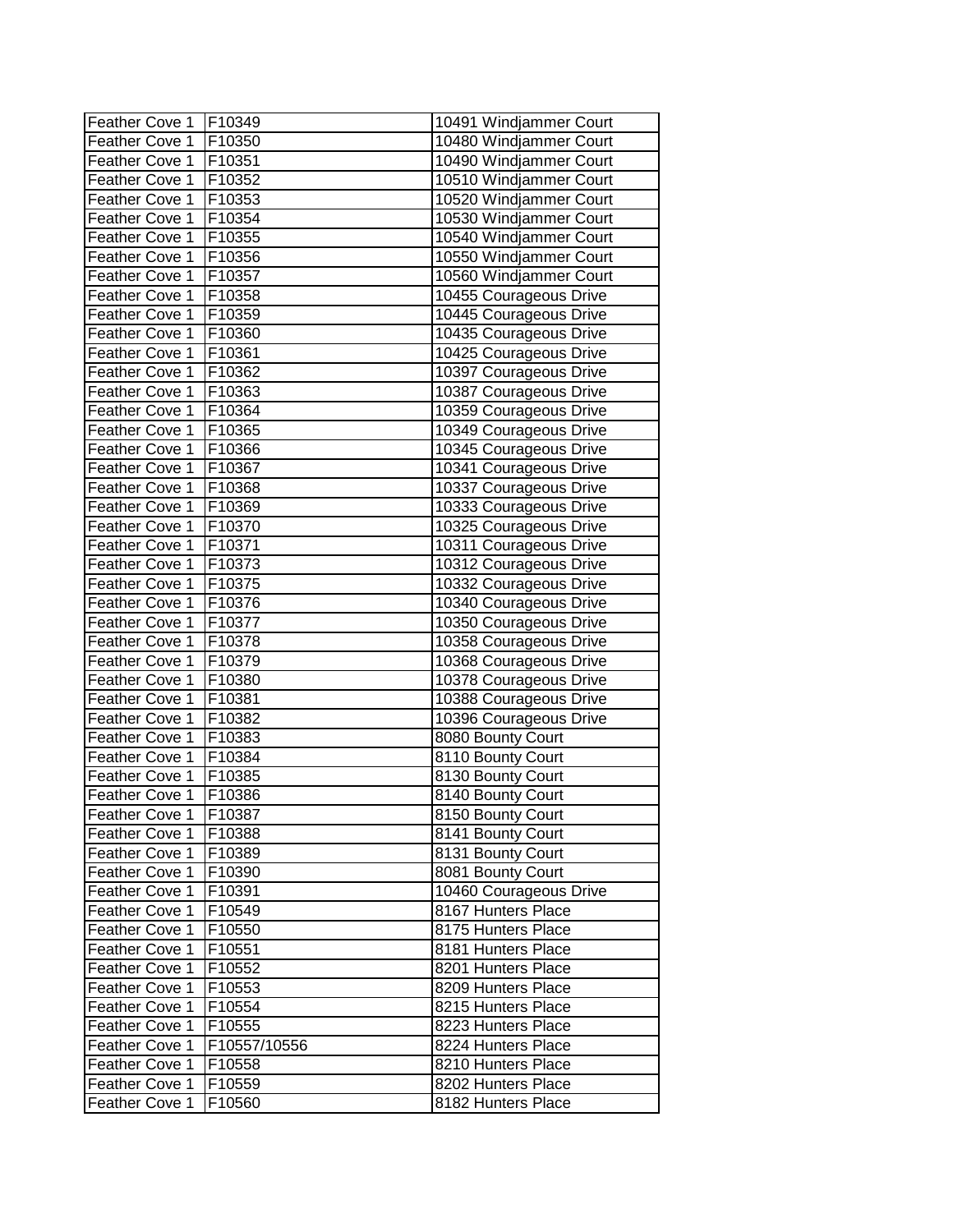| | | |
|---|---|---|
| Feather Cove 1 | F10349 | 10491 Windjammer Court |
| Feather Cove 1 | F10350 | 10480 Windjammer Court |
| Feather Cove 1 | F10351 | 10490 Windjammer Court |
| Feather Cove 1 | F10352 | 10510 Windjammer Court |
| Feather Cove 1 | F10353 | 10520 Windjammer Court |
| Feather Cove 1 | F10354 | 10530 Windjammer Court |
| Feather Cove 1 | F10355 | 10540 Windjammer Court |
| Feather Cove 1 | F10356 | 10550 Windjammer Court |
| Feather Cove 1 | F10357 | 10560 Windjammer Court |
| Feather Cove 1 | F10358 | 10455 Courageous Drive |
| Feather Cove 1 | F10359 | 10445 Courageous Drive |
| Feather Cove 1 | F10360 | 10435 Courageous Drive |
| Feather Cove 1 | F10361 | 10425 Courageous Drive |
| Feather Cove 1 | F10362 | 10397 Courageous Drive |
| Feather Cove 1 | F10363 | 10387 Courageous Drive |
| Feather Cove 1 | F10364 | 10359 Courageous Drive |
| Feather Cove 1 | F10365 | 10349 Courageous Drive |
| Feather Cove 1 | F10366 | 10345 Courageous Drive |
| Feather Cove 1 | F10367 | 10341 Courageous Drive |
| Feather Cove 1 | F10368 | 10337 Courageous Drive |
| Feather Cove 1 | F10369 | 10333 Courageous Drive |
| Feather Cove 1 | F10370 | 10325 Courageous Drive |
| Feather Cove 1 | F10371 | 10311 Courageous Drive |
| Feather Cove 1 | F10373 | 10312 Courageous Drive |
| Feather Cove 1 | F10375 | 10332 Courageous Drive |
| Feather Cove 1 | F10376 | 10340 Courageous Drive |
| Feather Cove 1 | F10377 | 10350 Courageous Drive |
| Feather Cove 1 | F10378 | 10358 Courageous Drive |
| Feather Cove 1 | F10379 | 10368 Courageous Drive |
| Feather Cove 1 | F10380 | 10378 Courageous Drive |
| Feather Cove 1 | F10381 | 10388 Courageous Drive |
| Feather Cove 1 | F10382 | 10396 Courageous Drive |
| Feather Cove 1 | F10383 | 8080 Bounty Court |
| Feather Cove 1 | F10384 | 8110 Bounty Court |
| Feather Cove 1 | F10385 | 8130 Bounty Court |
| Feather Cove 1 | F10386 | 8140 Bounty Court |
| Feather Cove 1 | F10387 | 8150 Bounty Court |
| Feather Cove 1 | F10388 | 8141 Bounty Court |
| Feather Cove 1 | F10389 | 8131 Bounty Court |
| Feather Cove 1 | F10390 | 8081 Bounty Court |
| Feather Cove 1 | F10391 | 10460 Courageous Drive |
| Feather Cove 1 | F10549 | 8167 Hunters Place |
| Feather Cove 1 | F10550 | 8175 Hunters Place |
| Feather Cove 1 | F10551 | 8181 Hunters Place |
| Feather Cove 1 | F10552 | 8201 Hunters Place |
| Feather Cove 1 | F10553 | 8209 Hunters Place |
| Feather Cove 1 | F10554 | 8215 Hunters Place |
| Feather Cove 1 | F10555 | 8223 Hunters Place |
| Feather Cove 1 | F10557/10556 | 8224 Hunters Place |
| Feather Cove 1 | F10558 | 8210 Hunters Place |
| Feather Cove 1 | F10559 | 8202 Hunters Place |
| Feather Cove 1 | F10560 | 8182 Hunters Place |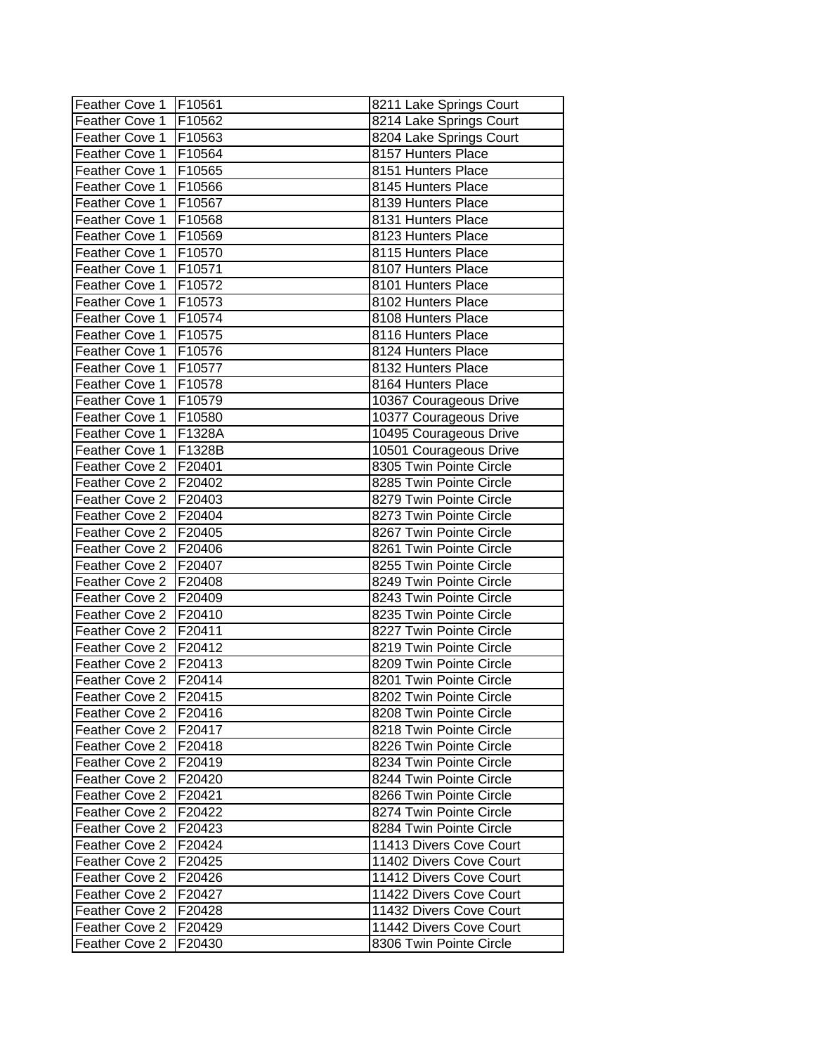| | | |
|---|---|---|
| Feather Cove 1 | F10561 | 8211 Lake Springs Court |
| Feather Cove 1 | F10562 | 8214 Lake Springs Court |
| Feather Cove 1 | F10563 | 8204 Lake Springs Court |
| Feather Cove 1 | F10564 | 8157 Hunters Place |
| Feather Cove 1 | F10565 | 8151 Hunters Place |
| Feather Cove 1 | F10566 | 8145 Hunters Place |
| Feather Cove 1 | F10567 | 8139 Hunters Place |
| Feather Cove 1 | F10568 | 8131 Hunters Place |
| Feather Cove 1 | F10569 | 8123 Hunters Place |
| Feather Cove 1 | F10570 | 8115 Hunters Place |
| Feather Cove 1 | F10571 | 8107 Hunters Place |
| Feather Cove 1 | F10572 | 8101 Hunters Place |
| Feather Cove 1 | F10573 | 8102 Hunters Place |
| Feather Cove 1 | F10574 | 8108 Hunters Place |
| Feather Cove 1 | F10575 | 8116 Hunters Place |
| Feather Cove 1 | F10576 | 8124 Hunters Place |
| Feather Cove 1 | F10577 | 8132 Hunters Place |
| Feather Cove 1 | F10578 | 8164 Hunters Place |
| Feather Cove 1 | F10579 | 10367 Courageous Drive |
| Feather Cove 1 | F10580 | 10377 Courageous Drive |
| Feather Cove 1 | F1328A | 10495 Courageous Drive |
| Feather Cove 1 | F1328B | 10501 Courageous Drive |
| Feather Cove 2 | F20401 | 8305 Twin Pointe Circle |
| Feather Cove 2 | F20402 | 8285 Twin Pointe Circle |
| Feather Cove 2 | F20403 | 8279 Twin Pointe Circle |
| Feather Cove 2 | F20404 | 8273 Twin Pointe Circle |
| Feather Cove 2 | F20405 | 8267 Twin Pointe Circle |
| Feather Cove 2 | F20406 | 8261 Twin Pointe Circle |
| Feather Cove 2 | F20407 | 8255 Twin Pointe Circle |
| Feather Cove 2 | F20408 | 8249 Twin Pointe Circle |
| Feather Cove 2 | F20409 | 8243 Twin Pointe Circle |
| Feather Cove 2 | F20410 | 8235 Twin Pointe Circle |
| Feather Cove 2 | F20411 | 8227 Twin Pointe Circle |
| Feather Cove 2 | F20412 | 8219 Twin Pointe Circle |
| Feather Cove 2 | F20413 | 8209 Twin Pointe Circle |
| Feather Cove 2 | F20414 | 8201 Twin Pointe Circle |
| Feather Cove 2 | F20415 | 8202 Twin Pointe Circle |
| Feather Cove 2 | F20416 | 8208 Twin Pointe Circle |
| Feather Cove 2 | F20417 | 8218 Twin Pointe Circle |
| Feather Cove 2 | F20418 | 8226 Twin Pointe Circle |
| Feather Cove 2 | F20419 | 8234 Twin Pointe Circle |
| Feather Cove 2 | F20420 | 8244 Twin Pointe Circle |
| Feather Cove 2 | F20421 | 8266 Twin Pointe Circle |
| Feather Cove 2 | F20422 | 8274 Twin Pointe Circle |
| Feather Cove 2 | F20423 | 8284 Twin Pointe Circle |
| Feather Cove 2 | F20424 | 11413 Divers Cove Court |
| Feather Cove 2 | F20425 | 11402 Divers Cove Court |
| Feather Cove 2 | F20426 | 11412 Divers Cove Court |
| Feather Cove 2 | F20427 | 11422 Divers Cove Court |
| Feather Cove 2 | F20428 | 11432 Divers Cove Court |
| Feather Cove 2 | F20429 | 11442 Divers Cove Court |
| Feather Cove 2 | F20430 | 8306 Twin Pointe Circle |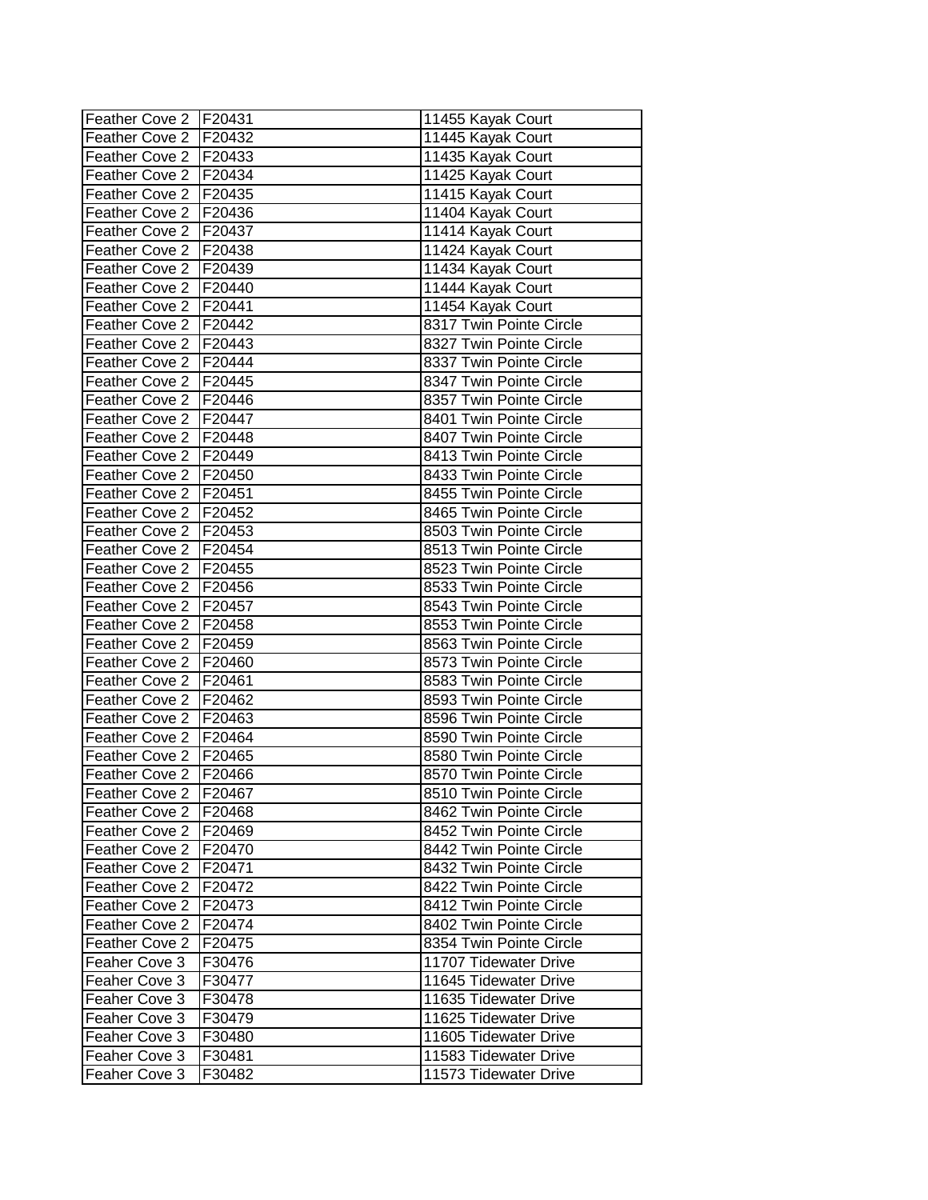| Feather Cove 2 | F20431 | 11455 Kayak Court |
|---|---|---|
| Feather Cove 2 | F20432 | 11445 Kayak Court |
| Feather Cove 2 | F20433 | 11435 Kayak Court |
| Feather Cove 2 | F20434 | 11425 Kayak Court |
| Feather Cove 2 | F20435 | 11415 Kayak Court |
| Feather Cove 2 | F20436 | 11404 Kayak Court |
| Feather Cove 2 | F20437 | 11414 Kayak Court |
| Feather Cove 2 | F20438 | 11424 Kayak Court |
| Feather Cove 2 | F20439 | 11434 Kayak Court |
| Feather Cove 2 | F20440 | 11444 Kayak Court |
| Feather Cove 2 | F20441 | 11454 Kayak Court |
| Feather Cove 2 | F20442 | 8317 Twin Pointe Circle |
| Feather Cove 2 | F20443 | 8327 Twin Pointe Circle |
| Feather Cove 2 | F20444 | 8337 Twin Pointe Circle |
| Feather Cove 2 | F20445 | 8347 Twin Pointe Circle |
| Feather Cove 2 | F20446 | 8357 Twin Pointe Circle |
| Feather Cove 2 | F20447 | 8401 Twin Pointe Circle |
| Feather Cove 2 | F20448 | 8407 Twin Pointe Circle |
| Feather Cove 2 | F20449 | 8413 Twin Pointe Circle |
| Feather Cove 2 | F20450 | 8433 Twin Pointe Circle |
| Feather Cove 2 | F20451 | 8455 Twin Pointe Circle |
| Feather Cove 2 | F20452 | 8465 Twin Pointe Circle |
| Feather Cove 2 | F20453 | 8503 Twin Pointe Circle |
| Feather Cove 2 | F20454 | 8513 Twin Pointe Circle |
| Feather Cove 2 | F20455 | 8523 Twin Pointe Circle |
| Feather Cove 2 | F20456 | 8533 Twin Pointe Circle |
| Feather Cove 2 | F20457 | 8543 Twin Pointe Circle |
| Feather Cove 2 | F20458 | 8553 Twin Pointe Circle |
| Feather Cove 2 | F20459 | 8563 Twin Pointe Circle |
| Feather Cove 2 | F20460 | 8573 Twin Pointe Circle |
| Feather Cove 2 | F20461 | 8583 Twin Pointe Circle |
| Feather Cove 2 | F20462 | 8593 Twin Pointe Circle |
| Feather Cove 2 | F20463 | 8596 Twin Pointe Circle |
| Feather Cove 2 | F20464 | 8590 Twin Pointe Circle |
| Feather Cove 2 | F20465 | 8580 Twin Pointe Circle |
| Feather Cove 2 | F20466 | 8570 Twin Pointe Circle |
| Feather Cove 2 | F20467 | 8510 Twin Pointe Circle |
| Feather Cove 2 | F20468 | 8462 Twin Pointe Circle |
| Feather Cove 2 | F20469 | 8452 Twin Pointe Circle |
| Feather Cove 2 | F20470 | 8442 Twin Pointe Circle |
| Feather Cove 2 | F20471 | 8432 Twin Pointe Circle |
| Feather Cove 2 | F20472 | 8422 Twin Pointe Circle |
| Feather Cove 2 | F20473 | 8412 Twin Pointe Circle |
| Feather Cove 2 | F20474 | 8402 Twin Pointe Circle |
| Feather Cove 2 | F20475 | 8354 Twin Pointe Circle |
| Feaher Cove 3 | F30476 | 11707 Tidewater Drive |
| Feaher Cove 3 | F30477 | 11645 Tidewater Drive |
| Feaher Cove 3 | F30478 | 11635 Tidewater Drive |
| Feaher Cove 3 | F30479 | 11625 Tidewater Drive |
| Feaher Cove 3 | F30480 | 11605 Tidewater Drive |
| Feaher Cove 3 | F30481 | 11583 Tidewater Drive |
| Feaher Cove 3 | F30482 | 11573 Tidewater Drive |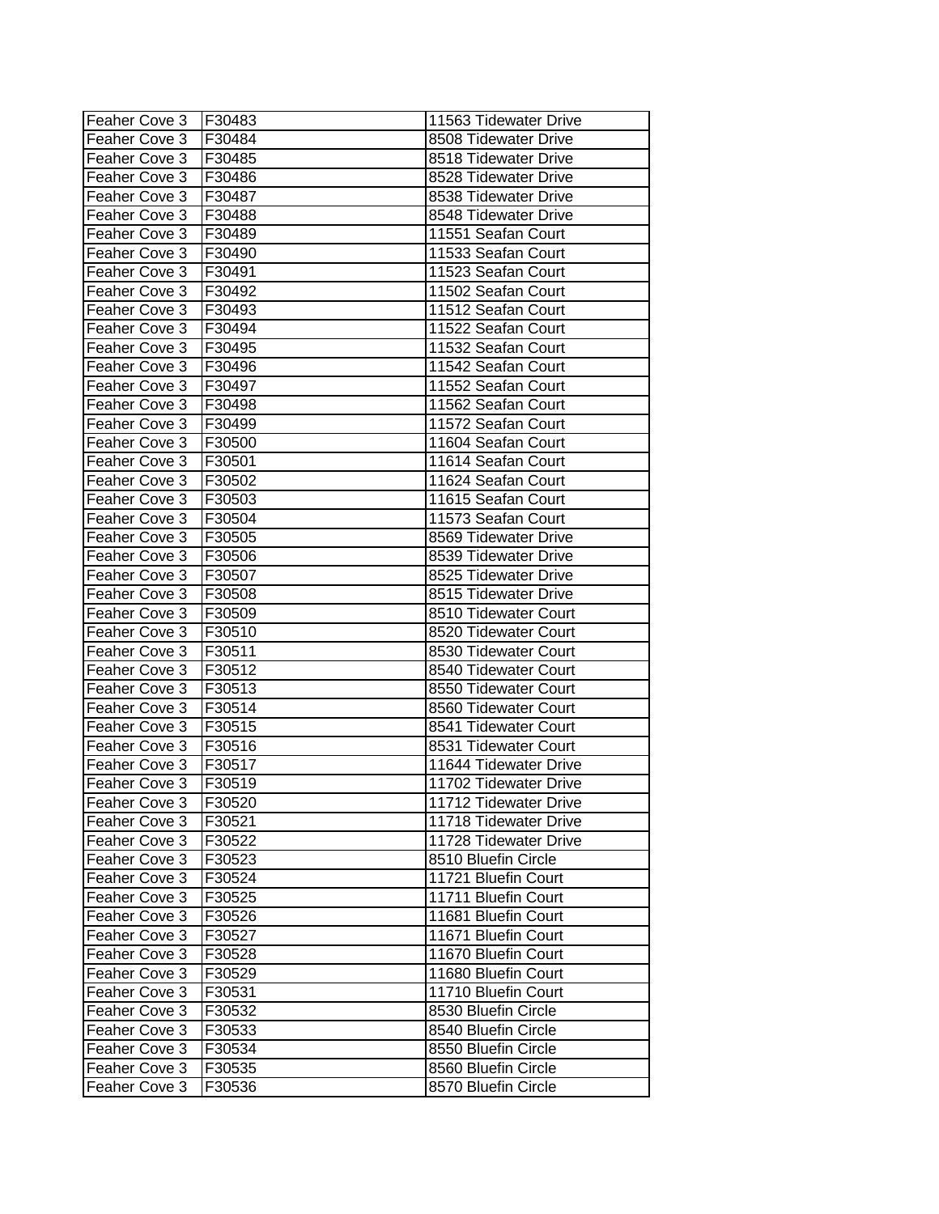| Feaher Cove 3 | F30483 | 11563 Tidewater Drive |
|---|---|---|
| Feaher Cove 3 | F30484 | 8508 Tidewater Drive |
| Feaher Cove 3 | F30485 | 8518 Tidewater Drive |
| Feaher Cove 3 | F30486 | 8528 Tidewater Drive |
| Feaher Cove 3 | F30487 | 8538 Tidewater Drive |
| Feaher Cove 3 | F30488 | 8548 Tidewater Drive |
| Feaher Cove 3 | F30489 | 11551 Seafan Court |
| Feaher Cove 3 | F30490 | 11533 Seafan Court |
| Feaher Cove 3 | F30491 | 11523 Seafan Court |
| Feaher Cove 3 | F30492 | 11502 Seafan Court |
| Feaher Cove 3 | F30493 | 11512 Seafan Court |
| Feaher Cove 3 | F30494 | 11522 Seafan Court |
| Feaher Cove 3 | F30495 | 11532 Seafan Court |
| Feaher Cove 3 | F30496 | 11542 Seafan Court |
| Feaher Cove 3 | F30497 | 11552 Seafan Court |
| Feaher Cove 3 | F30498 | 11562 Seafan Court |
| Feaher Cove 3 | F30499 | 11572 Seafan Court |
| Feaher Cove 3 | F30500 | 11604 Seafan Court |
| Feaher Cove 3 | F30501 | 11614 Seafan Court |
| Feaher Cove 3 | F30502 | 11624 Seafan Court |
| Feaher Cove 3 | F30503 | 11615 Seafan Court |
| Feaher Cove 3 | F30504 | 11573 Seafan Court |
| Feaher Cove 3 | F30505 | 8569 Tidewater Drive |
| Feaher Cove 3 | F30506 | 8539 Tidewater Drive |
| Feaher Cove 3 | F30507 | 8525 Tidewater Drive |
| Feaher Cove 3 | F30508 | 8515 Tidewater Drive |
| Feaher Cove 3 | F30509 | 8510 Tidewater Court |
| Feaher Cove 3 | F30510 | 8520 Tidewater Court |
| Feaher Cove 3 | F30511 | 8530 Tidewater Court |
| Feaher Cove 3 | F30512 | 8540 Tidewater Court |
| Feaher Cove 3 | F30513 | 8550 Tidewater Court |
| Feaher Cove 3 | F30514 | 8560 Tidewater Court |
| Feaher Cove 3 | F30515 | 8541 Tidewater Court |
| Feaher Cove 3 | F30516 | 8531 Tidewater Court |
| Feaher Cove 3 | F30517 | 11644 Tidewater Drive |
| Feaher Cove 3 | F30519 | 11702 Tidewater Drive |
| Feaher Cove 3 | F30520 | 11712 Tidewater Drive |
| Feaher Cove 3 | F30521 | 11718 Tidewater Drive |
| Feaher Cove 3 | F30522 | 11728 Tidewater Drive |
| Feaher Cove 3 | F30523 | 8510 Bluefin Circle |
| Feaher Cove 3 | F30524 | 11721 Bluefin Court |
| Feaher Cove 3 | F30525 | 11711 Bluefin Court |
| Feaher Cove 3 | F30526 | 11681 Bluefin Court |
| Feaher Cove 3 | F30527 | 11671 Bluefin Court |
| Feaher Cove 3 | F30528 | 11670 Bluefin Court |
| Feaher Cove 3 | F30529 | 11680 Bluefin Court |
| Feaher Cove 3 | F30531 | 11710 Bluefin Court |
| Feaher Cove 3 | F30532 | 8530 Bluefin Circle |
| Feaher Cove 3 | F30533 | 8540 Bluefin Circle |
| Feaher Cove 3 | F30534 | 8550 Bluefin Circle |
| Feaher Cove 3 | F30535 | 8560 Bluefin Circle |
| Feaher Cove 3 | F30536 | 8570 Bluefin Circle |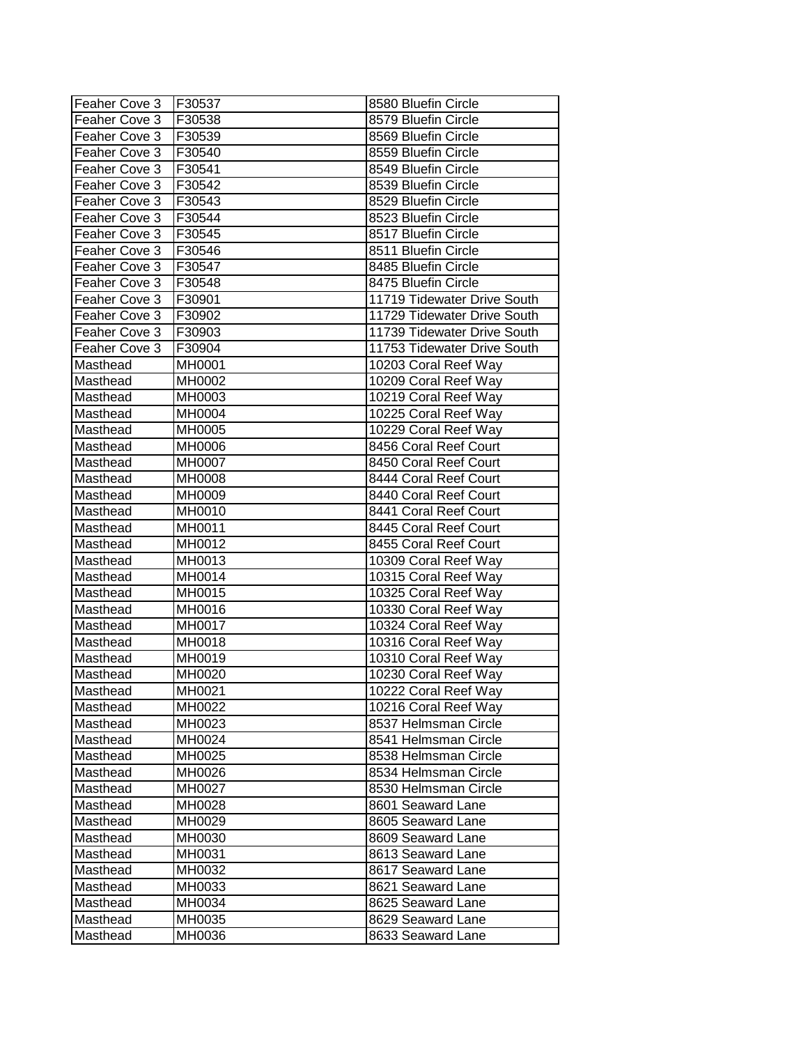| Feaher Cove 3 | F30537 | 8580 Bluefin Circle |
| --- | --- | --- |
| Feaher Cove 3 | F30538 | 8579 Bluefin Circle |
| Feaher Cove 3 | F30539 | 8569 Bluefin Circle |
| Feaher Cove 3 | F30540 | 8559 Bluefin Circle |
| Feaher Cove 3 | F30541 | 8549 Bluefin Circle |
| Feaher Cove 3 | F30542 | 8539 Bluefin Circle |
| Feaher Cove 3 | F30543 | 8529 Bluefin Circle |
| Feaher Cove 3 | F30544 | 8523 Bluefin Circle |
| Feaher Cove 3 | F30545 | 8517 Bluefin Circle |
| Feaher Cove 3 | F30546 | 8511 Bluefin Circle |
| Feaher Cove 3 | F30547 | 8485 Bluefin Circle |
| Feaher Cove 3 | F30548 | 8475 Bluefin Circle |
| Feaher Cove 3 | F30901 | 11719 Tidewater Drive South |
| Feaher Cove 3 | F30902 | 11729 Tidewater Drive South |
| Feaher Cove 3 | F30903 | 11739 Tidewater Drive South |
| Feaher Cove 3 | F30904 | 11753 Tidewater Drive South |
| Masthead | MH0001 | 10203 Coral Reef Way |
| Masthead | MH0002 | 10209 Coral Reef Way |
| Masthead | MH0003 | 10219 Coral Reef Way |
| Masthead | MH0004 | 10225 Coral Reef Way |
| Masthead | MH0005 | 10229 Coral Reef Way |
| Masthead | MH0006 | 8456 Coral Reef Court |
| Masthead | MH0007 | 8450 Coral Reef Court |
| Masthead | MH0008 | 8444 Coral Reef Court |
| Masthead | MH0009 | 8440 Coral Reef Court |
| Masthead | MH0010 | 8441 Coral Reef Court |
| Masthead | MH0011 | 8445 Coral Reef Court |
| Masthead | MH0012 | 8455 Coral Reef Court |
| Masthead | MH0013 | 10309 Coral Reef Way |
| Masthead | MH0014 | 10315 Coral Reef Way |
| Masthead | MH0015 | 10325 Coral Reef Way |
| Masthead | MH0016 | 10330 Coral Reef Way |
| Masthead | MH0017 | 10324 Coral Reef Way |
| Masthead | MH0018 | 10316 Coral Reef Way |
| Masthead | MH0019 | 10310 Coral Reef Way |
| Masthead | MH0020 | 10230 Coral Reef Way |
| Masthead | MH0021 | 10222 Coral Reef Way |
| Masthead | MH0022 | 10216 Coral Reef Way |
| Masthead | MH0023 | 8537 Helmsman Circle |
| Masthead | MH0024 | 8541 Helmsman Circle |
| Masthead | MH0025 | 8538 Helmsman Circle |
| Masthead | MH0026 | 8534 Helmsman Circle |
| Masthead | MH0027 | 8530 Helmsman Circle |
| Masthead | MH0028 | 8601 Seaward Lane |
| Masthead | MH0029 | 8605 Seaward Lane |
| Masthead | MH0030 | 8609 Seaward Lane |
| Masthead | MH0031 | 8613 Seaward Lane |
| Masthead | MH0032 | 8617 Seaward Lane |
| Masthead | MH0033 | 8621 Seaward Lane |
| Masthead | MH0034 | 8625 Seaward Lane |
| Masthead | MH0035 | 8629 Seaward Lane |
| Masthead | MH0036 | 8633 Seaward Lane |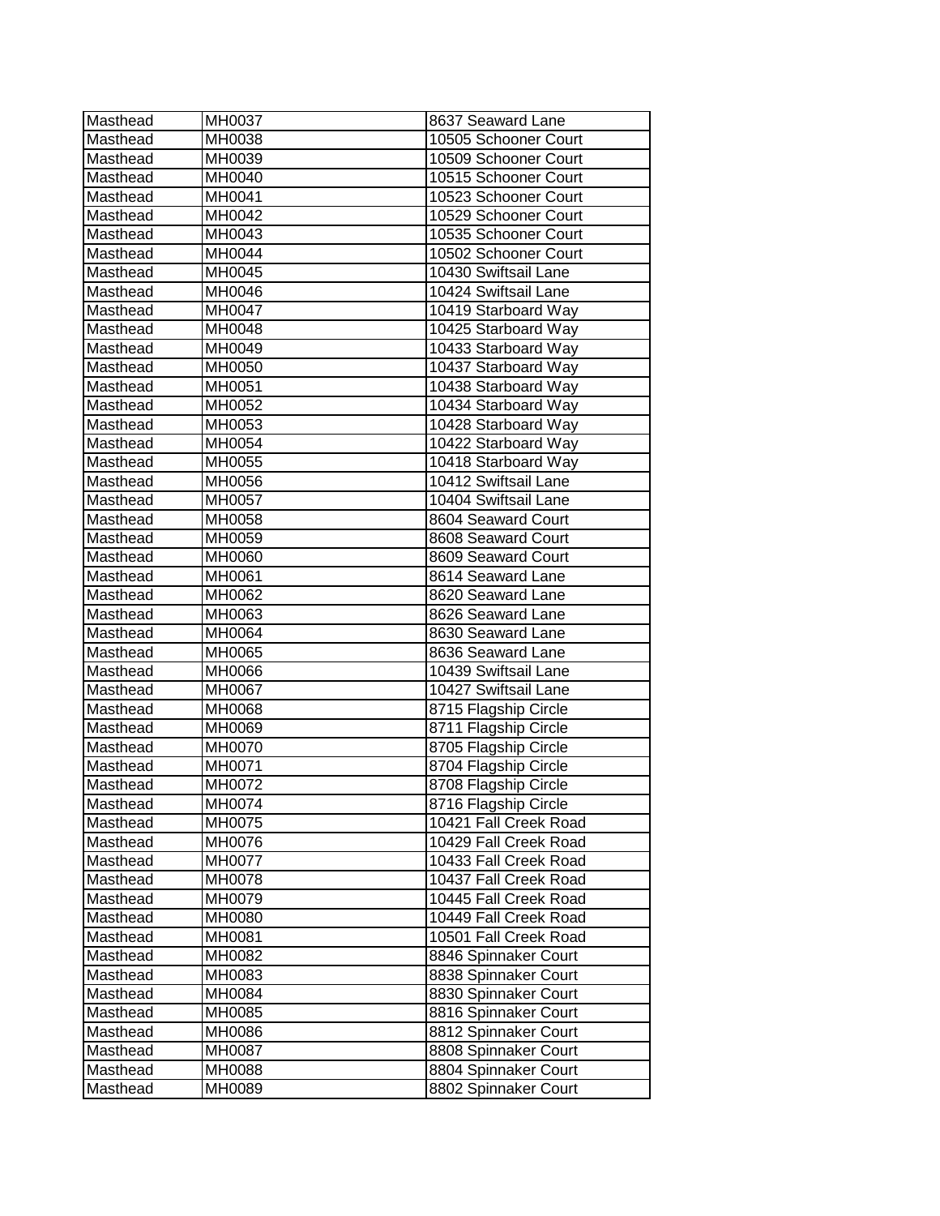| Masthead | MH0037 | 8637 Seaward Lane |
|---|---|---|
| Masthead | MH0038 | 10505 Schooner Court |
| Masthead | MH0039 | 10509 Schooner Court |
| Masthead | MH0040 | 10515 Schooner Court |
| Masthead | MH0041 | 10523 Schooner Court |
| Masthead | MH0042 | 10529 Schooner Court |
| Masthead | MH0043 | 10535 Schooner Court |
| Masthead | MH0044 | 10502 Schooner Court |
| Masthead | MH0045 | 10430 Swiftsail Lane |
| Masthead | MH0046 | 10424 Swiftsail Lane |
| Masthead | MH0047 | 10419 Starboard Way |
| Masthead | MH0048 | 10425 Starboard Way |
| Masthead | MH0049 | 10433 Starboard Way |
| Masthead | MH0050 | 10437 Starboard Way |
| Masthead | MH0051 | 10438 Starboard Way |
| Masthead | MH0052 | 10434 Starboard Way |
| Masthead | MH0053 | 10428 Starboard Way |
| Masthead | MH0054 | 10422 Starboard Way |
| Masthead | MH0055 | 10418 Starboard Way |
| Masthead | MH0056 | 10412 Swiftsail Lane |
| Masthead | MH0057 | 10404 Swiftsail Lane |
| Masthead | MH0058 | 8604 Seaward Court |
| Masthead | MH0059 | 8608 Seaward Court |
| Masthead | MH0060 | 8609 Seaward Court |
| Masthead | MH0061 | 8614 Seaward Lane |
| Masthead | MH0062 | 8620 Seaward Lane |
| Masthead | MH0063 | 8626 Seaward Lane |
| Masthead | MH0064 | 8630 Seaward Lane |
| Masthead | MH0065 | 8636 Seaward Lane |
| Masthead | MH0066 | 10439 Swiftsail Lane |
| Masthead | MH0067 | 10427 Swiftsail Lane |
| Masthead | MH0068 | 8715 Flagship Circle |
| Masthead | MH0069 | 8711 Flagship Circle |
| Masthead | MH0070 | 8705 Flagship Circle |
| Masthead | MH0071 | 8704 Flagship Circle |
| Masthead | MH0072 | 8708 Flagship Circle |
| Masthead | MH0074 | 8716 Flagship Circle |
| Masthead | MH0075 | 10421 Fall Creek Road |
| Masthead | MH0076 | 10429 Fall Creek Road |
| Masthead | MH0077 | 10433 Fall Creek Road |
| Masthead | MH0078 | 10437 Fall Creek Road |
| Masthead | MH0079 | 10445 Fall Creek Road |
| Masthead | MH0080 | 10449 Fall Creek Road |
| Masthead | MH0081 | 10501 Fall Creek Road |
| Masthead | MH0082 | 8846 Spinnaker Court |
| Masthead | MH0083 | 8838 Spinnaker Court |
| Masthead | MH0084 | 8830 Spinnaker Court |
| Masthead | MH0085 | 8816 Spinnaker Court |
| Masthead | MH0086 | 8812 Spinnaker Court |
| Masthead | MH0087 | 8808 Spinnaker Court |
| Masthead | MH0088 | 8804 Spinnaker Court |
| Masthead | MH0089 | 8802 Spinnaker Court |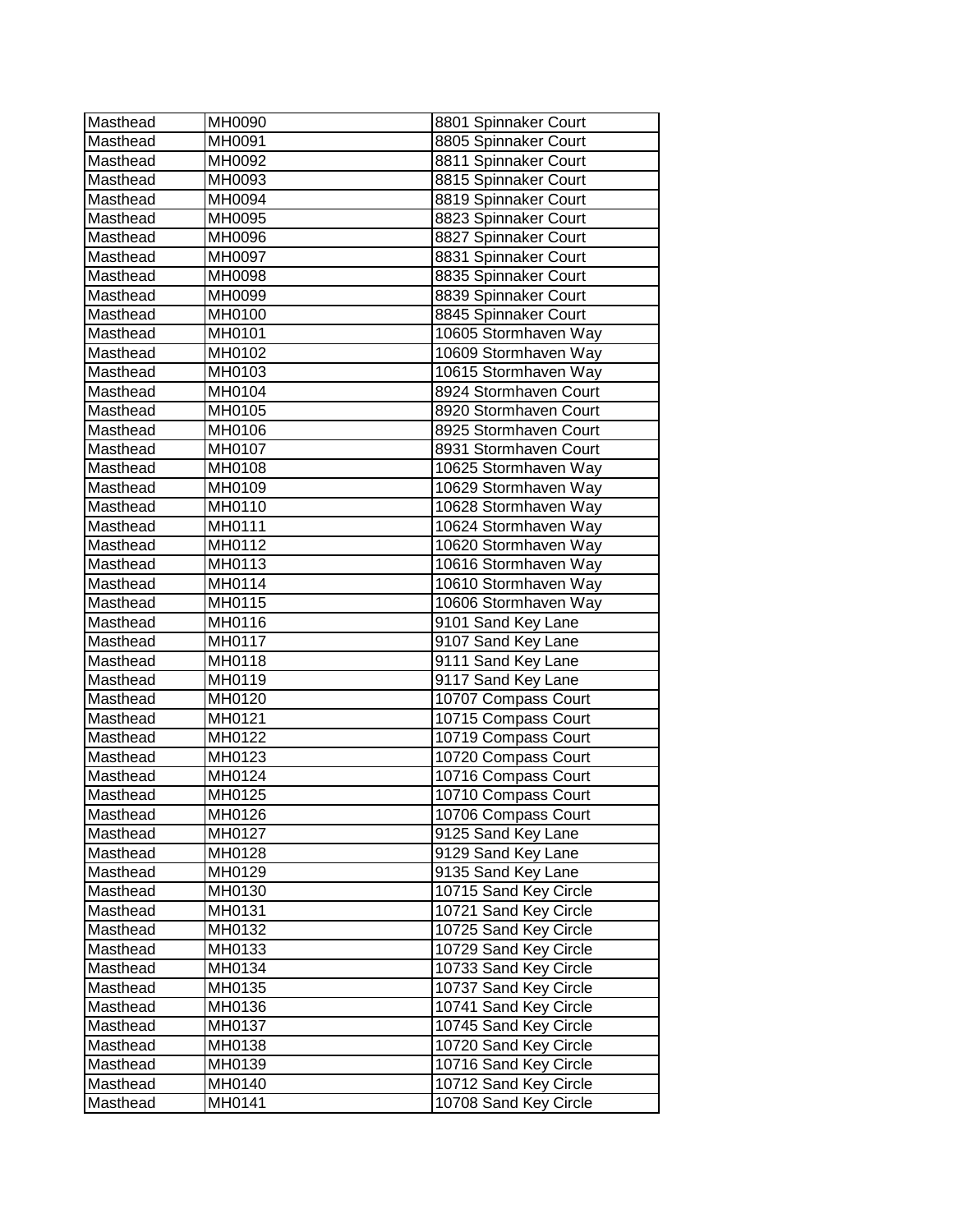| Masthead | MH0090 | 8801 Spinnaker Court |
|---|---|---|
| Masthead | MH0091 | 8805 Spinnaker Court |
| Masthead | MH0092 | 8811 Spinnaker Court |
| Masthead | MH0093 | 8815 Spinnaker Court |
| Masthead | MH0094 | 8819 Spinnaker Court |
| Masthead | MH0095 | 8823 Spinnaker Court |
| Masthead | MH0096 | 8827 Spinnaker Court |
| Masthead | MH0097 | 8831 Spinnaker Court |
| Masthead | MH0098 | 8835 Spinnaker Court |
| Masthead | MH0099 | 8839 Spinnaker Court |
| Masthead | MH0100 | 8845 Spinnaker Court |
| Masthead | MH0101 | 10605 Stormhaven Way |
| Masthead | MH0102 | 10609 Stormhaven Way |
| Masthead | MH0103 | 10615 Stormhaven Way |
| Masthead | MH0104 | 8924 Stormhaven Court |
| Masthead | MH0105 | 8920 Stormhaven Court |
| Masthead | MH0106 | 8925 Stormhaven Court |
| Masthead | MH0107 | 8931 Stormhaven Court |
| Masthead | MH0108 | 10625 Stormhaven Way |
| Masthead | MH0109 | 10629 Stormhaven Way |
| Masthead | MH0110 | 10628 Stormhaven Way |
| Masthead | MH0111 | 10624 Stormhaven Way |
| Masthead | MH0112 | 10620 Stormhaven Way |
| Masthead | MH0113 | 10616 Stormhaven Way |
| Masthead | MH0114 | 10610 Stormhaven Way |
| Masthead | MH0115 | 10606 Stormhaven Way |
| Masthead | MH0116 | 9101 Sand Key Lane |
| Masthead | MH0117 | 9107 Sand Key Lane |
| Masthead | MH0118 | 9111 Sand Key Lane |
| Masthead | MH0119 | 9117 Sand Key Lane |
| Masthead | MH0120 | 10707 Compass Court |
| Masthead | MH0121 | 10715 Compass Court |
| Masthead | MH0122 | 10719 Compass Court |
| Masthead | MH0123 | 10720 Compass Court |
| Masthead | MH0124 | 10716 Compass Court |
| Masthead | MH0125 | 10710 Compass Court |
| Masthead | MH0126 | 10706 Compass Court |
| Masthead | MH0127 | 9125 Sand Key Lane |
| Masthead | MH0128 | 9129 Sand Key Lane |
| Masthead | MH0129 | 9135 Sand Key Lane |
| Masthead | MH0130 | 10715 Sand Key Circle |
| Masthead | MH0131 | 10721 Sand Key Circle |
| Masthead | MH0132 | 10725 Sand Key Circle |
| Masthead | MH0133 | 10729 Sand Key Circle |
| Masthead | MH0134 | 10733 Sand Key Circle |
| Masthead | MH0135 | 10737 Sand Key Circle |
| Masthead | MH0136 | 10741 Sand Key Circle |
| Masthead | MH0137 | 10745 Sand Key Circle |
| Masthead | MH0138 | 10720 Sand Key Circle |
| Masthead | MH0139 | 10716 Sand Key Circle |
| Masthead | MH0140 | 10712 Sand Key Circle |
| Masthead | MH0141 | 10708 Sand Key Circle |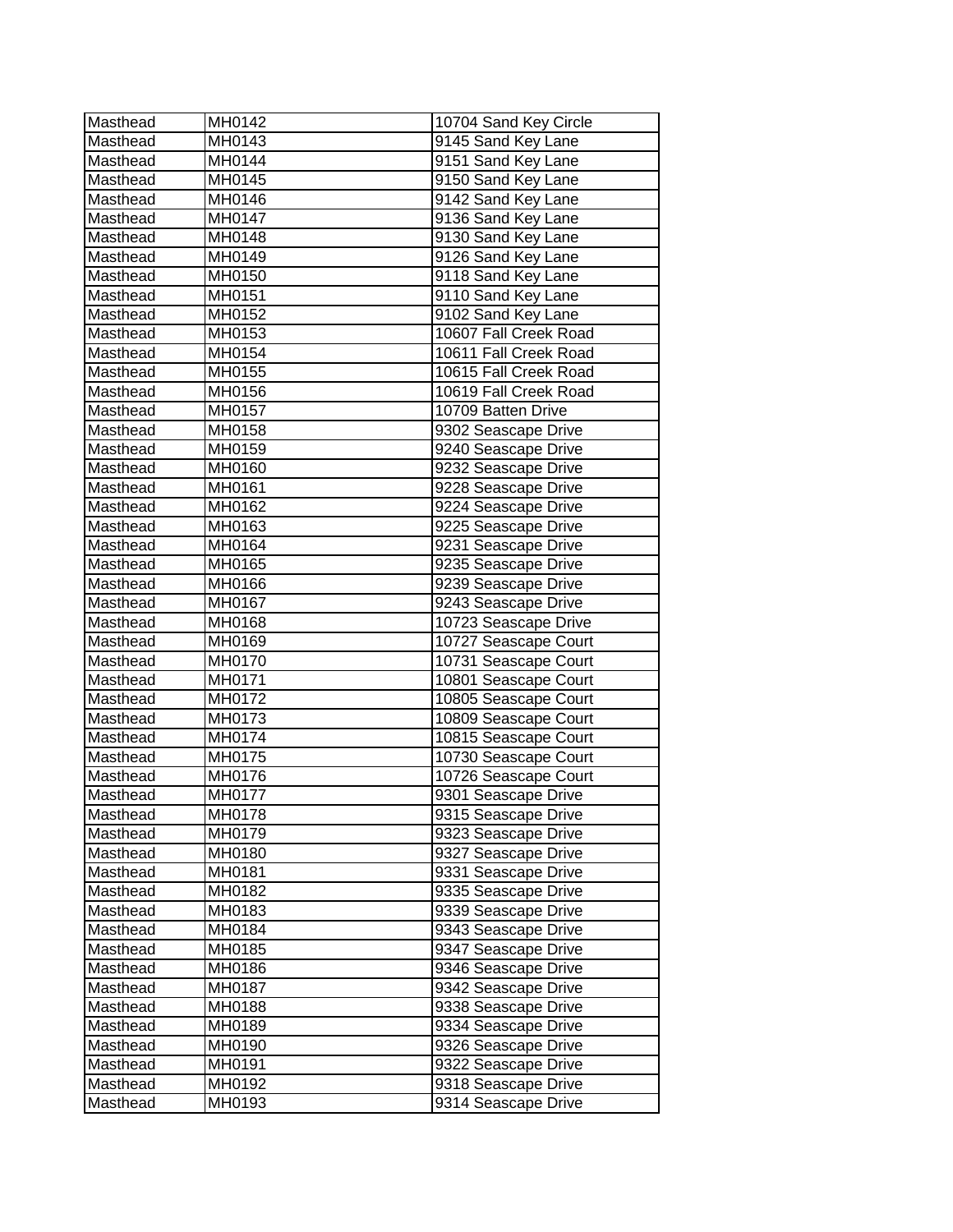| Masthead | MH0142 | 10704 Sand Key Circle |
|---|---|---|
| Masthead | MH0143 | 9145 Sand Key Lane |
| Masthead | MH0144 | 9151 Sand Key Lane |
| Masthead | MH0145 | 9150 Sand Key Lane |
| Masthead | MH0146 | 9142 Sand Key Lane |
| Masthead | MH0147 | 9136 Sand Key Lane |
| Masthead | MH0148 | 9130 Sand Key Lane |
| Masthead | MH0149 | 9126 Sand Key Lane |
| Masthead | MH0150 | 9118 Sand Key Lane |
| Masthead | MH0151 | 9110 Sand Key Lane |
| Masthead | MH0152 | 9102 Sand Key Lane |
| Masthead | MH0153 | 10607 Fall Creek Road |
| Masthead | MH0154 | 10611 Fall Creek Road |
| Masthead | MH0155 | 10615 Fall Creek Road |
| Masthead | MH0156 | 10619 Fall Creek Road |
| Masthead | MH0157 | 10709 Batten Drive |
| Masthead | MH0158 | 9302 Seascape Drive |
| Masthead | MH0159 | 9240 Seascape Drive |
| Masthead | MH0160 | 9232 Seascape Drive |
| Masthead | MH0161 | 9228 Seascape Drive |
| Masthead | MH0162 | 9224 Seascape Drive |
| Masthead | MH0163 | 9225 Seascape Drive |
| Masthead | MH0164 | 9231 Seascape Drive |
| Masthead | MH0165 | 9235 Seascape Drive |
| Masthead | MH0166 | 9239 Seascape Drive |
| Masthead | MH0167 | 9243 Seascape Drive |
| Masthead | MH0168 | 10723 Seascape Drive |
| Masthead | MH0169 | 10727 Seascape Court |
| Masthead | MH0170 | 10731 Seascape Court |
| Masthead | MH0171 | 10801 Seascape Court |
| Masthead | MH0172 | 10805 Seascape Court |
| Masthead | MH0173 | 10809 Seascape Court |
| Masthead | MH0174 | 10815 Seascape Court |
| Masthead | MH0175 | 10730 Seascape Court |
| Masthead | MH0176 | 10726 Seascape Court |
| Masthead | MH0177 | 9301 Seascape Drive |
| Masthead | MH0178 | 9315 Seascape Drive |
| Masthead | MH0179 | 9323 Seascape Drive |
| Masthead | MH0180 | 9327 Seascape Drive |
| Masthead | MH0181 | 9331 Seascape Drive |
| Masthead | MH0182 | 9335 Seascape Drive |
| Masthead | MH0183 | 9339 Seascape Drive |
| Masthead | MH0184 | 9343 Seascape Drive |
| Masthead | MH0185 | 9347 Seascape Drive |
| Masthead | MH0186 | 9346 Seascape Drive |
| Masthead | MH0187 | 9342 Seascape Drive |
| Masthead | MH0188 | 9338 Seascape Drive |
| Masthead | MH0189 | 9334 Seascape Drive |
| Masthead | MH0190 | 9326 Seascape Drive |
| Masthead | MH0191 | 9322 Seascape Drive |
| Masthead | MH0192 | 9318 Seascape Drive |
| Masthead | MH0193 | 9314 Seascape Drive |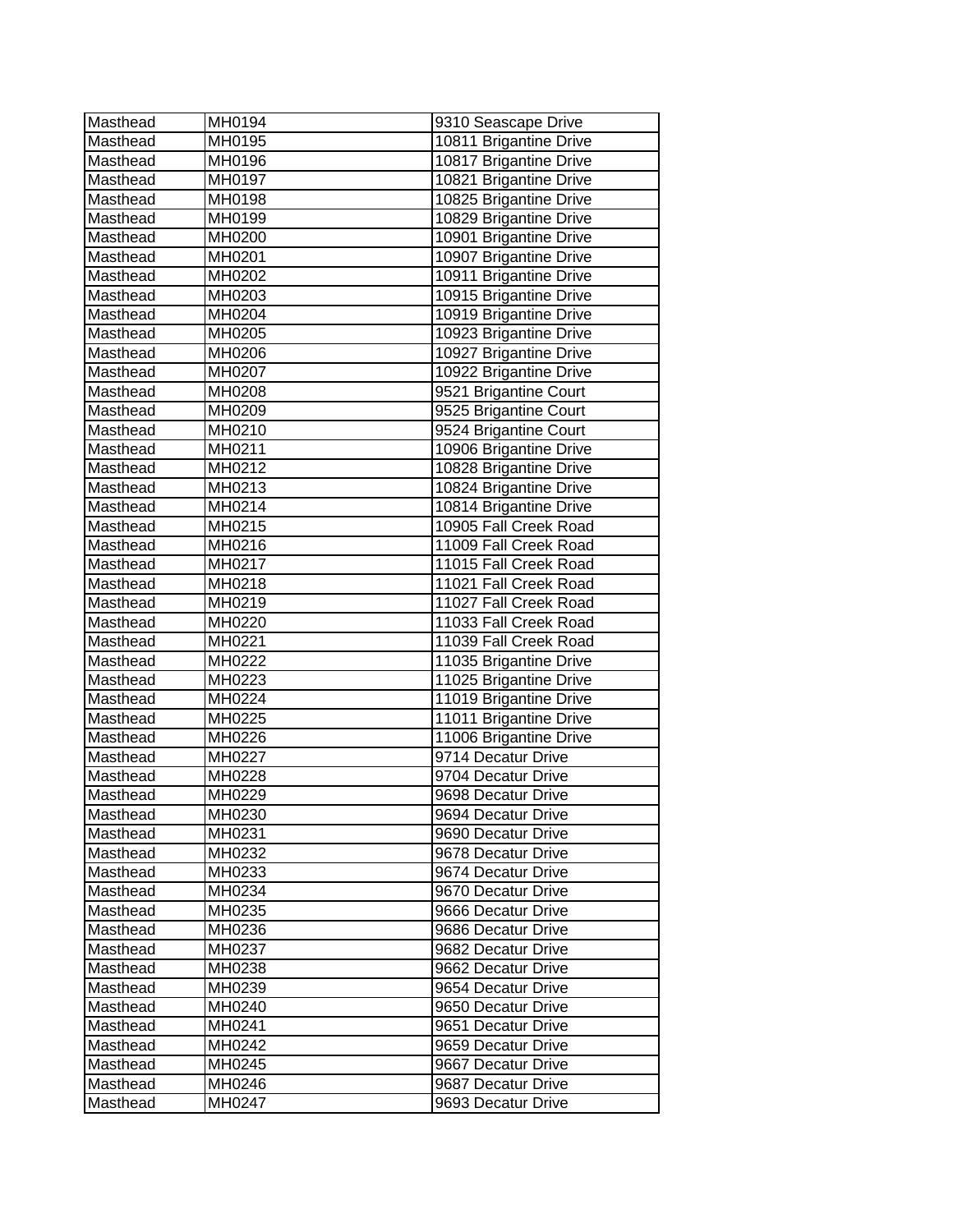| Masthead | MH0194 | 9310 Seascape Drive |
|---|---|---|
| Masthead | MH0195 | 10811 Brigantine Drive |
| Masthead | MH0196 | 10817 Brigantine Drive |
| Masthead | MH0197 | 10821 Brigantine Drive |
| Masthead | MH0198 | 10825 Brigantine Drive |
| Masthead | MH0199 | 10829 Brigantine Drive |
| Masthead | MH0200 | 10901 Brigantine Drive |
| Masthead | MH0201 | 10907 Brigantine Drive |
| Masthead | MH0202 | 10911 Brigantine Drive |
| Masthead | MH0203 | 10915 Brigantine Drive |
| Masthead | MH0204 | 10919 Brigantine Drive |
| Masthead | MH0205 | 10923 Brigantine Drive |
| Masthead | MH0206 | 10927 Brigantine Drive |
| Masthead | MH0207 | 10922 Brigantine Drive |
| Masthead | MH0208 | 9521 Brigantine Court |
| Masthead | MH0209 | 9525 Brigantine Court |
| Masthead | MH0210 | 9524 Brigantine Court |
| Masthead | MH0211 | 10906 Brigantine Drive |
| Masthead | MH0212 | 10828 Brigantine Drive |
| Masthead | MH0213 | 10824 Brigantine Drive |
| Masthead | MH0214 | 10814 Brigantine Drive |
| Masthead | MH0215 | 10905 Fall Creek Road |
| Masthead | MH0216 | 11009 Fall Creek Road |
| Masthead | MH0217 | 11015 Fall Creek Road |
| Masthead | MH0218 | 11021 Fall Creek Road |
| Masthead | MH0219 | 11027 Fall Creek Road |
| Masthead | MH0220 | 11033 Fall Creek Road |
| Masthead | MH0221 | 11039 Fall Creek Road |
| Masthead | MH0222 | 11035 Brigantine Drive |
| Masthead | MH0223 | 11025 Brigantine Drive |
| Masthead | MH0224 | 11019 Brigantine Drive |
| Masthead | MH0225 | 11011 Brigantine Drive |
| Masthead | MH0226 | 11006 Brigantine Drive |
| Masthead | MH0227 | 9714 Decatur Drive |
| Masthead | MH0228 | 9704 Decatur Drive |
| Masthead | MH0229 | 9698 Decatur Drive |
| Masthead | MH0230 | 9694 Decatur Drive |
| Masthead | MH0231 | 9690 Decatur Drive |
| Masthead | MH0232 | 9678 Decatur Drive |
| Masthead | MH0233 | 9674 Decatur Drive |
| Masthead | MH0234 | 9670 Decatur Drive |
| Masthead | MH0235 | 9666 Decatur Drive |
| Masthead | MH0236 | 9686 Decatur Drive |
| Masthead | MH0237 | 9682 Decatur Drive |
| Masthead | MH0238 | 9662 Decatur Drive |
| Masthead | MH0239 | 9654 Decatur Drive |
| Masthead | MH0240 | 9650 Decatur Drive |
| Masthead | MH0241 | 9651 Decatur Drive |
| Masthead | MH0242 | 9659 Decatur Drive |
| Masthead | MH0245 | 9667 Decatur Drive |
| Masthead | MH0246 | 9687 Decatur Drive |
| Masthead | MH0247 | 9693 Decatur Drive |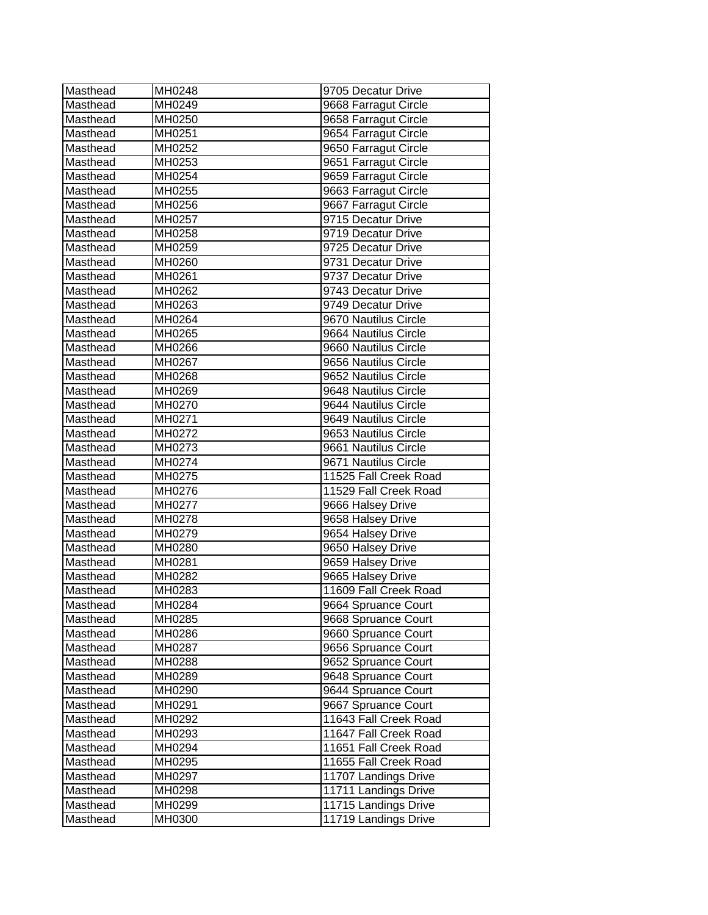| Masthead | MH0248 | 9705 Decatur Drive |
|---|---|---|
| Masthead | MH0249 | 9668 Farragut Circle |
| Masthead | MH0250 | 9658 Farragut Circle |
| Masthead | MH0251 | 9654 Farragut Circle |
| Masthead | MH0252 | 9650 Farragut Circle |
| Masthead | MH0253 | 9651 Farragut Circle |
| Masthead | MH0254 | 9659 Farragut Circle |
| Masthead | MH0255 | 9663 Farragut Circle |
| Masthead | MH0256 | 9667 Farragut Circle |
| Masthead | MH0257 | 9715 Decatur Drive |
| Masthead | MH0258 | 9719 Decatur Drive |
| Masthead | MH0259 | 9725 Decatur Drive |
| Masthead | MH0260 | 9731 Decatur Drive |
| Masthead | MH0261 | 9737 Decatur Drive |
| Masthead | MH0262 | 9743 Decatur Drive |
| Masthead | MH0263 | 9749 Decatur Drive |
| Masthead | MH0264 | 9670 Nautilus Circle |
| Masthead | MH0265 | 9664 Nautilus Circle |
| Masthead | MH0266 | 9660 Nautilus Circle |
| Masthead | MH0267 | 9656 Nautilus Circle |
| Masthead | MH0268 | 9652 Nautilus Circle |
| Masthead | MH0269 | 9648 Nautilus Circle |
| Masthead | MH0270 | 9644 Nautilus Circle |
| Masthead | MH0271 | 9649 Nautilus Circle |
| Masthead | MH0272 | 9653 Nautilus Circle |
| Masthead | MH0273 | 9661 Nautilus Circle |
| Masthead | MH0274 | 9671 Nautilus Circle |
| Masthead | MH0275 | 11525 Fall Creek Road |
| Masthead | MH0276 | 11529 Fall Creek Road |
| Masthead | MH0277 | 9666 Halsey Drive |
| Masthead | MH0278 | 9658 Halsey Drive |
| Masthead | MH0279 | 9654 Halsey Drive |
| Masthead | MH0280 | 9650 Halsey Drive |
| Masthead | MH0281 | 9659 Halsey Drive |
| Masthead | MH0282 | 9665 Halsey Drive |
| Masthead | MH0283 | 11609 Fall Creek Road |
| Masthead | MH0284 | 9664 Spruance Court |
| Masthead | MH0285 | 9668 Spruance Court |
| Masthead | MH0286 | 9660 Spruance Court |
| Masthead | MH0287 | 9656 Spruance Court |
| Masthead | MH0288 | 9652 Spruance Court |
| Masthead | MH0289 | 9648 Spruance Court |
| Masthead | MH0290 | 9644 Spruance Court |
| Masthead | MH0291 | 9667 Spruance Court |
| Masthead | MH0292 | 11643 Fall Creek Road |
| Masthead | MH0293 | 11647 Fall Creek Road |
| Masthead | MH0294 | 11651 Fall Creek Road |
| Masthead | MH0295 | 11655 Fall Creek Road |
| Masthead | MH0297 | 11707 Landings Drive |
| Masthead | MH0298 | 11711 Landings Drive |
| Masthead | MH0299 | 11715 Landings Drive |
| Masthead | MH0300 | 11719 Landings Drive |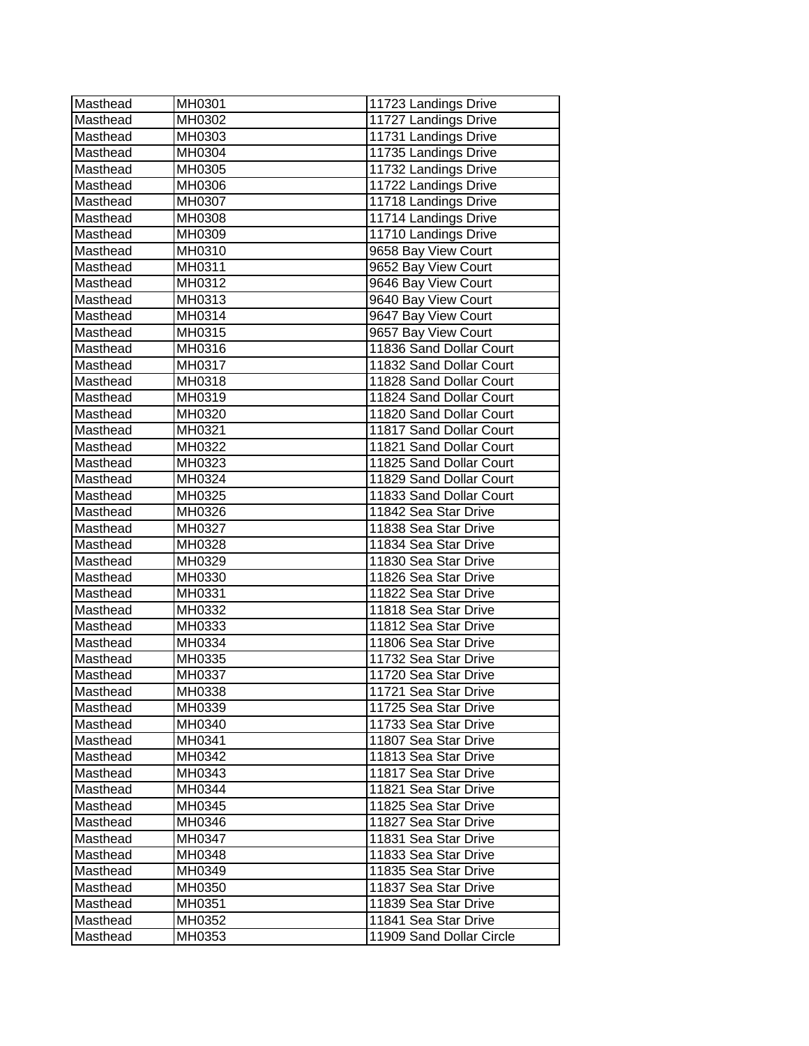| Masthead | MH0301 | 11723 Landings Drive |
|---|---|---|
| Masthead | MH0302 | 11727 Landings Drive |
| Masthead | MH0303 | 11731 Landings Drive |
| Masthead | MH0304 | 11735 Landings Drive |
| Masthead | MH0305 | 11732 Landings Drive |
| Masthead | MH0306 | 11722 Landings Drive |
| Masthead | MH0307 | 11718 Landings Drive |
| Masthead | MH0308 | 11714 Landings Drive |
| Masthead | MH0309 | 11710 Landings Drive |
| Masthead | MH0310 | 9658 Bay View Court |
| Masthead | MH0311 | 9652 Bay View Court |
| Masthead | MH0312 | 9646 Bay View Court |
| Masthead | MH0313 | 9640 Bay View Court |
| Masthead | MH0314 | 9647 Bay View Court |
| Masthead | MH0315 | 9657 Bay View Court |
| Masthead | MH0316 | 11836 Sand Dollar Court |
| Masthead | MH0317 | 11832 Sand Dollar Court |
| Masthead | MH0318 | 11828 Sand Dollar Court |
| Masthead | MH0319 | 11824 Sand Dollar Court |
| Masthead | MH0320 | 11820 Sand Dollar Court |
| Masthead | MH0321 | 11817 Sand Dollar Court |
| Masthead | MH0322 | 11821 Sand Dollar Court |
| Masthead | MH0323 | 11825 Sand Dollar Court |
| Masthead | MH0324 | 11829 Sand Dollar Court |
| Masthead | MH0325 | 11833 Sand Dollar Court |
| Masthead | MH0326 | 11842 Sea Star Drive |
| Masthead | MH0327 | 11838 Sea Star Drive |
| Masthead | MH0328 | 11834 Sea Star Drive |
| Masthead | MH0329 | 11830 Sea Star Drive |
| Masthead | MH0330 | 11826 Sea Star Drive |
| Masthead | MH0331 | 11822 Sea Star Drive |
| Masthead | MH0332 | 11818 Sea Star Drive |
| Masthead | MH0333 | 11812 Sea Star Drive |
| Masthead | MH0334 | 11806 Sea Star Drive |
| Masthead | MH0335 | 11732 Sea Star Drive |
| Masthead | MH0337 | 11720 Sea Star Drive |
| Masthead | MH0338 | 11721 Sea Star Drive |
| Masthead | MH0339 | 11725 Sea Star Drive |
| Masthead | MH0340 | 11733 Sea Star Drive |
| Masthead | MH0341 | 11807 Sea Star Drive |
| Masthead | MH0342 | 11813 Sea Star Drive |
| Masthead | MH0343 | 11817 Sea Star Drive |
| Masthead | MH0344 | 11821 Sea Star Drive |
| Masthead | MH0345 | 11825 Sea Star Drive |
| Masthead | MH0346 | 11827 Sea Star Drive |
| Masthead | MH0347 | 11831 Sea Star Drive |
| Masthead | MH0348 | 11833 Sea Star Drive |
| Masthead | MH0349 | 11835 Sea Star Drive |
| Masthead | MH0350 | 11837 Sea Star Drive |
| Masthead | MH0351 | 11839 Sea Star Drive |
| Masthead | MH0352 | 11841 Sea Star Drive |
| Masthead | MH0353 | 11909 Sand Dollar Circle |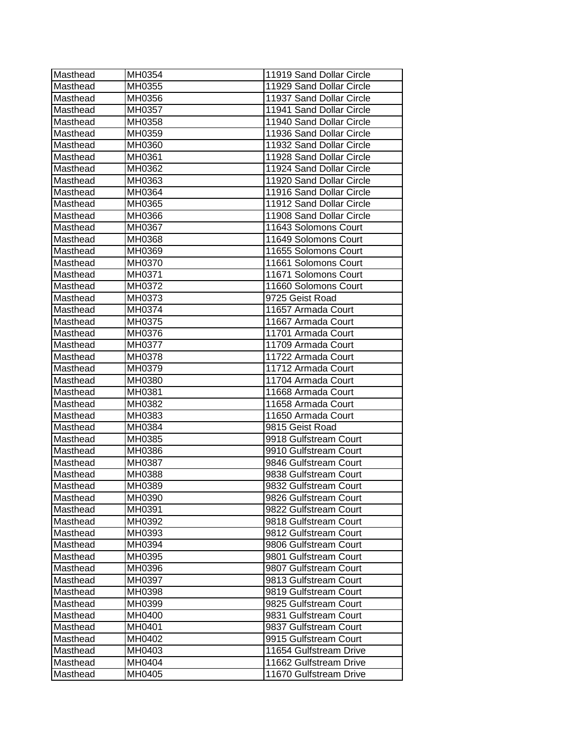| Masthead | MH0354 | 11919 Sand Dollar Circle |
|---|---|---|
| Masthead | MH0355 | 11929 Sand Dollar Circle |
| Masthead | MH0356 | 11937 Sand Dollar Circle |
| Masthead | MH0357 | 11941 Sand Dollar Circle |
| Masthead | MH0358 | 11940 Sand Dollar Circle |
| Masthead | MH0359 | 11936 Sand Dollar Circle |
| Masthead | MH0360 | 11932 Sand Dollar Circle |
| Masthead | MH0361 | 11928 Sand Dollar Circle |
| Masthead | MH0362 | 11924 Sand Dollar Circle |
| Masthead | MH0363 | 11920 Sand Dollar Circle |
| Masthead | MH0364 | 11916 Sand Dollar Circle |
| Masthead | MH0365 | 11912 Sand Dollar Circle |
| Masthead | MH0366 | 11908 Sand Dollar Circle |
| Masthead | MH0367 | 11643 Solomons Court |
| Masthead | MH0368 | 11649 Solomons Court |
| Masthead | MH0369 | 11655 Solomons Court |
| Masthead | MH0370 | 11661 Solomons Court |
| Masthead | MH0371 | 11671 Solomons Court |
| Masthead | MH0372 | 11660 Solomons Court |
| Masthead | MH0373 | 9725 Geist Road |
| Masthead | MH0374 | 11657 Armada Court |
| Masthead | MH0375 | 11667 Armada Court |
| Masthead | MH0376 | 11701 Armada Court |
| Masthead | MH0377 | 11709 Armada Court |
| Masthead | MH0378 | 11722 Armada Court |
| Masthead | MH0379 | 11712 Armada Court |
| Masthead | MH0380 | 11704 Armada Court |
| Masthead | MH0381 | 11668 Armada Court |
| Masthead | MH0382 | 11658 Armada Court |
| Masthead | MH0383 | 11650 Armada Court |
| Masthead | MH0384 | 9815 Geist Road |
| Masthead | MH0385 | 9918 Gulfstream Court |
| Masthead | MH0386 | 9910 Gulfstream Court |
| Masthead | MH0387 | 9846 Gulfstream Court |
| Masthead | MH0388 | 9838 Gulfstream Court |
| Masthead | MH0389 | 9832 Gulfstream Court |
| Masthead | MH0390 | 9826 Gulfstream Court |
| Masthead | MH0391 | 9822 Gulfstream Court |
| Masthead | MH0392 | 9818 Gulfstream Court |
| Masthead | MH0393 | 9812 Gulfstream Court |
| Masthead | MH0394 | 9806 Gulfstream Court |
| Masthead | MH0395 | 9801 Gulfstream Court |
| Masthead | MH0396 | 9807 Gulfstream Court |
| Masthead | MH0397 | 9813 Gulfstream Court |
| Masthead | MH0398 | 9819 Gulfstream Court |
| Masthead | MH0399 | 9825 Gulfstream Court |
| Masthead | MH0400 | 9831 Gulfstream Court |
| Masthead | MH0401 | 9837 Gulfstream Court |
| Masthead | MH0402 | 9915 Gulfstream Court |
| Masthead | MH0403 | 11654 Gulfstream Drive |
| Masthead | MH0404 | 11662 Gulfstream Drive |
| Masthead | MH0405 | 11670 Gulfstream Drive |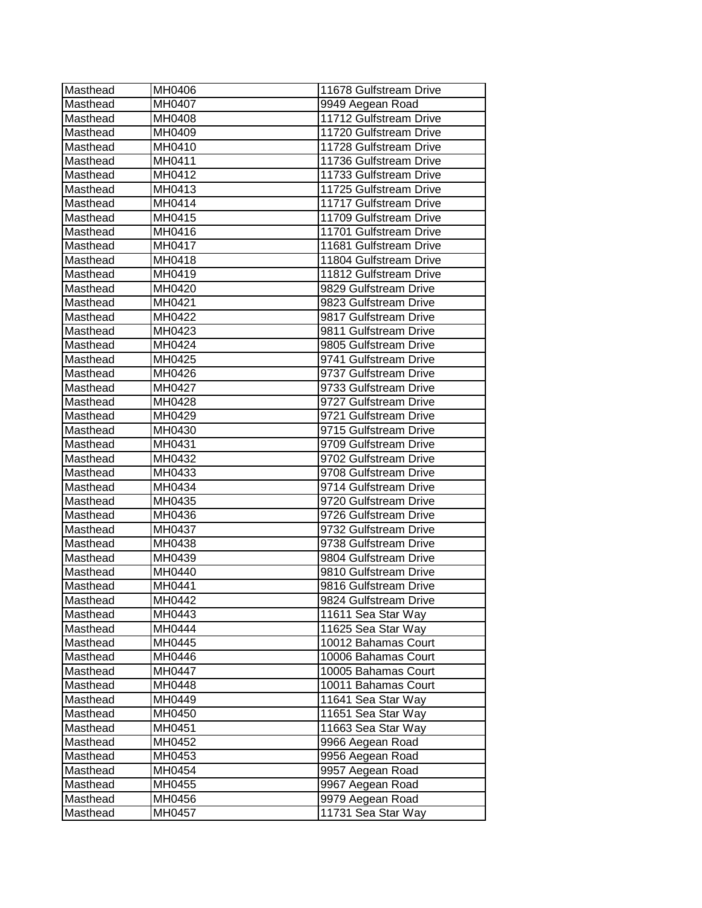| Masthead | MH0406 | 11678 Gulfstream Drive |
|---|---|---|
| Masthead | MH0407 | 9949 Aegean Road |
| Masthead | MH0408 | 11712 Gulfstream Drive |
| Masthead | MH0409 | 11720 Gulfstream Drive |
| Masthead | MH0410 | 11728 Gulfstream Drive |
| Masthead | MH0411 | 11736 Gulfstream Drive |
| Masthead | MH0412 | 11733 Gulfstream Drive |
| Masthead | MH0413 | 11725 Gulfstream Drive |
| Masthead | MH0414 | 11717 Gulfstream Drive |
| Masthead | MH0415 | 11709 Gulfstream Drive |
| Masthead | MH0416 | 11701 Gulfstream Drive |
| Masthead | MH0417 | 11681 Gulfstream Drive |
| Masthead | MH0418 | 11804 Gulfstream Drive |
| Masthead | MH0419 | 11812 Gulfstream Drive |
| Masthead | MH0420 | 9829 Gulfstream Drive |
| Masthead | MH0421 | 9823 Gulfstream Drive |
| Masthead | MH0422 | 9817 Gulfstream Drive |
| Masthead | MH0423 | 9811 Gulfstream Drive |
| Masthead | MH0424 | 9805 Gulfstream Drive |
| Masthead | MH0425 | 9741 Gulfstream Drive |
| Masthead | MH0426 | 9737 Gulfstream Drive |
| Masthead | MH0427 | 9733 Gulfstream Drive |
| Masthead | MH0428 | 9727 Gulfstream Drive |
| Masthead | MH0429 | 9721 Gulfstream Drive |
| Masthead | MH0430 | 9715 Gulfstream Drive |
| Masthead | MH0431 | 9709 Gulfstream Drive |
| Masthead | MH0432 | 9702 Gulfstream Drive |
| Masthead | MH0433 | 9708 Gulfstream Drive |
| Masthead | MH0434 | 9714 Gulfstream Drive |
| Masthead | MH0435 | 9720 Gulfstream Drive |
| Masthead | MH0436 | 9726 Gulfstream Drive |
| Masthead | MH0437 | 9732 Gulfstream Drive |
| Masthead | MH0438 | 9738 Gulfstream Drive |
| Masthead | MH0439 | 9804 Gulfstream Drive |
| Masthead | MH0440 | 9810 Gulfstream Drive |
| Masthead | MH0441 | 9816 Gulfstream Drive |
| Masthead | MH0442 | 9824 Gulfstream Drive |
| Masthead | MH0443 | 11611 Sea Star Way |
| Masthead | MH0444 | 11625 Sea Star Way |
| Masthead | MH0445 | 10012 Bahamas Court |
| Masthead | MH0446 | 10006 Bahamas Court |
| Masthead | MH0447 | 10005 Bahamas Court |
| Masthead | MH0448 | 10011 Bahamas Court |
| Masthead | MH0449 | 11641 Sea Star Way |
| Masthead | MH0450 | 11651 Sea Star Way |
| Masthead | MH0451 | 11663 Sea Star Way |
| Masthead | MH0452 | 9966 Aegean Road |
| Masthead | MH0453 | 9956 Aegean Road |
| Masthead | MH0454 | 9957 Aegean Road |
| Masthead | MH0455 | 9967 Aegean Road |
| Masthead | MH0456 | 9979 Aegean Road |
| Masthead | MH0457 | 11731 Sea Star Way |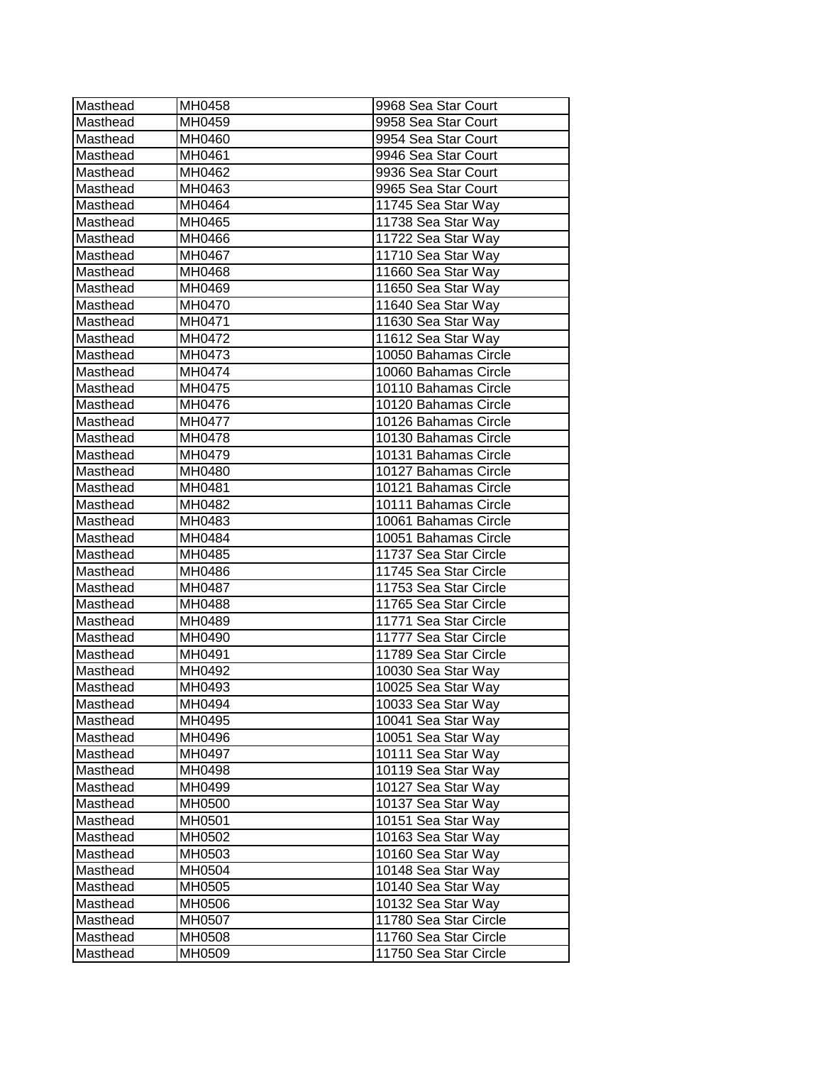| Masthead | MH0458 | 9968 Sea Star Court |
|---|---|---|
| Masthead | MH0459 | 9958 Sea Star Court |
| Masthead | MH0460 | 9954 Sea Star Court |
| Masthead | MH0461 | 9946 Sea Star Court |
| Masthead | MH0462 | 9936 Sea Star Court |
| Masthead | MH0463 | 9965 Sea Star Court |
| Masthead | MH0464 | 11745 Sea Star Way |
| Masthead | MH0465 | 11738 Sea Star Way |
| Masthead | MH0466 | 11722 Sea Star Way |
| Masthead | MH0467 | 11710 Sea Star Way |
| Masthead | MH0468 | 11660 Sea Star Way |
| Masthead | MH0469 | 11650 Sea Star Way |
| Masthead | MH0470 | 11640 Sea Star Way |
| Masthead | MH0471 | 11630 Sea Star Way |
| Masthead | MH0472 | 11612 Sea Star Way |
| Masthead | MH0473 | 10050 Bahamas Circle |
| Masthead | MH0474 | 10060 Bahamas Circle |
| Masthead | MH0475 | 10110 Bahamas Circle |
| Masthead | MH0476 | 10120 Bahamas Circle |
| Masthead | MH0477 | 10126 Bahamas Circle |
| Masthead | MH0478 | 10130 Bahamas Circle |
| Masthead | MH0479 | 10131 Bahamas Circle |
| Masthead | MH0480 | 10127 Bahamas Circle |
| Masthead | MH0481 | 10121 Bahamas Circle |
| Masthead | MH0482 | 10111 Bahamas Circle |
| Masthead | MH0483 | 10061 Bahamas Circle |
| Masthead | MH0484 | 10051 Bahamas Circle |
| Masthead | MH0485 | 11737 Sea Star Circle |
| Masthead | MH0486 | 11745 Sea Star Circle |
| Masthead | MH0487 | 11753 Sea Star Circle |
| Masthead | MH0488 | 11765 Sea Star Circle |
| Masthead | MH0489 | 11771 Sea Star Circle |
| Masthead | MH0490 | 11777 Sea Star Circle |
| Masthead | MH0491 | 11789 Sea Star Circle |
| Masthead | MH0492 | 10030 Sea Star Way |
| Masthead | MH0493 | 10025 Sea Star Way |
| Masthead | MH0494 | 10033 Sea Star Way |
| Masthead | MH0495 | 10041 Sea Star Way |
| Masthead | MH0496 | 10051 Sea Star Way |
| Masthead | MH0497 | 10111 Sea Star Way |
| Masthead | MH0498 | 10119 Sea Star Way |
| Masthead | MH0499 | 10127 Sea Star Way |
| Masthead | MH0500 | 10137 Sea Star Way |
| Masthead | MH0501 | 10151 Sea Star Way |
| Masthead | MH0502 | 10163 Sea Star Way |
| Masthead | MH0503 | 10160 Sea Star Way |
| Masthead | MH0504 | 10148 Sea Star Way |
| Masthead | MH0505 | 10140 Sea Star Way |
| Masthead | MH0506 | 10132 Sea Star Way |
| Masthead | MH0507 | 11780 Sea Star Circle |
| Masthead | MH0508 | 11760 Sea Star Circle |
| Masthead | MH0509 | 11750 Sea Star Circle |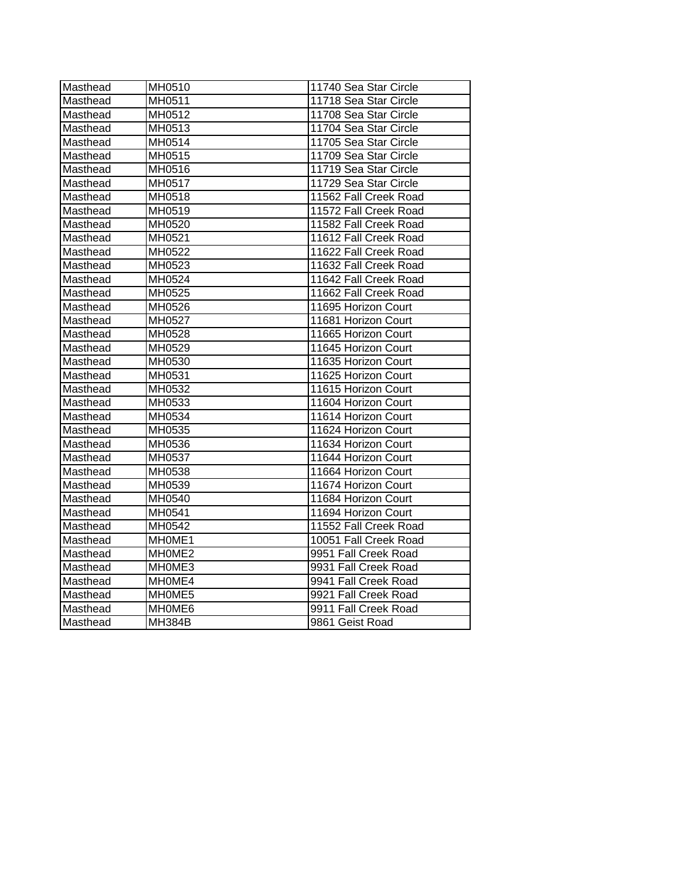| | | |
|---|---|---|
| Masthead | MH0510 | 11740 Sea Star Circle |
| Masthead | MH0511 | 11718 Sea Star Circle |
| Masthead | MH0512 | 11708 Sea Star Circle |
| Masthead | MH0513 | 11704 Sea Star Circle |
| Masthead | MH0514 | 11705 Sea Star Circle |
| Masthead | MH0515 | 11709 Sea Star Circle |
| Masthead | MH0516 | 11719 Sea Star Circle |
| Masthead | MH0517 | 11729 Sea Star Circle |
| Masthead | MH0518 | 11562 Fall Creek Road |
| Masthead | MH0519 | 11572 Fall Creek Road |
| Masthead | MH0520 | 11582 Fall Creek Road |
| Masthead | MH0521 | 11612 Fall Creek Road |
| Masthead | MH0522 | 11622 Fall Creek Road |
| Masthead | MH0523 | 11632 Fall Creek Road |
| Masthead | MH0524 | 11642 Fall Creek Road |
| Masthead | MH0525 | 11662 Fall Creek Road |
| Masthead | MH0526 | 11695 Horizon Court |
| Masthead | MH0527 | 11681 Horizon Court |
| Masthead | MH0528 | 11665 Horizon Court |
| Masthead | MH0529 | 11645 Horizon Court |
| Masthead | MH0530 | 11635 Horizon Court |
| Masthead | MH0531 | 11625 Horizon Court |
| Masthead | MH0532 | 11615 Horizon Court |
| Masthead | MH0533 | 11604 Horizon Court |
| Masthead | MH0534 | 11614 Horizon Court |
| Masthead | MH0535 | 11624 Horizon Court |
| Masthead | MH0536 | 11634 Horizon Court |
| Masthead | MH0537 | 11644 Horizon Court |
| Masthead | MH0538 | 11664 Horizon Court |
| Masthead | MH0539 | 11674 Horizon Court |
| Masthead | MH0540 | 11684 Horizon Court |
| Masthead | MH0541 | 11694 Horizon Court |
| Masthead | MH0542 | 11552 Fall Creek Road |
| Masthead | MH0ME1 | 10051 Fall Creek Road |
| Masthead | MH0ME2 | 9951 Fall Creek Road |
| Masthead | MH0ME3 | 9931 Fall Creek Road |
| Masthead | MH0ME4 | 9941 Fall Creek Road |
| Masthead | MH0ME5 | 9921 Fall Creek Road |
| Masthead | MH0ME6 | 9911 Fall Creek Road |
| Masthead | MH384B | 9861 Geist Road |